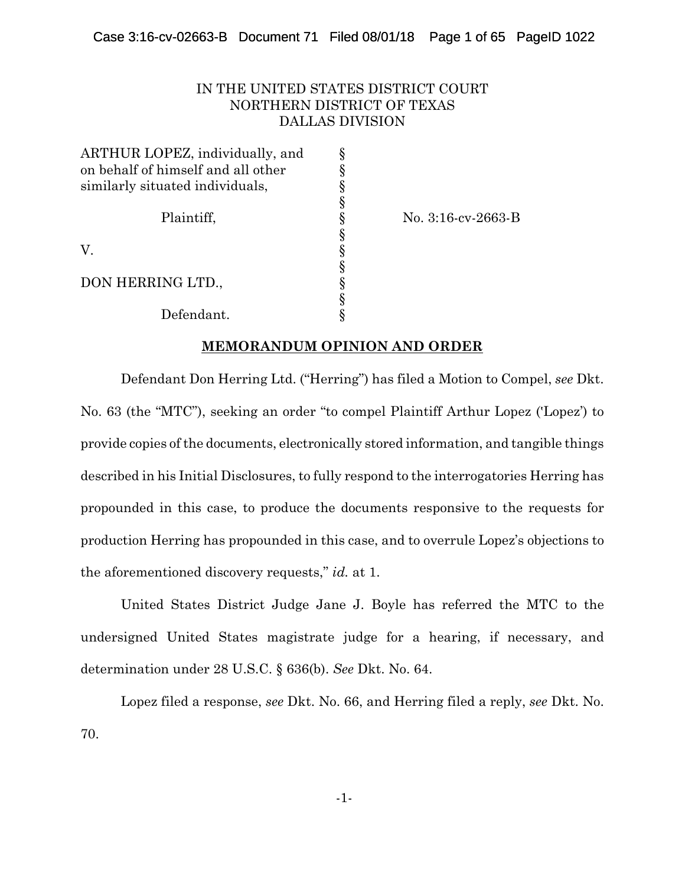IN THE UNITED STATES DISTRICT COURT
NORTHERN DISTRICT OF TEXAS
DALLAS DIVISION

| | | |
|---|---|---|
| ARTHUR LOPEZ, individually, and on behalf of himself and all other similarly situated individuals, | § | |
| Plaintiff, | § | No. 3:16-cv-2663-B |
| V. | § | |
| DON HERRING LTD., | § | |
| Defendant. | § | |

## **MEMORANDUM OPINION AND ORDER**

Defendant Don Herring Ltd. ("Herring") has filed a Motion to Compel, *see* Dkt. No. 63 (the "MTC"), seeking an order "to compel Plaintiff Arthur Lopez ('Lopez') to provide copies of the documents, electronically stored information, and tangible things described in his Initial Disclosures, to fully respond to the interrogatories Herring has propounded in this case, to produce the documents responsive to the requests for production Herring has propounded in this case, and to overrule Lopez's objections to the aforementioned discovery requests," *id.* at 1.

United States District Judge Jane J. Boyle has referred the MTC to the undersigned United States magistrate judge for a hearing, if necessary, and determination under 28 U.S.C. § 636(b). *See* Dkt. No. 64.

Lopez filed a response, *see* Dkt. No. 66, and Herring filed a reply, *see* Dkt. No. 70.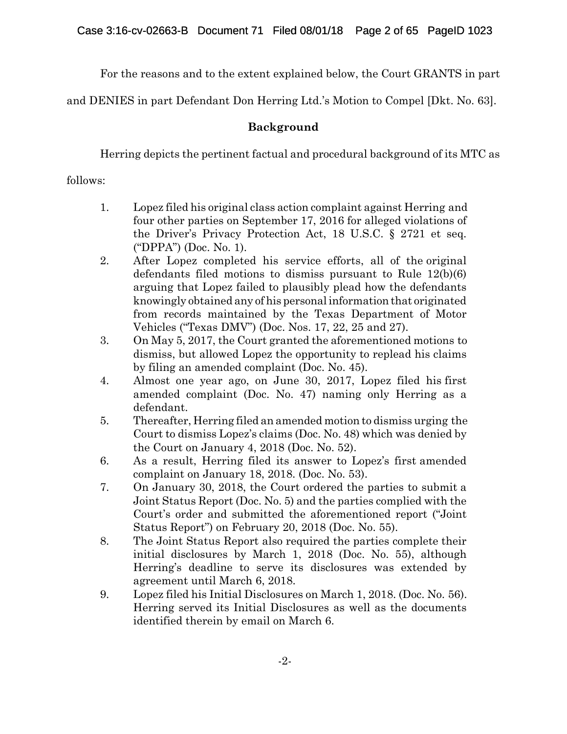For the reasons and to the extent explained below, the Court GRANTS in part and DENIES in part Defendant Don Herring Ltd.'s Motion to Compel [Dkt. No. 63].

## Background

Herring depicts the pertinent factual and procedural background of its MTC as follows:

> 1. Lopez filed his original class action complaint against Herring and four other parties on September 17, 2016 for alleged violations of the Driver's Privacy Protection Act, 18 U.S.C. § 2721 et seq. ("DPPA") (Doc. No. 1).
> 2. After Lopez completed his service efforts, all of the original defendants filed motions to dismiss pursuant to Rule 12(b)(6) arguing that Lopez failed to plausibly plead how the defendants knowingly obtained any of his personal information that originated from records maintained by the Texas Department of Motor Vehicles ("Texas DMV") (Doc. Nos. 17, 22, 25 and 27).
> 3. On May 5, 2017, the Court granted the aforementioned motions to dismiss, but allowed Lopez the opportunity to replead his claims by filing an amended complaint (Doc. No. 45).
> 4. Almost one year ago, on June 30, 2017, Lopez filed his first amended complaint (Doc. No. 47) naming only Herring as a defendant.
> 5. Thereafter, Herring filed an amended motion to dismiss urging the Court to dismiss Lopez's claims (Doc. No. 48) which was denied by the Court on January 4, 2018 (Doc. No. 52).
> 6. As a result, Herring filed its answer to Lopez's first amended complaint on January 18, 2018. (Doc. No. 53).
> 7. On January 30, 2018, the Court ordered the parties to submit a Joint Status Report (Doc. No. 5) and the parties complied with the Court's order and submitted the aforementioned report ("Joint Status Report") on February 20, 2018 (Doc. No. 55).
> 8. The Joint Status Report also required the parties complete their initial disclosures by March 1, 2018 (Doc. No. 55), although Herring's deadline to serve its disclosures was extended by agreement until March 6, 2018.
> 9. Lopez filed his Initial Disclosures on March 1, 2018. (Doc. No. 56). Herring served its Initial Disclosures as well as the documents identified therein by email on March 6.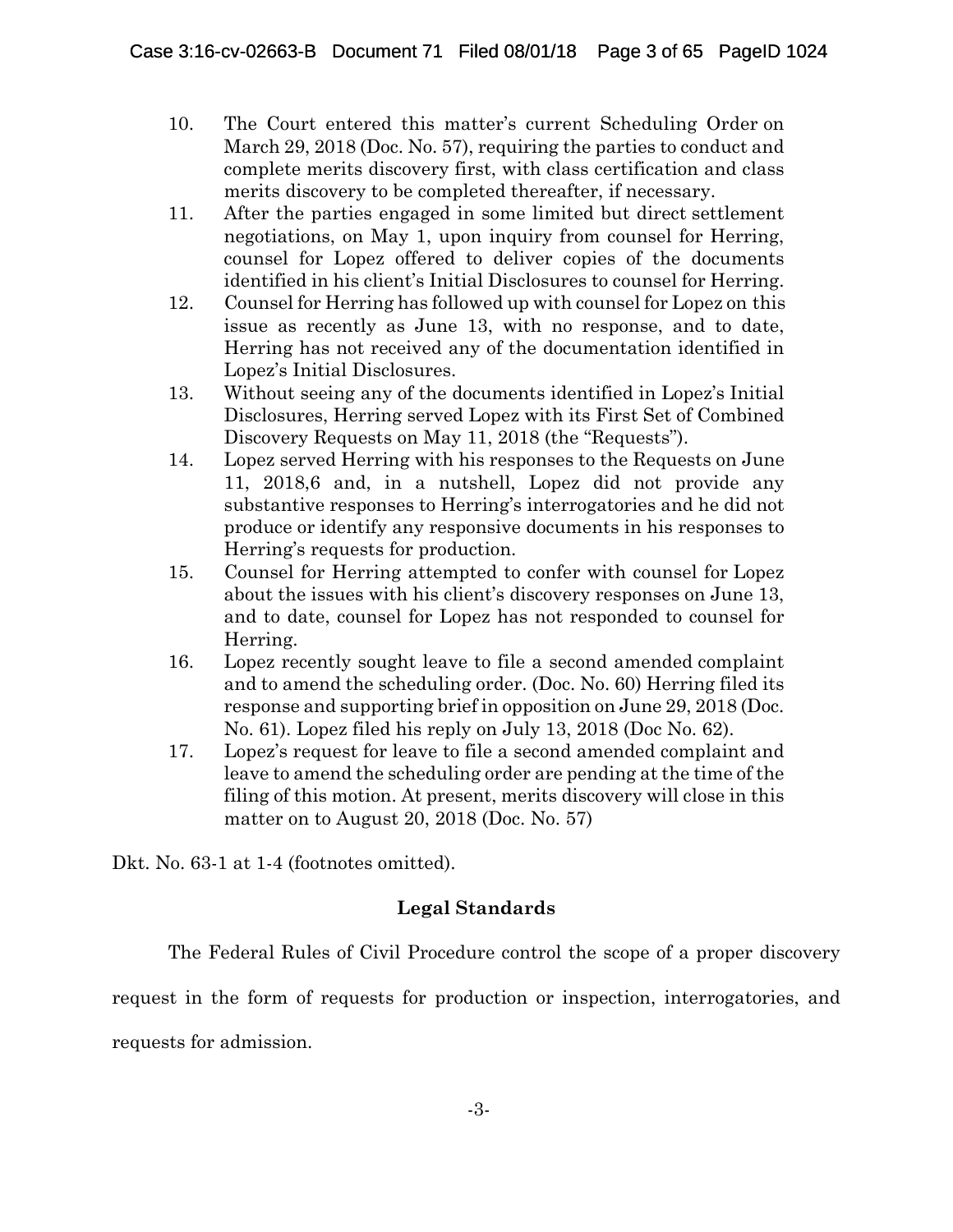10. The Court entered this matter's current Scheduling Order on March 29, 2018 (Doc. No. 57), requiring the parties to conduct and complete merits discovery first, with class certification and class merits discovery to be completed thereafter, if necessary.
11. After the parties engaged in some limited but direct settlement negotiations, on May 1, upon inquiry from counsel for Herring, counsel for Lopez offered to deliver copies of the documents identified in his client's Initial Disclosures to counsel for Herring.
12. Counsel for Herring has followed up with counsel for Lopez on this issue as recently as June 13, with no response, and to date, Herring has not received any of the documentation identified in Lopez's Initial Disclosures.
13. Without seeing any of the documents identified in Lopez's Initial Disclosures, Herring served Lopez with its First Set of Combined Discovery Requests on May 11, 2018 (the "Requests").
14. Lopez served Herring with his responses to the Requests on June 11, 2018,6 and, in a nutshell, Lopez did not provide any substantive responses to Herring's interrogatories and he did not produce or identify any responsive documents in his responses to Herring's requests for production.
15. Counsel for Herring attempted to confer with counsel for Lopez about the issues with his client's discovery responses on June 13, and to date, counsel for Lopez has not responded to counsel for Herring.
16. Lopez recently sought leave to file a second amended complaint and to amend the scheduling order. (Doc. No. 60) Herring filed its response and supporting brief in opposition on June 29, 2018 (Doc. No. 61). Lopez filed his reply on July 13, 2018 (Doc No. 62).
17. Lopez's request for leave to file a second amended complaint and leave to amend the scheduling order are pending at the time of the filing of this motion. At present, merits discovery will close in this matter on to August 20, 2018 (Doc. No. 57)

Dkt. No. 63-1 at 1-4 (footnotes omitted).

## Legal Standards

The Federal Rules of Civil Procedure control the scope of a proper discovery request in the form of requests for production or inspection, interrogatories, and requests for admission.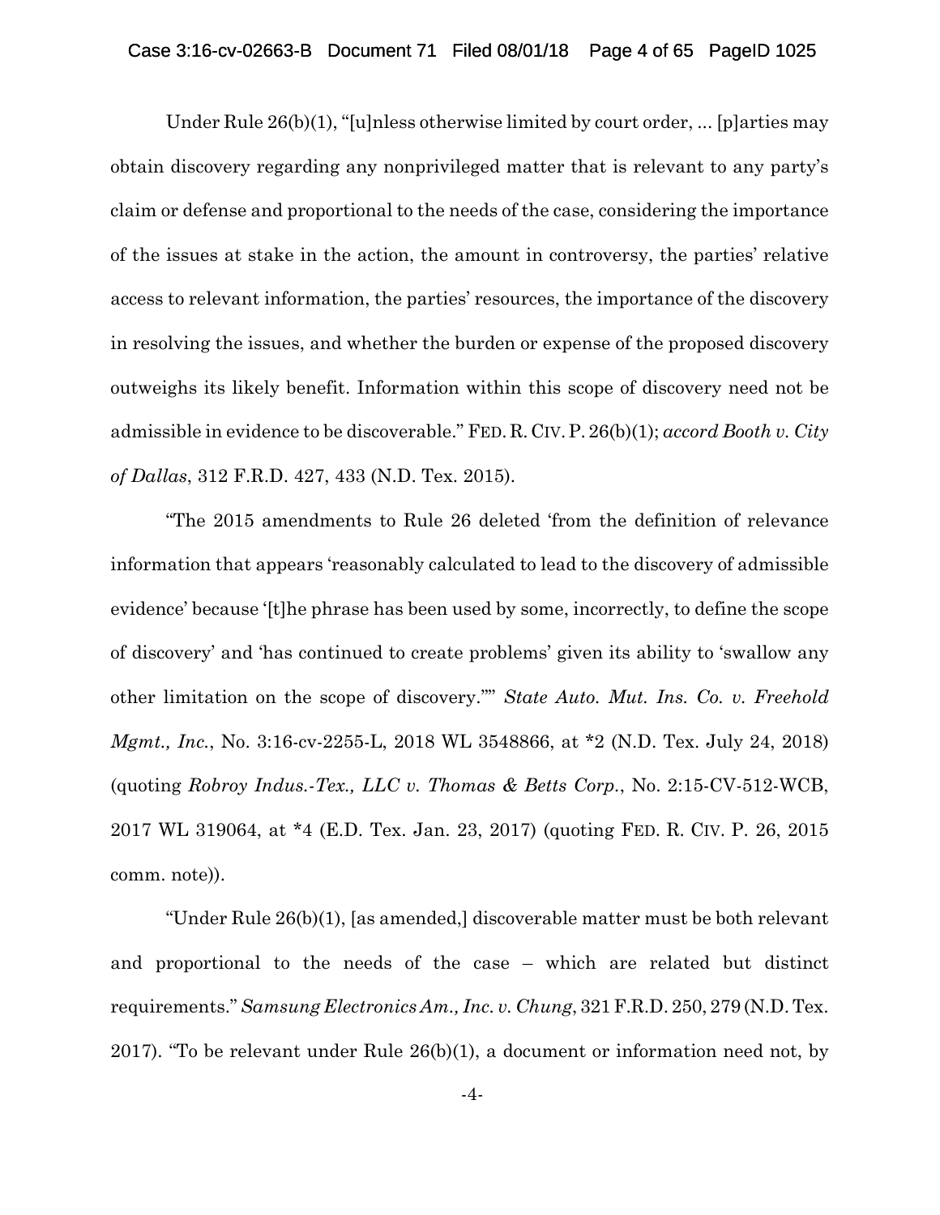Under Rule 26(b)(1), "[u]nless otherwise limited by court order, ... [p]arties may obtain discovery regarding any nonprivileged matter that is relevant to any party's claim or defense and proportional to the needs of the case, considering the importance of the issues at stake in the action, the amount in controversy, the parties' relative access to relevant information, the parties' resources, the importance of the discovery in resolving the issues, and whether the burden or expense of the proposed discovery outweighs its likely benefit. Information within this scope of discovery need not be admissible in evidence to be discoverable." FED. R. CIV. P. 26(b)(1); *accord Booth v. City of Dallas*, 312 F.R.D. 427, 433 (N.D. Tex. 2015).

"The 2015 amendments to Rule 26 deleted 'from the definition of relevance information that appears 'reasonably calculated to lead to the discovery of admissible evidence' because '[t]he phrase has been used by some, incorrectly, to define the scope of discovery' and 'has continued to create problems' given its ability to 'swallow any other limitation on the scope of discovery.''" *State Auto. Mut. Ins. Co. v. Freehold Mgmt., Inc.*, No. 3:16-cv-2255-L, 2018 WL 3548866, at *2 (N.D. Tex. July 24, 2018) (quoting *Robroy Indus.-Tex., LLC v. Thomas & Betts Corp.*, No. 2:15-CV-512-WCB, 2017 WL 319064, at *4 (E.D. Tex. Jan. 23, 2017) (quoting FED. R. CIV. P. 26, 2015 comm. note)).

"Under Rule 26(b)(1), [as amended,] discoverable matter must be both relevant and proportional to the needs of the case – which are related but distinct requirements." *Samsung Electronics Am., Inc. v. Chung*, 321 F.R.D. 250, 279 (N.D. Tex. 2017). "To be relevant under Rule 26(b)(1), a document or information need not, by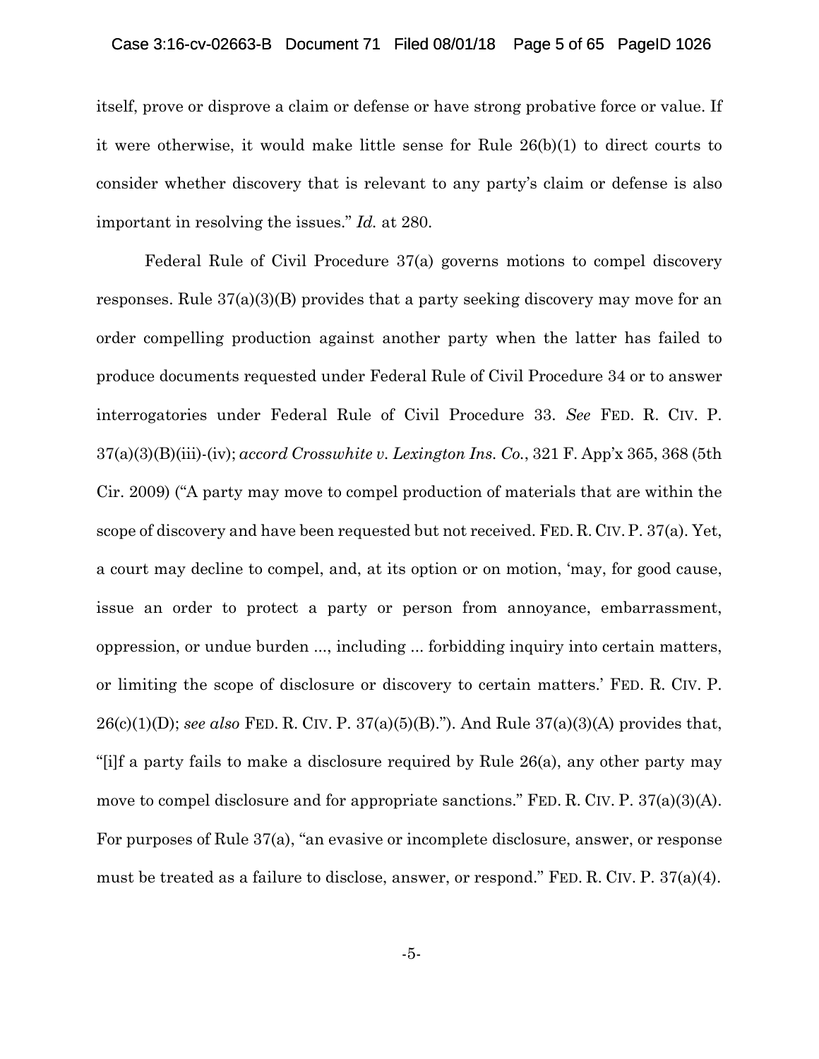itself, prove or disprove a claim or defense or have strong probative force or value. If it were otherwise, it would make little sense for Rule 26(b)(1) to direct courts to consider whether discovery that is relevant to any party's claim or defense is also important in resolving the issues." *Id.* at 280.

Federal Rule of Civil Procedure 37(a) governs motions to compel discovery responses. Rule 37(a)(3)(B) provides that a party seeking discovery may move for an order compelling production against another party when the latter has failed to produce documents requested under Federal Rule of Civil Procedure 34 or to answer interrogatories under Federal Rule of Civil Procedure 33. *See* FED. R. CIV. P. 37(a)(3)(B)(iii)-(iv); *accord Crosswhite v. Lexington Ins. Co.*, 321 F. App'x 365, 368 (5th Cir. 2009) ("A party may move to compel production of materials that are within the scope of discovery and have been requested but not received. FED. R. CIV. P. 37(a). Yet, a court may decline to compel, and, at its option or on motion, 'may, for good cause, issue an order to protect a party or person from annoyance, embarrassment, oppression, or undue burden ..., including ... forbidding inquiry into certain matters, or limiting the scope of disclosure or discovery to certain matters.' FED. R. CIV. P. 26(c)(1)(D); *see also* FED. R. CIV. P. 37(a)(5)(B)."). And Rule 37(a)(3)(A) provides that, "[i]f a party fails to make a disclosure required by Rule 26(a), any other party may move to compel disclosure and for appropriate sanctions." FED. R. CIV. P. 37(a)(3)(A). For purposes of Rule 37(a), "an evasive or incomplete disclosure, answer, or response must be treated as a failure to disclose, answer, or respond." FED. R. CIV. P. 37(a)(4).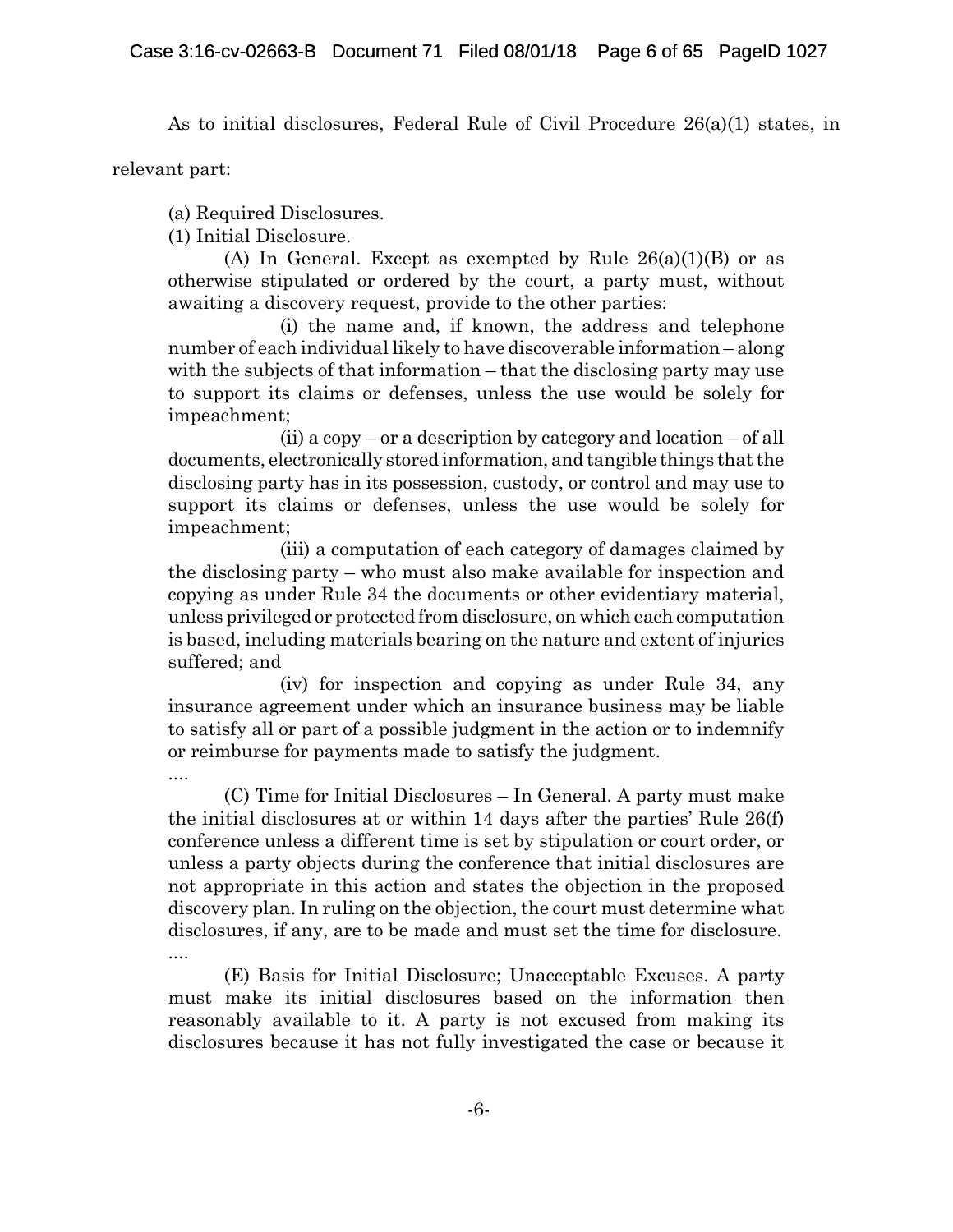As to initial disclosures, Federal Rule of Civil Procedure 26(a)(1) states, in relevant part:

> (a) Required Disclosures.
>
> (1) Initial Disclosure.
>
> (A) In General. Except as exempted by Rule 26(a)(1)(B) or as otherwise stipulated or ordered by the court, a party must, without awaiting a discovery request, provide to the other parties:
>
> (i) the name and, if known, the address and telephone number of each individual likely to have discoverable information – along with the subjects of that information – that the disclosing party may use to support its claims or defenses, unless the use would be solely for impeachment;
>
> (ii) a copy – or a description by category and location – of all documents, electronically stored information, and tangible things that the disclosing party has in its possession, custody, or control and may use to support its claims or defenses, unless the use would be solely for impeachment;
>
> (iii) a computation of each category of damages claimed by the disclosing party – who must also make available for inspection and copying as under Rule 34 the documents or other evidentiary material, unless privileged or protected from disclosure, on which each computation is based, including materials bearing on the nature and extent of injuries suffered; and
>
> (iv) for inspection and copying as under Rule 34, any insurance agreement under which an insurance business may be liable to satisfy all or part of a possible judgment in the action or to indemnify or reimburse for payments made to satisfy the judgment.
>
> ....
>
> (C) Time for Initial Disclosures – In General. A party must make the initial disclosures at or within 14 days after the parties' Rule 26(f) conference unless a different time is set by stipulation or court order, or unless a party objects during the conference that initial disclosures are not appropriate in this action and states the objection in the proposed discovery plan. In ruling on the objection, the court must determine what disclosures, if any, are to be made and must set the time for disclosure.
>
> ....
>
> (E) Basis for Initial Disclosure; Unacceptable Excuses. A party must make its initial disclosures based on the information then reasonably available to it. A party is not excused from making its disclosures because it has not fully investigated the case or because it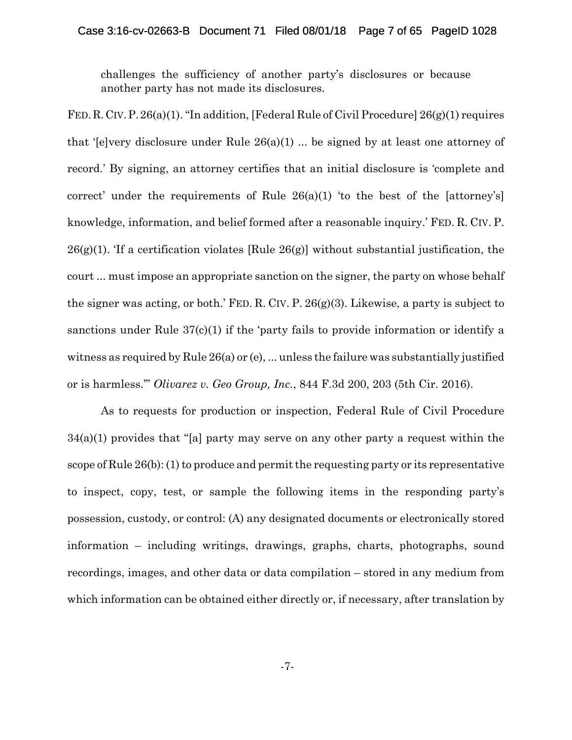> challenges the sufficiency of another party's disclosures or because another party has not made its disclosures.

FED. R. CIV. P. 26(a)(1). "In addition, [Federal Rule of Civil Procedure] 26(g)(1) requires that '[e]very disclosure under Rule 26(a)(1) ... be signed by at least one attorney of record.' By signing, an attorney certifies that an initial disclosure is 'complete and correct' under the requirements of Rule 26(a)(1) 'to the best of the [attorney's] knowledge, information, and belief formed after a reasonable inquiry.' FED. R. CIV. P. 26(g)(1). 'If a certification violates [Rule 26(g)] without substantial justification, the court ... must impose an appropriate sanction on the signer, the party on whose behalf the signer was acting, or both.' FED. R. CIV. P. 26(g)(3). Likewise, a party is subject to sanctions under Rule 37(c)(1) if the 'party fails to provide information or identify a witness as required by Rule 26(a) or (e), ... unless the failure was substantially justified or is harmless.'" *Olivarez v. Geo Group, Inc.*, 844 F.3d 200, 203 (5th Cir. 2016).

As to requests for production or inspection, Federal Rule of Civil Procedure 34(a)(1) provides that "[a] party may serve on any other party a request within the scope of Rule 26(b): (1) to produce and permit the requesting party or its representative to inspect, copy, test, or sample the following items in the responding party's possession, custody, or control: (A) any designated documents or electronically stored information – including writings, drawings, graphs, charts, photographs, sound recordings, images, and other data or data compilation – stored in any medium from which information can be obtained either directly or, if necessary, after translation by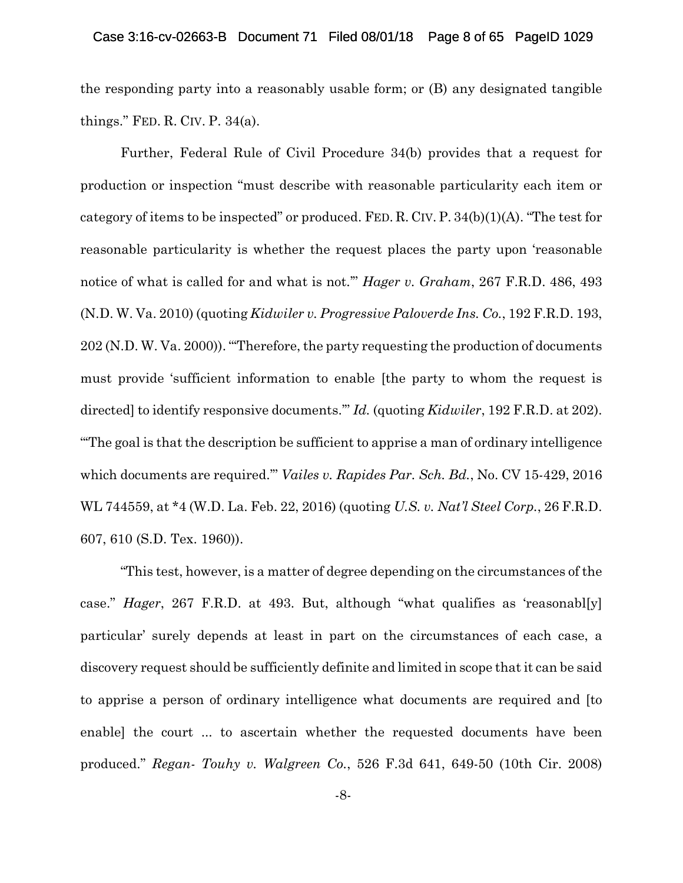the responding party into a reasonably usable form; or (B) any designated tangible things." FED. R. CIV. P. 34(a).

Further, Federal Rule of Civil Procedure 34(b) provides that a request for production or inspection "must describe with reasonable particularity each item or category of items to be inspected" or produced. FED. R. CIV. P. 34(b)(1)(A). "The test for reasonable particularity is whether the request places the party upon 'reasonable notice of what is called for and what is not.'" *Hager v. Graham*, 267 F.R.D. 486, 493 (N.D. W. Va. 2010) (quoting *Kidwiler v. Progressive Paloverde Ins. Co.*, 192 F.R.D. 193, 202 (N.D. W. Va. 2000)). "'Therefore, the party requesting the production of documents must provide 'sufficient information to enable [the party to whom the request is directed] to identify responsive documents.'" *Id.* (quoting *Kidwiler*, 192 F.R.D. at 202). "'The goal is that the description be sufficient to apprise a man of ordinary intelligence which documents are required.'" *Vailes v. Rapides Par. Sch. Bd.*, No. CV 15-429, 2016 WL 744559, at *4 (W.D. La. Feb. 22, 2016) (quoting *U.S. v. Nat'l Steel Corp.*, 26 F.R.D. 607, 610 (S.D. Tex. 1960)).

"This test, however, is a matter of degree depending on the circumstances of the case." *Hager*, 267 F.R.D. at 493. But, although "what qualifies as 'reasonabl[y] particular' surely depends at least in part on the circumstances of each case, a discovery request should be sufficiently definite and limited in scope that it can be said to apprise a person of ordinary intelligence what documents are required and [to enable] the court ... to ascertain whether the requested documents have been produced." *Regan- Touhy v. Walgreen Co.*, 526 F.3d 641, 649-50 (10th Cir. 2008)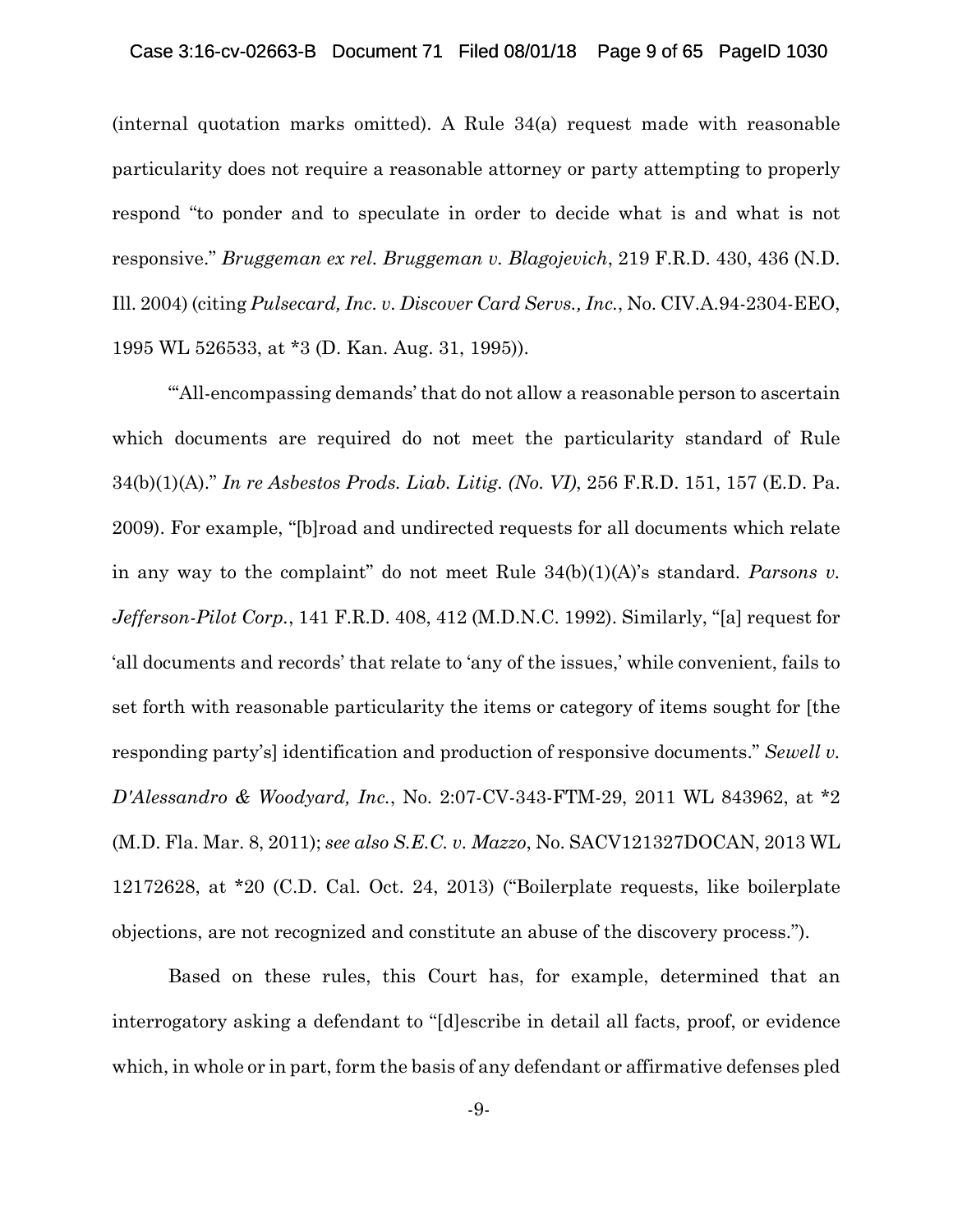(internal quotation marks omitted). A Rule 34(a) request made with reasonable particularity does not require a reasonable attorney or party attempting to properly respond "to ponder and to speculate in order to decide what is and what is not responsive." *Bruggeman ex rel. Bruggeman v. Blagojevich*, 219 F.R.D. 430, 436 (N.D. Ill. 2004) (citing *Pulsecard, Inc. v. Discover Card Servs., Inc.*, No. CIV.A.94-2304-EEO, 1995 WL 526533, at *3 (D. Kan. Aug. 31, 1995)).

"'All-encompassing demands' that do not allow a reasonable person to ascertain which documents are required do not meet the particularity standard of Rule 34(b)(1)(A)." *In re Asbestos Prods. Liab. Litig. (No. VI)*, 256 F.R.D. 151, 157 (E.D. Pa. 2009). For example, "[b]road and undirected requests for all documents which relate in any way to the complaint" do not meet Rule 34(b)(1)(A)'s standard. *Parsons v. Jefferson-Pilot Corp.*, 141 F.R.D. 408, 412 (M.D.N.C. 1992). Similarly, "[a] request for 'all documents and records' that relate to 'any of the issues,' while convenient, fails to set forth with reasonable particularity the items or category of items sought for [the responding party's] identification and production of responsive documents." *Sewell v. D'Alessandro & Woodyard, Inc.*, No. 2:07-CV-343-FTM-29, 2011 WL 843962, at *2 (M.D. Fla. Mar. 8, 2011); *see also S.E.C. v. Mazzo*, No. SACV121327DOCAN, 2013 WL 12172628, at *20 (C.D. Cal. Oct. 24, 2013) ("Boilerplate requests, like boilerplate objections, are not recognized and constitute an abuse of the discovery process.").

Based on these rules, this Court has, for example, determined that an interrogatory asking a defendant to "[d]escribe in detail all facts, proof, or evidence which, in whole or in part, form the basis of any defendant or affirmative defenses pled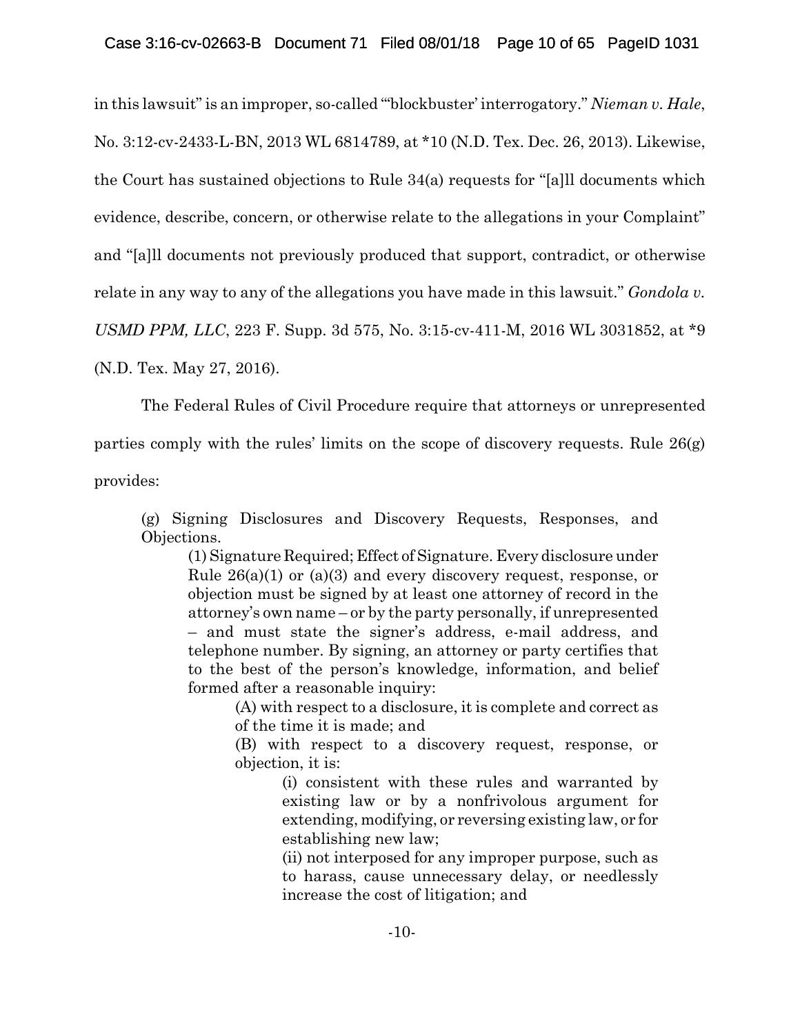in this lawsuit" is an improper, so-called "'blockbuster' interrogatory." *Nieman v. Hale*, No. 3:12-cv-2433-L-BN, 2013 WL 6814789, at *10 (N.D. Tex. Dec. 26, 2013). Likewise, the Court has sustained objections to Rule 34(a) requests for "[a]ll documents which evidence, describe, concern, or otherwise relate to the allegations in your Complaint" and "[a]ll documents not previously produced that support, contradict, or otherwise relate in any way to any of the allegations you have made in this lawsuit." *Gondola v. USMD PPM, LLC*, 223 F. Supp. 3d 575, No. 3:15-cv-411-M, 2016 WL 3031852, at *9 (N.D. Tex. May 27, 2016).

The Federal Rules of Civil Procedure require that attorneys or unrepresented parties comply with the rules' limits on the scope of discovery requests. Rule 26(g) provides:

> (g) Signing Disclosures and Discovery Requests, Responses, and Objections.
>
> (1) Signature Required; Effect of Signature. Every disclosure under Rule 26(a)(1) or (a)(3) and every discovery request, response, or objection must be signed by at least one attorney of record in the attorney's own name – or by the party personally, if unrepresented – and must state the signer's address, e-mail address, and telephone number. By signing, an attorney or party certifies that to the best of the person's knowledge, information, and belief formed after a reasonable inquiry:
>
> (A) with respect to a disclosure, it is complete and correct as of the time it is made; and
>
> (B) with respect to a discovery request, response, or objection, it is:
>
> (i) consistent with these rules and warranted by existing law or by a nonfrivolous argument for extending, modifying, or reversing existing law, or for establishing new law;
>
> (ii) not interposed for any improper purpose, such as to harass, cause unnecessary delay, or needlessly increase the cost of litigation; and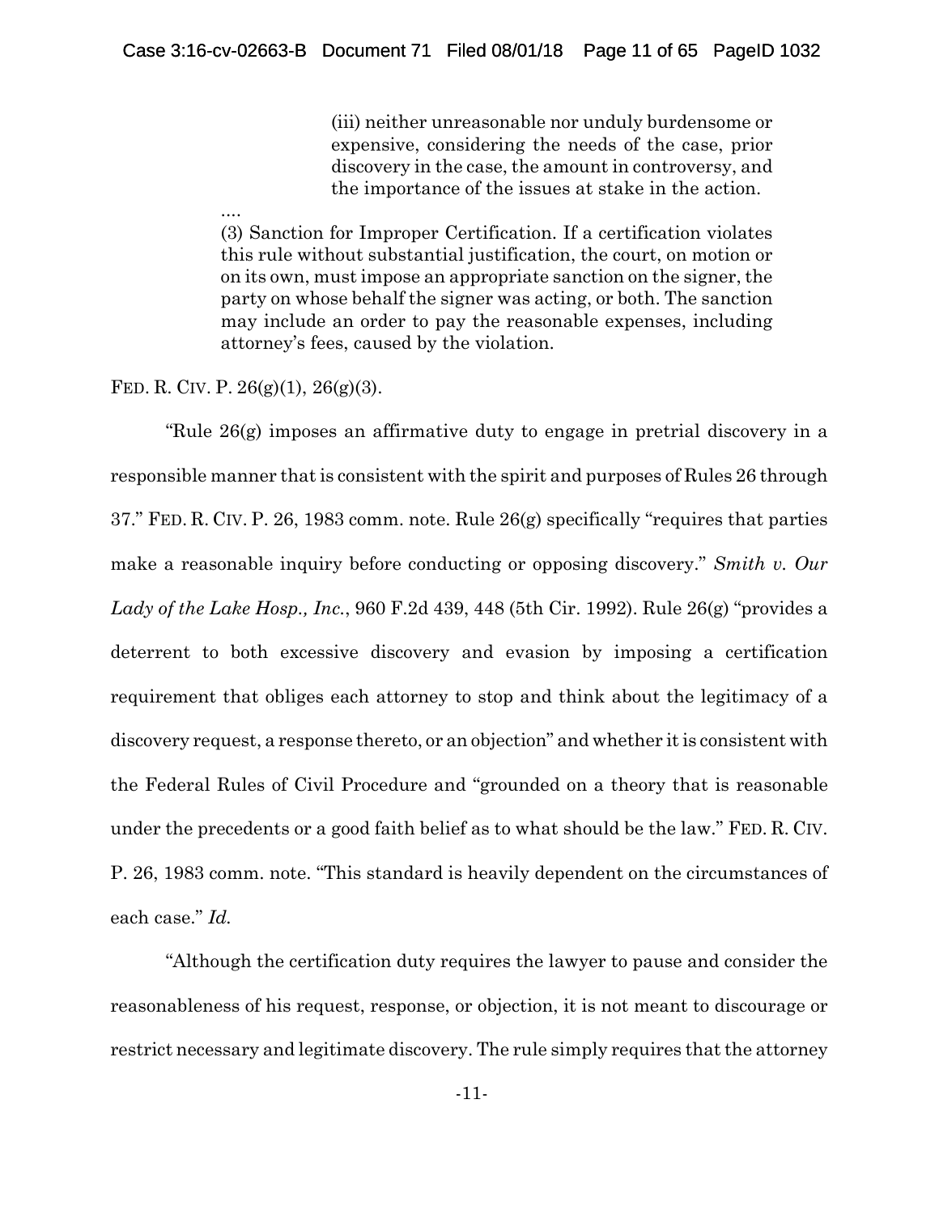> (iii) neither unreasonable nor unduly burdensome or expensive, considering the needs of the case, prior discovery in the case, the amount in controversy, and the importance of the issues at stake in the action.
>
> ....
>
> (3) Sanction for Improper Certification. If a certification violates this rule without substantial justification, the court, on motion or on its own, must impose an appropriate sanction on the signer, the party on whose behalf the signer was acting, or both. The sanction may include an order to pay the reasonable expenses, including attorney's fees, caused by the violation.

FED. R. CIV. P. 26(g)(1), 26(g)(3).

"Rule 26(g) imposes an affirmative duty to engage in pretrial discovery in a responsible manner that is consistent with the spirit and purposes of Rules 26 through 37." FED. R. CIV. P. 26, 1983 comm. note. Rule 26(g) specifically "requires that parties make a reasonable inquiry before conducting or opposing discovery." *Smith v. Our Lady of the Lake Hosp., Inc.*, 960 F.2d 439, 448 (5th Cir. 1992). Rule 26(g) "provides a deterrent to both excessive discovery and evasion by imposing a certification requirement that obliges each attorney to stop and think about the legitimacy of a discovery request, a response thereto, or an objection" and whether it is consistent with the Federal Rules of Civil Procedure and "grounded on a theory that is reasonable under the precedents or a good faith belief as to what should be the law." FED. R. CIV. P. 26, 1983 comm. note. "This standard is heavily dependent on the circumstances of each case." *Id.*

"Although the certification duty requires the lawyer to pause and consider the reasonableness of his request, response, or objection, it is not meant to discourage or restrict necessary and legitimate discovery. The rule simply requires that the attorney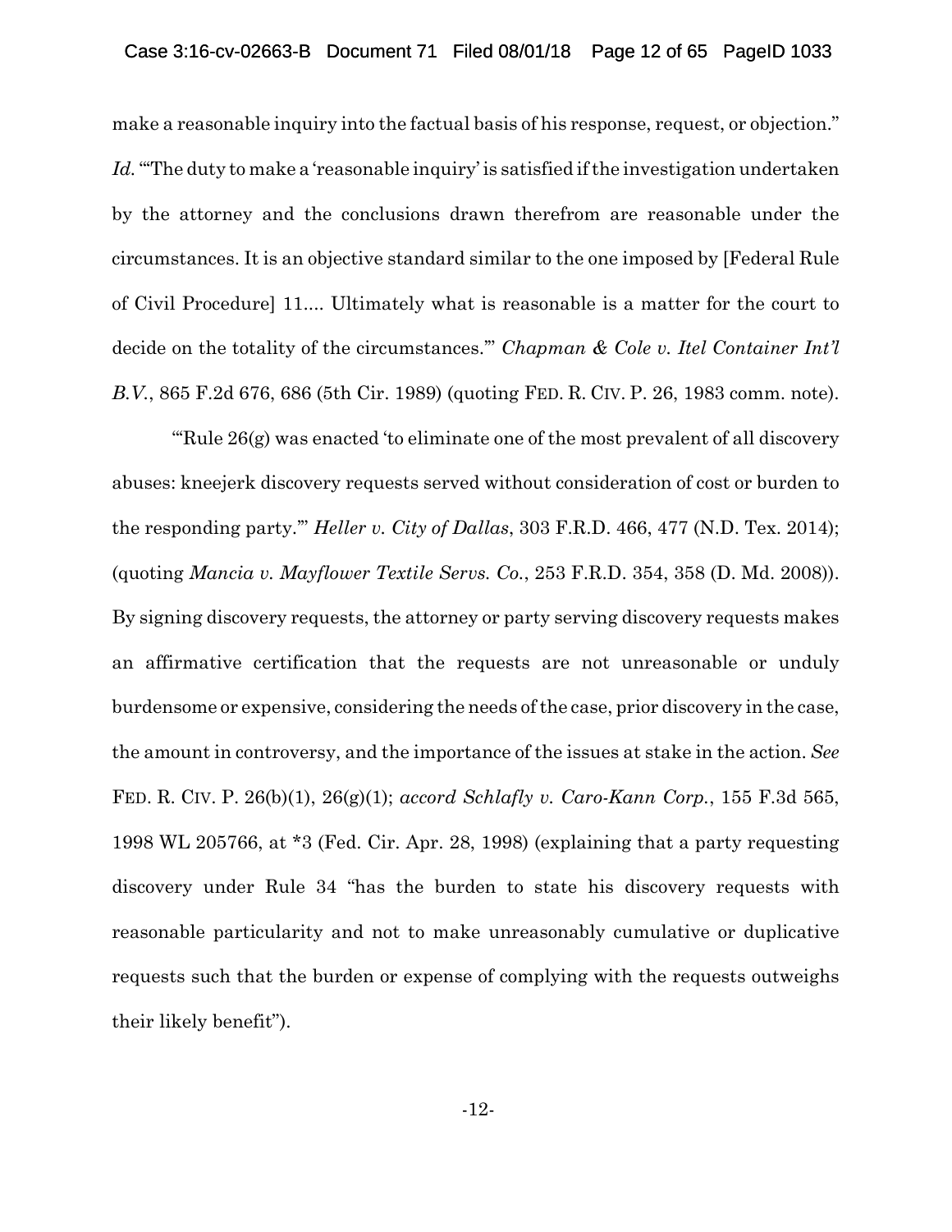make a reasonable inquiry into the factual basis of his response, request, or objection." *Id.* "'The duty to make a 'reasonable inquiry' is satisfied if the investigation undertaken by the attorney and the conclusions drawn therefrom are reasonable under the circumstances. It is an objective standard similar to the one imposed by [Federal Rule of Civil Procedure] 11.... Ultimately what is reasonable is a matter for the court to decide on the totality of the circumstances.'" *Chapman & Cole v. Itel Container Int'l B.V.*, 865 F.2d 676, 686 (5th Cir. 1989) (quoting FED. R. CIV. P. 26, 1983 comm. note).

"'Rule 26(g) was enacted 'to eliminate one of the most prevalent of all discovery abuses: kneejerk discovery requests served without consideration of cost or burden to the responding party.'" *Heller v. City of Dallas*, 303 F.R.D. 466, 477 (N.D. Tex. 2014); (quoting *Mancia v. Mayflower Textile Servs. Co.*, 253 F.R.D. 354, 358 (D. Md. 2008)). By signing discovery requests, the attorney or party serving discovery requests makes an affirmative certification that the requests are not unreasonable or unduly burdensome or expensive, considering the needs of the case, prior discovery in the case, the amount in controversy, and the importance of the issues at stake in the action. *See* FED. R. CIV. P. 26(b)(1), 26(g)(1); *accord Schlafly v. Caro-Kann Corp.*, 155 F.3d 565, 1998 WL 205766, at *3 (Fed. Cir. Apr. 28, 1998) (explaining that a party requesting discovery under Rule 34 "has the burden to state his discovery requests with reasonable particularity and not to make unreasonably cumulative or duplicative requests such that the burden or expense of complying with the requests outweighs their likely benefit").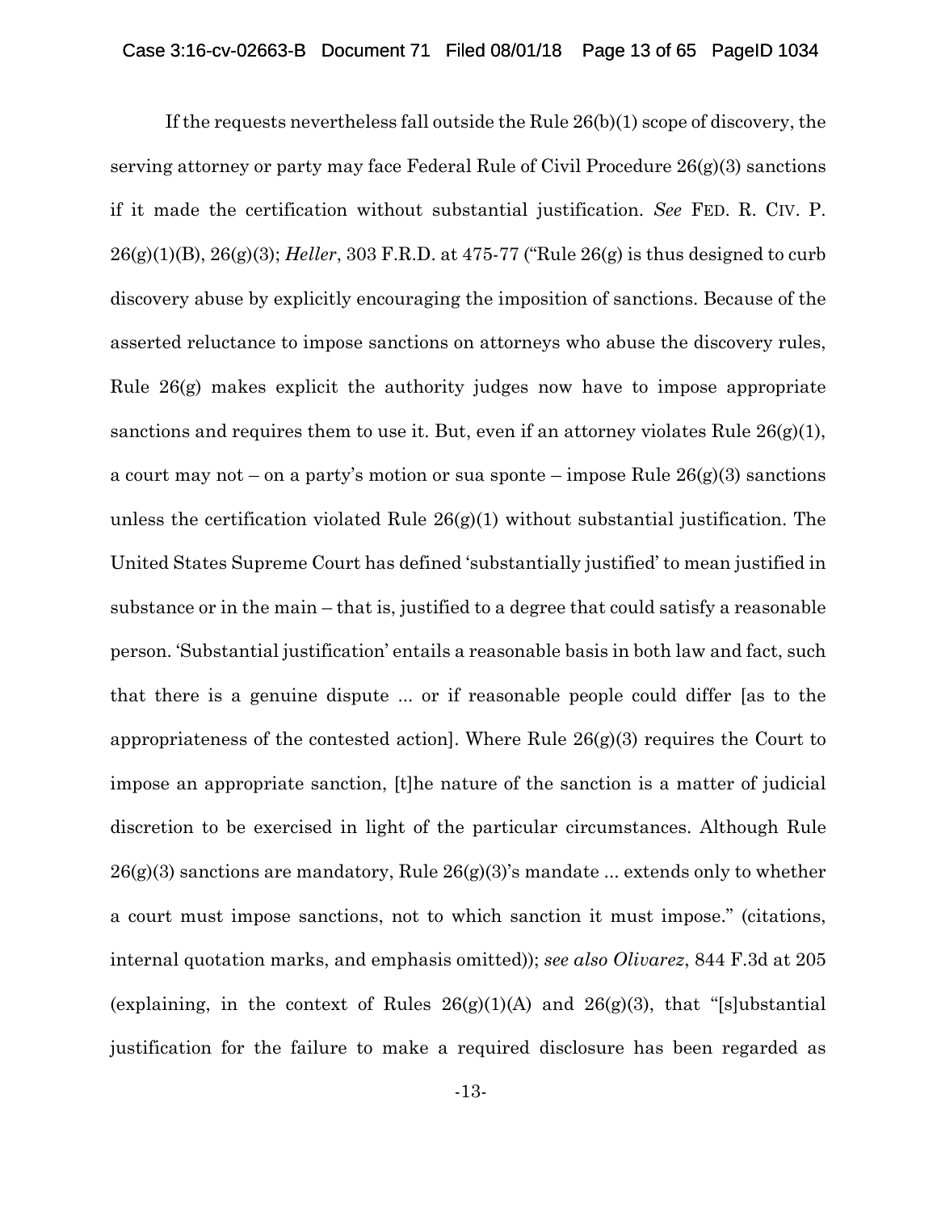If the requests nevertheless fall outside the Rule 26(b)(1) scope of discovery, the serving attorney or party may face Federal Rule of Civil Procedure 26(g)(3) sanctions if it made the certification without substantial justification. *See* FED. R. CIV. P. 26(g)(1)(B), 26(g)(3); *Heller*, 303 F.R.D. at 475-77 ("Rule 26(g) is thus designed to curb discovery abuse by explicitly encouraging the imposition of sanctions. Because of the asserted reluctance to impose sanctions on attorneys who abuse the discovery rules, Rule 26(g) makes explicit the authority judges now have to impose appropriate sanctions and requires them to use it. But, even if an attorney violates Rule 26(g)(1), a court may not – on a party's motion or sua sponte – impose Rule 26(g)(3) sanctions unless the certification violated Rule 26(g)(1) without substantial justification. The United States Supreme Court has defined 'substantially justified' to mean justified in substance or in the main – that is, justified to a degree that could satisfy a reasonable person. 'Substantial justification' entails a reasonable basis in both law and fact, such that there is a genuine dispute ... or if reasonable people could differ [as to the appropriateness of the contested action]. Where Rule 26(g)(3) requires the Court to impose an appropriate sanction, [t]he nature of the sanction is a matter of judicial discretion to be exercised in light of the particular circumstances. Although Rule 26(g)(3) sanctions are mandatory, Rule 26(g)(3)'s mandate ... extends only to whether a court must impose sanctions, not to which sanction it must impose." (citations, internal quotation marks, and emphasis omitted)); *see also Olivarez*, 844 F.3d at 205 (explaining, in the context of Rules 26(g)(1)(A) and 26(g)(3), that "[s]ubstantial justification for the failure to make a required disclosure has been regarded as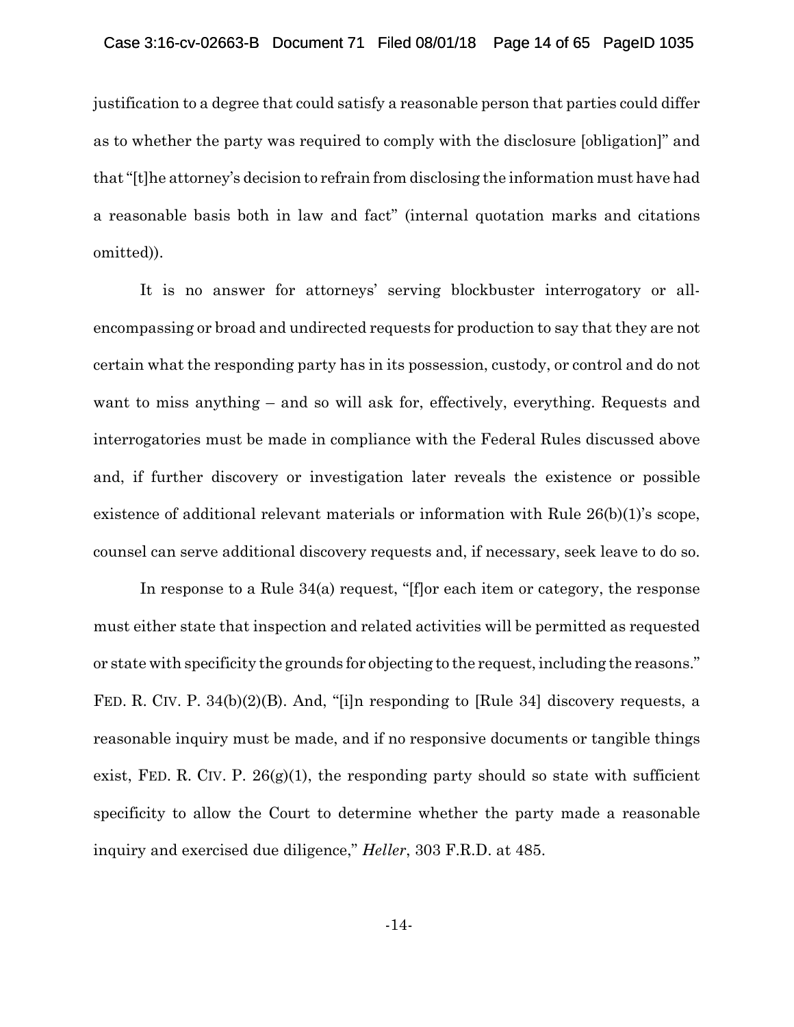justification to a degree that could satisfy a reasonable person that parties could differ as to whether the party was required to comply with the disclosure [obligation]" and that "[t]he attorney's decision to refrain from disclosing the information must have had a reasonable basis both in law and fact" (internal quotation marks and citations omitted)).

It is no answer for attorneys' serving blockbuster interrogatory or all-encompassing or broad and undirected requests for production to say that they are not certain what the responding party has in its possession, custody, or control and do not want to miss anything – and so will ask for, effectively, everything. Requests and interrogatories must be made in compliance with the Federal Rules discussed above and, if further discovery or investigation later reveals the existence or possible existence of additional relevant materials or information with Rule 26(b)(1)'s scope, counsel can serve additional discovery requests and, if necessary, seek leave to do so.

In response to a Rule 34(a) request, "[f]or each item or category, the response must either state that inspection and related activities will be permitted as requested or state with specificity the grounds for objecting to the request, including the reasons." FED. R. CIV. P. 34(b)(2)(B). And, "[i]n responding to [Rule 34] discovery requests, a reasonable inquiry must be made, and if no responsive documents or tangible things exist, FED. R. CIV. P. 26(g)(1), the responding party should so state with sufficient specificity to allow the Court to determine whether the party made a reasonable inquiry and exercised due diligence," *Heller*, 303 F.R.D. at 485.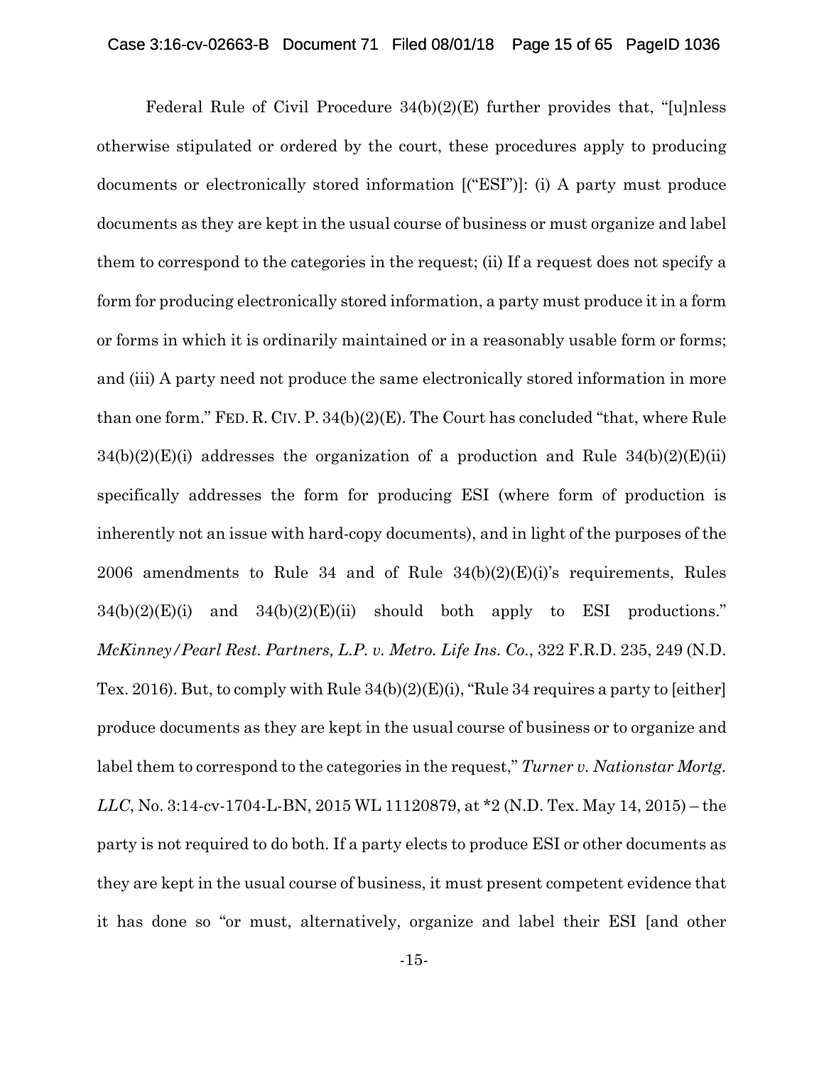Federal Rule of Civil Procedure 34(b)(2)(E) further provides that, "[u]nless otherwise stipulated or ordered by the court, these procedures apply to producing documents or electronically stored information [("ESI")]: (i) A party must produce documents as they are kept in the usual course of business or must organize and label them to correspond to the categories in the request; (ii) If a request does not specify a form for producing electronically stored information, a party must produce it in a form or forms in which it is ordinarily maintained or in a reasonably usable form or forms; and (iii) A party need not produce the same electronically stored information in more than one form." FED. R. CIV. P. 34(b)(2)(E). The Court has concluded "that, where Rule 34(b)(2)(E)(i) addresses the organization of a production and Rule 34(b)(2)(E)(ii) specifically addresses the form for producing ESI (where form of production is inherently not an issue with hard-copy documents), and in light of the purposes of the 2006 amendments to Rule 34 and of Rule 34(b)(2)(E)(i)'s requirements, Rules 34(b)(2)(E)(i) and 34(b)(2)(E)(ii) should both apply to ESI productions." *McKinney/Pearl Rest. Partners, L.P. v. Metro. Life Ins. Co.*, 322 F.R.D. 235, 249 (N.D. Tex. 2016). But, to comply with Rule 34(b)(2)(E)(i), "Rule 34 requires a party to [either] produce documents as they are kept in the usual course of business or to organize and label them to correspond to the categories in the request," *Turner v. Nationstar Mortg. LLC*, No. 3:14-cv-1704-L-BN, 2015 WL 11120879, at *2 (N.D. Tex. May 14, 2015) – the party is not required to do both. If a party elects to produce ESI or other documents as they are kept in the usual course of business, it must present competent evidence that it has done so "or must, alternatively, organize and label their ESI [and other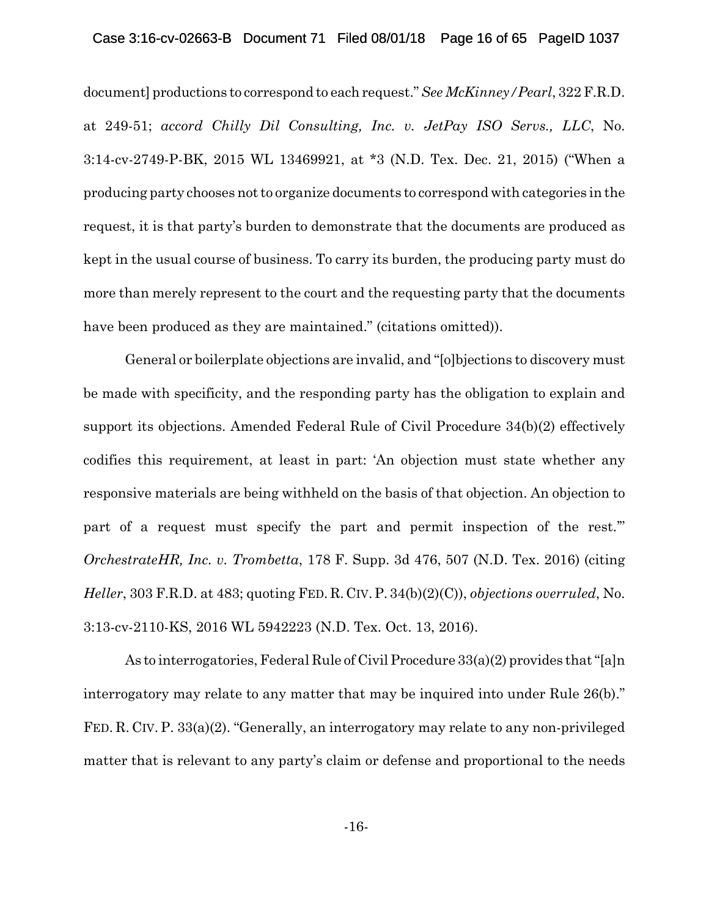document] productions to correspond to each request." *See McKinney/Pearl*, 322 F.R.D. at 249-51; *accord Chilly Dil Consulting, Inc. v. JetPay ISO Servs., LLC*, No. 3:14-cv-2749-P-BK, 2015 WL 13469921, at *3 (N.D. Tex. Dec. 21, 2015) ("When a producing party chooses not to organize documents to correspond with categories in the request, it is that party's burden to demonstrate that the documents are produced as kept in the usual course of business. To carry its burden, the producing party must do more than merely represent to the court and the requesting party that the documents have been produced as they are maintained." (citations omitted)).

General or boilerplate objections are invalid, and "[o]bjections to discovery must be made with specificity, and the responding party has the obligation to explain and support its objections. Amended Federal Rule of Civil Procedure 34(b)(2) effectively codifies this requirement, at least in part: 'An objection must state whether any responsive materials are being withheld on the basis of that objection. An objection to part of a request must specify the part and permit inspection of the rest.'" *OrchestrateHR, Inc. v. Trombetta*, 178 F. Supp. 3d 476, 507 (N.D. Tex. 2016) (citing *Heller*, 303 F.R.D. at 483; quoting FED. R. CIV. P. 34(b)(2)(C)), *objections overruled*, No. 3:13-cv-2110-KS, 2016 WL 5942223 (N.D. Tex. Oct. 13, 2016).

As to interrogatories, Federal Rule of Civil Procedure 33(a)(2) provides that "[a]n interrogatory may relate to any matter that may be inquired into under Rule 26(b)." FED. R. CIV. P. 33(a)(2). "Generally, an interrogatory may relate to any non-privileged matter that is relevant to any party's claim or defense and proportional to the needs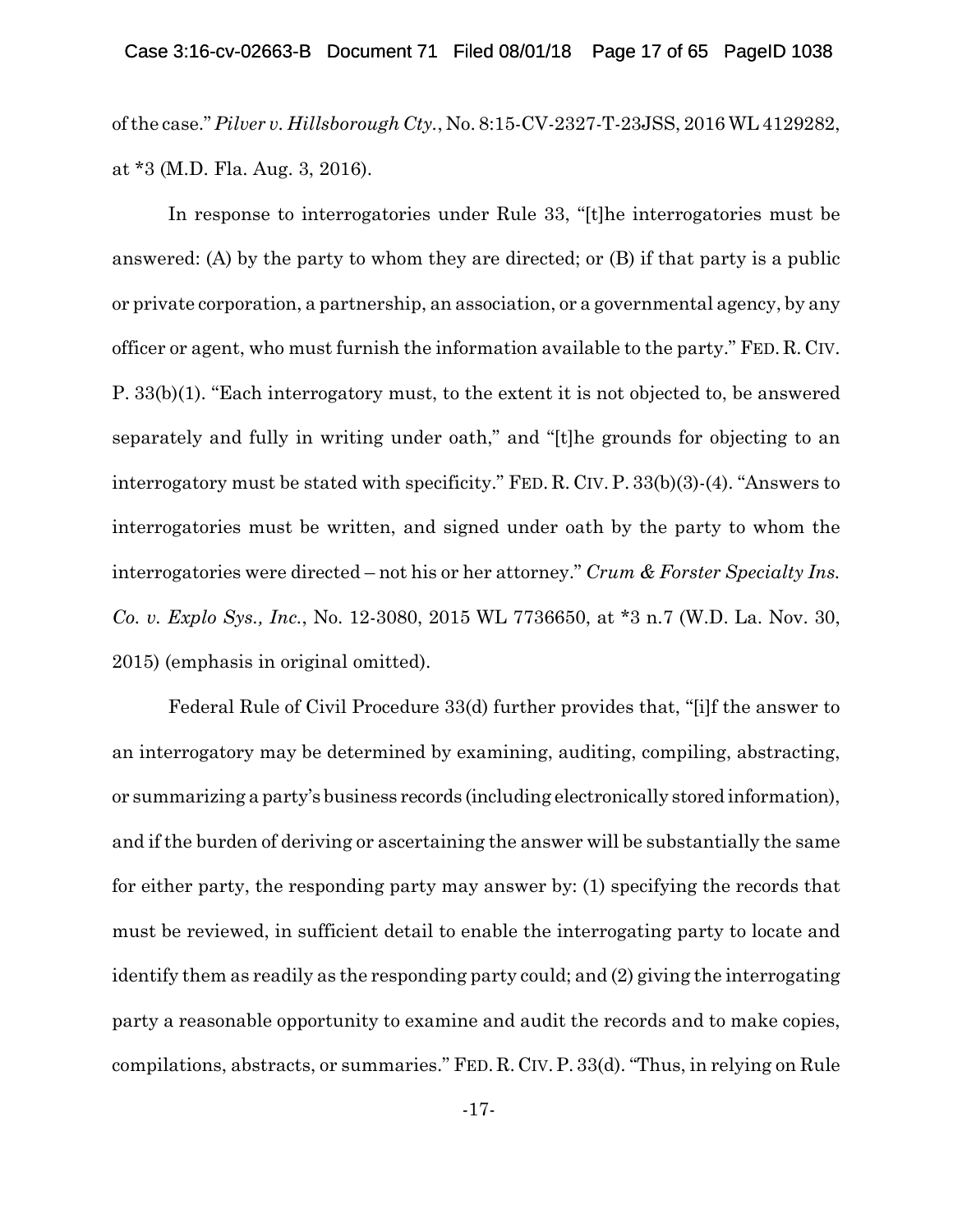of the case." *Pilver v. Hillsborough Cty.*, No. 8:15-CV-2327-T-23JSS, 2016 WL 4129282, at *3 (M.D. Fla. Aug. 3, 2016).

In response to interrogatories under Rule 33, "[t]he interrogatories must be answered: (A) by the party to whom they are directed; or (B) if that party is a public or private corporation, a partnership, an association, or a governmental agency, by any officer or agent, who must furnish the information available to the party." FED. R. CIV. P. 33(b)(1). "Each interrogatory must, to the extent it is not objected to, be answered separately and fully in writing under oath," and "[t]he grounds for objecting to an interrogatory must be stated with specificity." FED. R. CIV. P. 33(b)(3)-(4). "Answers to interrogatories must be written, and signed under oath by the party to whom the interrogatories were directed – not his or her attorney." *Crum & Forster Specialty Ins. Co. v. Explo Sys., Inc.*, No. 12-3080, 2015 WL 7736650, at *3 n.7 (W.D. La. Nov. 30, 2015) (emphasis in original omitted).

Federal Rule of Civil Procedure 33(d) further provides that, "[i]f the answer to an interrogatory may be determined by examining, auditing, compiling, abstracting, or summarizing a party's business records (including electronically stored information), and if the burden of deriving or ascertaining the answer will be substantially the same for either party, the responding party may answer by: (1) specifying the records that must be reviewed, in sufficient detail to enable the interrogating party to locate and identify them as readily as the responding party could; and (2) giving the interrogating party a reasonable opportunity to examine and audit the records and to make copies, compilations, abstracts, or summaries." FED. R. CIV. P. 33(d). "Thus, in relying on Rule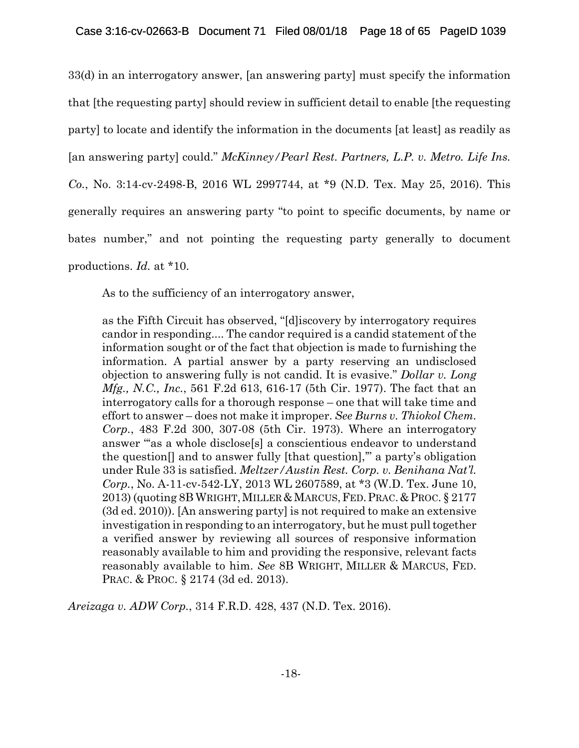33(d) in an interrogatory answer, [an answering party] must specify the information that [the requesting party] should review in sufficient detail to enable [the requesting party] to locate and identify the information in the documents [at least] as readily as [an answering party] could." *McKinney/Pearl Rest. Partners, L.P. v. Metro. Life Ins. Co.*, No. 3:14-cv-2498-B, 2016 WL 2997744, at *9 (N.D. Tex. May 25, 2016). This generally requires an answering party "to point to specific documents, by name or bates number," and not pointing the requesting party generally to document productions. *Id.* at *10.

As to the sufficiency of an interrogatory answer,

> as the Fifth Circuit has observed, "[d]iscovery by interrogatory requires candor in responding.... The candor required is a candid statement of the information sought or of the fact that objection is made to furnishing the information. A partial answer by a party reserving an undisclosed objection to answering fully is not candid. It is evasive." *Dollar v. Long Mfg., N.C., Inc.*, 561 F.2d 613, 616-17 (5th Cir. 1977). The fact that an interrogatory calls for a thorough response – one that will take time and effort to answer – does not make it improper. *See Burns v. Thiokol Chem. Corp.*, 483 F.2d 300, 307-08 (5th Cir. 1973). Where an interrogatory answer "'as a whole disclose[s] a conscientious endeavor to understand the question[] and to answer fully [that question],'" a party's obligation under Rule 33 is satisfied. *Meltzer/Austin Rest. Corp. v. Benihana Nat'l. Corp.*, No. A-11-cv-542-LY, 2013 WL 2607589, at *3 (W.D. Tex. June 10, 2013) (quoting 8B WRIGHT, MILLER & MARCUS, FED. PRAC. & PROC. § 2177 (3d ed. 2010)). [An answering party] is not required to make an extensive investigation in responding to an interrogatory, but he must pull together a verified answer by reviewing all sources of responsive information reasonably available to him and providing the responsive, relevant facts reasonably available to him. *See* 8B WRIGHT, MILLER & MARCUS, FED. PRAC. & PROC. § 2174 (3d ed. 2013).

*Areizaga v. ADW Corp.*, 314 F.R.D. 428, 437 (N.D. Tex. 2016).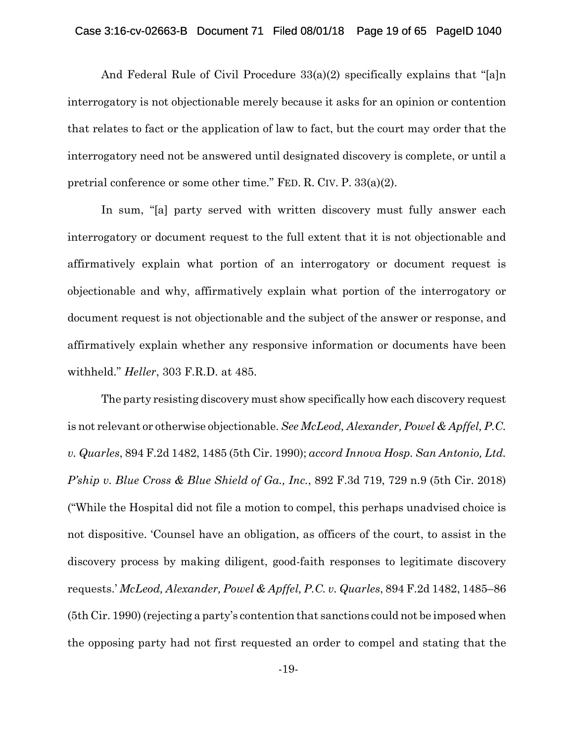And Federal Rule of Civil Procedure 33(a)(2) specifically explains that "[a]n interrogatory is not objectionable merely because it asks for an opinion or contention that relates to fact or the application of law to fact, but the court may order that the interrogatory need not be answered until designated discovery is complete, or until a pretrial conference or some other time." FED. R. CIV. P. 33(a)(2).

In sum, "[a] party served with written discovery must fully answer each interrogatory or document request to the full extent that it is not objectionable and affirmatively explain what portion of an interrogatory or document request is objectionable and why, affirmatively explain what portion of the interrogatory or document request is not objectionable and the subject of the answer or response, and affirmatively explain whether any responsive information or documents have been withheld." *Heller*, 303 F.R.D. at 485.

The party resisting discovery must show specifically how each discovery request is not relevant or otherwise objectionable. *See McLeod, Alexander, Powel & Apffel, P.C. v. Quarles*, 894 F.2d 1482, 1485 (5th Cir. 1990); *accord Innova Hosp. San Antonio, Ltd. P'ship v. Blue Cross & Blue Shield of Ga., Inc.*, 892 F.3d 719, 729 n.9 (5th Cir. 2018) ("While the Hospital did not file a motion to compel, this perhaps unadvised choice is not dispositive. 'Counsel have an obligation, as officers of the court, to assist in the discovery process by making diligent, good-faith responses to legitimate discovery requests.' *McLeod, Alexander, Powel & Apffel, P.C. v. Quarles*, 894 F.2d 1482, 1485–86 (5th Cir. 1990) (rejecting a party's contention that sanctions could not be imposed when the opposing party had not first requested an order to compel and stating that the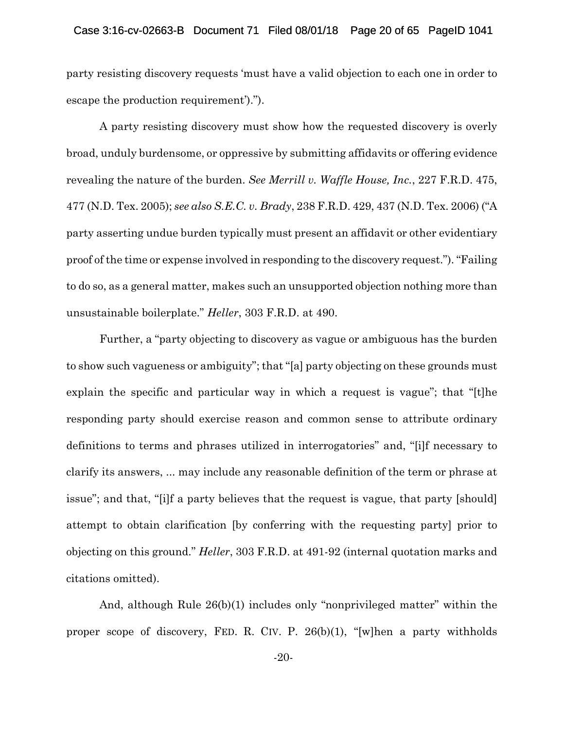party resisting discovery requests 'must have a valid objection to each one in order to escape the production requirement').").

A party resisting discovery must show how the requested discovery is overly broad, unduly burdensome, or oppressive by submitting affidavits or offering evidence revealing the nature of the burden. *See Merrill v. Waffle House, Inc.*, 227 F.R.D. 475, 477 (N.D. Tex. 2005); *see also S.E.C. v. Brady*, 238 F.R.D. 429, 437 (N.D. Tex. 2006) ("A party asserting undue burden typically must present an affidavit or other evidentiary proof of the time or expense involved in responding to the discovery request."). "Failing to do so, as a general matter, makes such an unsupported objection nothing more than unsustainable boilerplate." *Heller*, 303 F.R.D. at 490.

Further, a "party objecting to discovery as vague or ambiguous has the burden to show such vagueness or ambiguity"; that "[a] party objecting on these grounds must explain the specific and particular way in which a request is vague"; that "[t]he responding party should exercise reason and common sense to attribute ordinary definitions to terms and phrases utilized in interrogatories" and, "[i]f necessary to clarify its answers, ... may include any reasonable definition of the term or phrase at issue"; and that, "[i]f a party believes that the request is vague, that party [should] attempt to obtain clarification [by conferring with the requesting party] prior to objecting on this ground." *Heller*, 303 F.R.D. at 491-92 (internal quotation marks and citations omitted).

And, although Rule 26(b)(1) includes only "nonprivileged matter" within the proper scope of discovery, FED. R. CIV. P. 26(b)(1), "[w]hen a party withholds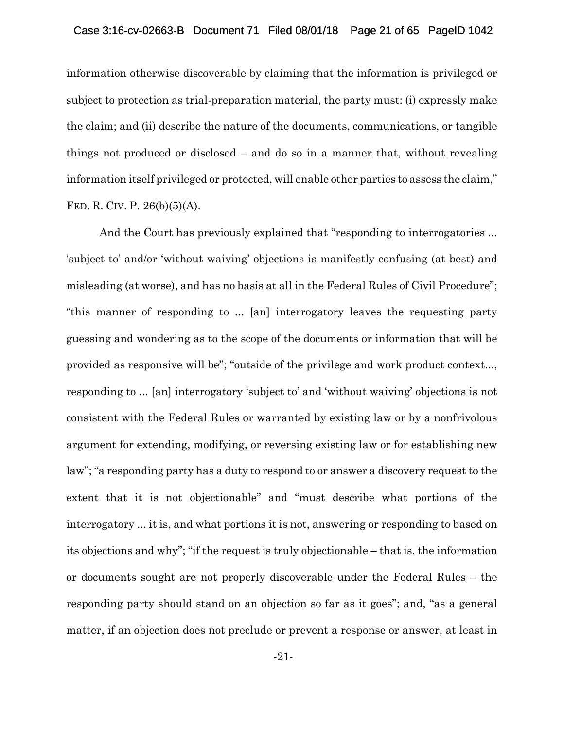information otherwise discoverable by claiming that the information is privileged or subject to protection as trial-preparation material, the party must: (i) expressly make the claim; and (ii) describe the nature of the documents, communications, or tangible things not produced or disclosed – and do so in a manner that, without revealing information itself privileged or protected, will enable other parties to assess the claim," FED. R. CIV. P. 26(b)(5)(A).

And the Court has previously explained that "responding to interrogatories ... 'subject to' and/or 'without waiving' objections is manifestly confusing (at best) and misleading (at worse), and has no basis at all in the Federal Rules of Civil Procedure"; "this manner of responding to ... [an] interrogatory leaves the requesting party guessing and wondering as to the scope of the documents or information that will be provided as responsive will be"; "outside of the privilege and work product context..., responding to ... [an] interrogatory 'subject to' and 'without waiving' objections is not consistent with the Federal Rules or warranted by existing law or by a nonfrivolous argument for extending, modifying, or reversing existing law or for establishing new law"; "a responding party has a duty to respond to or answer a discovery request to the extent that it is not objectionable" and "must describe what portions of the interrogatory ... it is, and what portions it is not, answering or responding to based on its objections and why"; "if the request is truly objectionable – that is, the information or documents sought are not properly discoverable under the Federal Rules – the responding party should stand on an objection so far as it goes"; and, "as a general matter, if an objection does not preclude or prevent a response or answer, at least in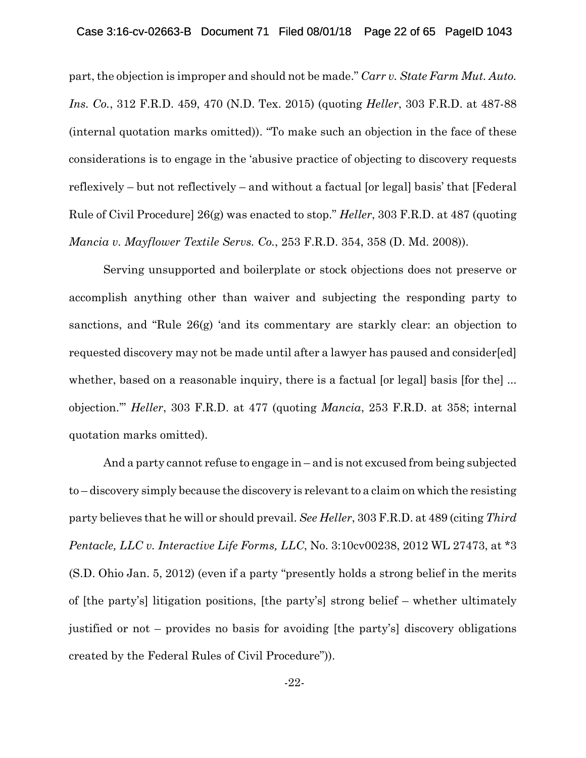part, the objection is improper and should not be made." *Carr v. State Farm Mut. Auto. Ins. Co.*, 312 F.R.D. 459, 470 (N.D. Tex. 2015) (quoting *Heller*, 303 F.R.D. at 487-88 (internal quotation marks omitted)). "To make such an objection in the face of these considerations is to engage in the 'abusive practice of objecting to discovery requests reflexively – but not reflectively – and without a factual [or legal] basis' that [Federal Rule of Civil Procedure] 26(g) was enacted to stop." *Heller*, 303 F.R.D. at 487 (quoting *Mancia v. Mayflower Textile Servs. Co.*, 253 F.R.D. 354, 358 (D. Md. 2008)).

Serving unsupported and boilerplate or stock objections does not preserve or accomplish anything other than waiver and subjecting the responding party to sanctions, and "Rule 26(g) 'and its commentary are starkly clear: an objection to requested discovery may not be made until after a lawyer has paused and consider[ed] whether, based on a reasonable inquiry, there is a factual [or legal] basis [for the] ... objection.'" *Heller*, 303 F.R.D. at 477 (quoting *Mancia*, 253 F.R.D. at 358; internal quotation marks omitted).

And a party cannot refuse to engage in – and is not excused from being subjected to – discovery simply because the discovery is relevant to a claim on which the resisting party believes that he will or should prevail. *See Heller*, 303 F.R.D. at 489 (citing *Third Pentacle, LLC v. Interactive Life Forms, LLC*, No. 3:10cv00238, 2012 WL 27473, at *3 (S.D. Ohio Jan. 5, 2012) (even if a party "presently holds a strong belief in the merits of [the party's] litigation positions, [the party's] strong belief – whether ultimately justified or not – provides no basis for avoiding [the party's] discovery obligations created by the Federal Rules of Civil Procedure")).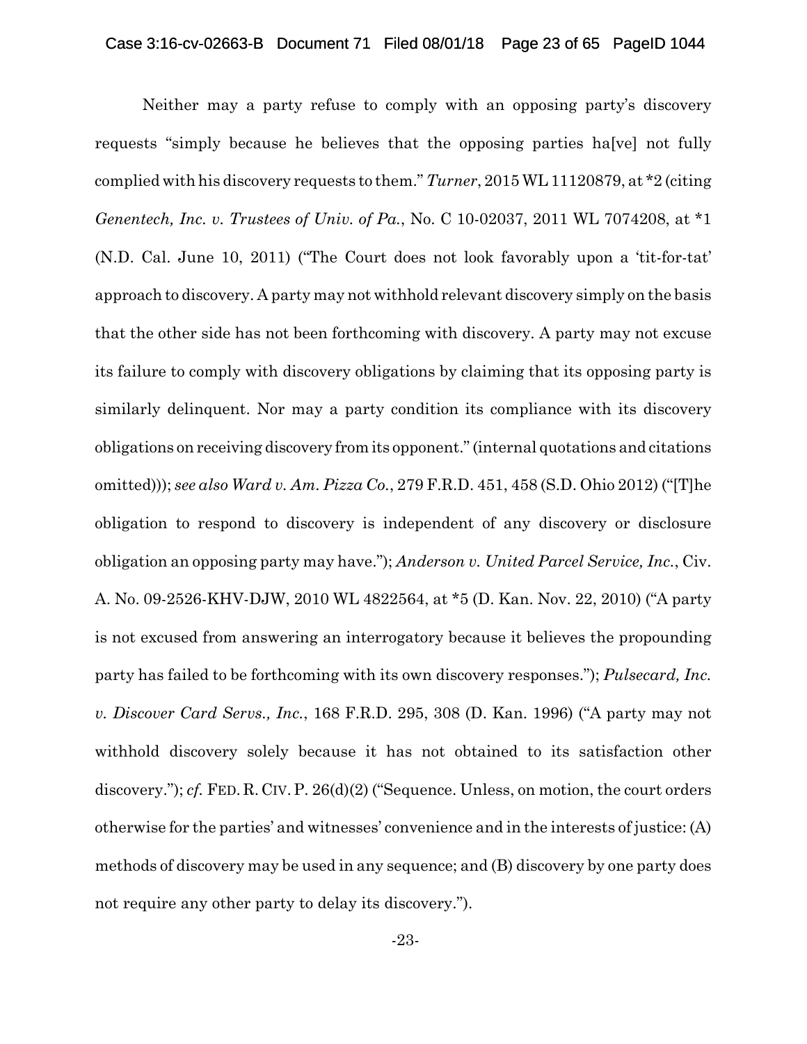Neither may a party refuse to comply with an opposing party's discovery requests "simply because he believes that the opposing parties ha[ve] not fully complied with his discovery requests to them." *Turner*, 2015 WL 11120879, at *2 (citing *Genentech, Inc. v. Trustees of Univ. of Pa.*, No. C 10-02037, 2011 WL 7074208, at *1 (N.D. Cal. June 10, 2011) ("The Court does not look favorably upon a 'tit-for-tat' approach to discovery. A party may not withhold relevant discovery simply on the basis that the other side has not been forthcoming with discovery. A party may not excuse its failure to comply with discovery obligations by claiming that its opposing party is similarly delinquent. Nor may a party condition its compliance with its discovery obligations on receiving discovery from its opponent." (internal quotations and citations omitted))); *see also Ward v. Am. Pizza Co.*, 279 F.R.D. 451, 458 (S.D. Ohio 2012) ("[T]he obligation to respond to discovery is independent of any discovery or disclosure obligation an opposing party may have."); *Anderson v. United Parcel Service, Inc.*, Civ. A. No. 09-2526-KHV-DJW, 2010 WL 4822564, at *5 (D. Kan. Nov. 22, 2010) ("A party is not excused from answering an interrogatory because it believes the propounding party has failed to be forthcoming with its own discovery responses."); *Pulsecard, Inc. v. Discover Card Servs., Inc.*, 168 F.R.D. 295, 308 (D. Kan. 1996) ("A party may not withhold discovery solely because it has not obtained to its satisfaction other discovery."); *cf.* FED. R. CIV. P. 26(d)(2) ("Sequence. Unless, on motion, the court orders otherwise for the parties' and witnesses' convenience and in the interests of justice: (A) methods of discovery may be used in any sequence; and (B) discovery by one party does not require any other party to delay its discovery.").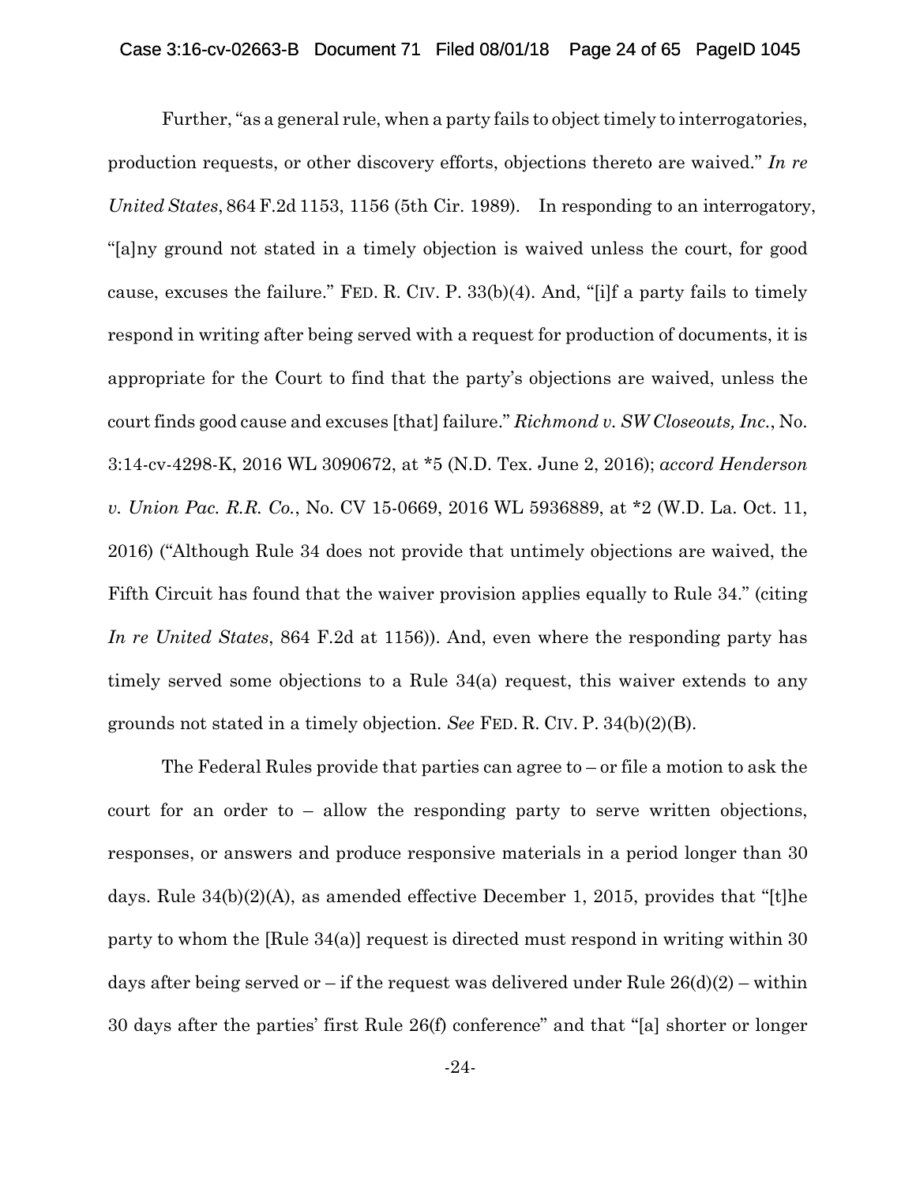Further, "as a general rule, when a party fails to object timely to interrogatories, production requests, or other discovery efforts, objections thereto are waived." *In re United States*, 864 F.2d 1153, 1156 (5th Cir. 1989). In responding to an interrogatory, "[a]ny ground not stated in a timely objection is waived unless the court, for good cause, excuses the failure." FED. R. CIV. P. 33(b)(4). And, "[i]f a party fails to timely respond in writing after being served with a request for production of documents, it is appropriate for the Court to find that the party's objections are waived, unless the court finds good cause and excuses [that] failure." *Richmond v. SW Closeouts, Inc.*, No. 3:14-cv-4298-K, 2016 WL 3090672, at *5 (N.D. Tex. June 2, 2016); *accord Henderson v. Union Pac. R.R. Co.*, No. CV 15-0669, 2016 WL 5936889, at *2 (W.D. La. Oct. 11, 2016) ("Although Rule 34 does not provide that untimely objections are waived, the Fifth Circuit has found that the waiver provision applies equally to Rule 34." (citing *In re United States*, 864 F.2d at 1156)). And, even where the responding party has timely served some objections to a Rule 34(a) request, this waiver extends to any grounds not stated in a timely objection. *See* FED. R. CIV. P. 34(b)(2)(B).

The Federal Rules provide that parties can agree to – or file a motion to ask the court for an order to – allow the responding party to serve written objections, responses, or answers and produce responsive materials in a period longer than 30 days. Rule 34(b)(2)(A), as amended effective December 1, 2015, provides that "[t]he party to whom the [Rule 34(a)] request is directed must respond in writing within 30 days after being served or – if the request was delivered under Rule 26(d)(2) – within 30 days after the parties' first Rule 26(f) conference" and that "[a] shorter or longer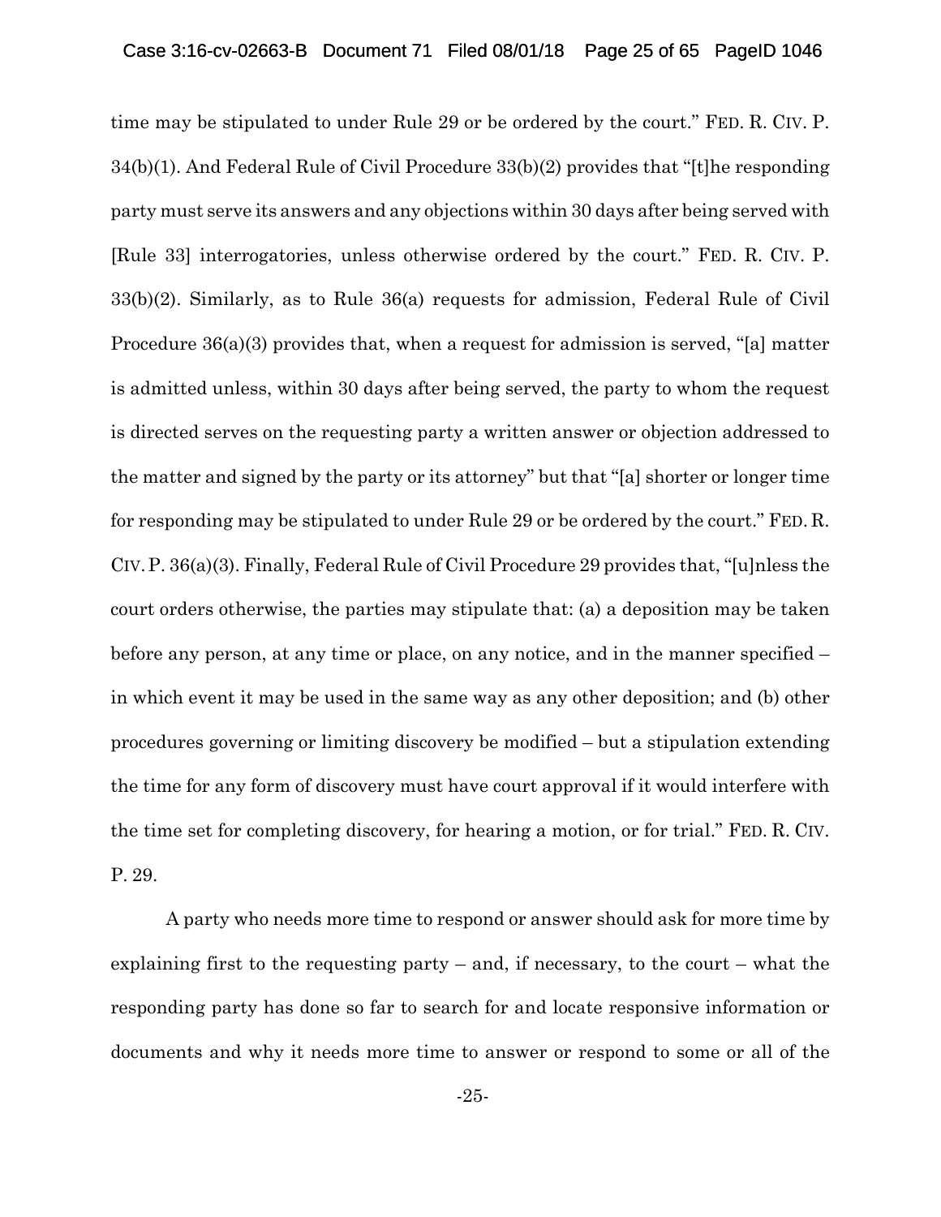time may be stipulated to under Rule 29 or be ordered by the court." FED. R. CIV. P. 34(b)(1). And Federal Rule of Civil Procedure 33(b)(2) provides that "[t]he responding party must serve its answers and any objections within 30 days after being served with [Rule 33] interrogatories, unless otherwise ordered by the court." FED. R. CIV. P. 33(b)(2). Similarly, as to Rule 36(a) requests for admission, Federal Rule of Civil Procedure 36(a)(3) provides that, when a request for admission is served, "[a] matter is admitted unless, within 30 days after being served, the party to whom the request is directed serves on the requesting party a written answer or objection addressed to the matter and signed by the party or its attorney" but that "[a] shorter or longer time for responding may be stipulated to under Rule 29 or be ordered by the court." FED. R. CIV. P. 36(a)(3). Finally, Federal Rule of Civil Procedure 29 provides that, "[u]nless the court orders otherwise, the parties may stipulate that: (a) a deposition may be taken before any person, at any time or place, on any notice, and in the manner specified – in which event it may be used in the same way as any other deposition; and (b) other procedures governing or limiting discovery be modified – but a stipulation extending the time for any form of discovery must have court approval if it would interfere with the time set for completing discovery, for hearing a motion, or for trial." FED. R. CIV. P. 29.

A party who needs more time to respond or answer should ask for more time by explaining first to the requesting party – and, if necessary, to the court – what the responding party has done so far to search for and locate responsive information or documents and why it needs more time to answer or respond to some or all of the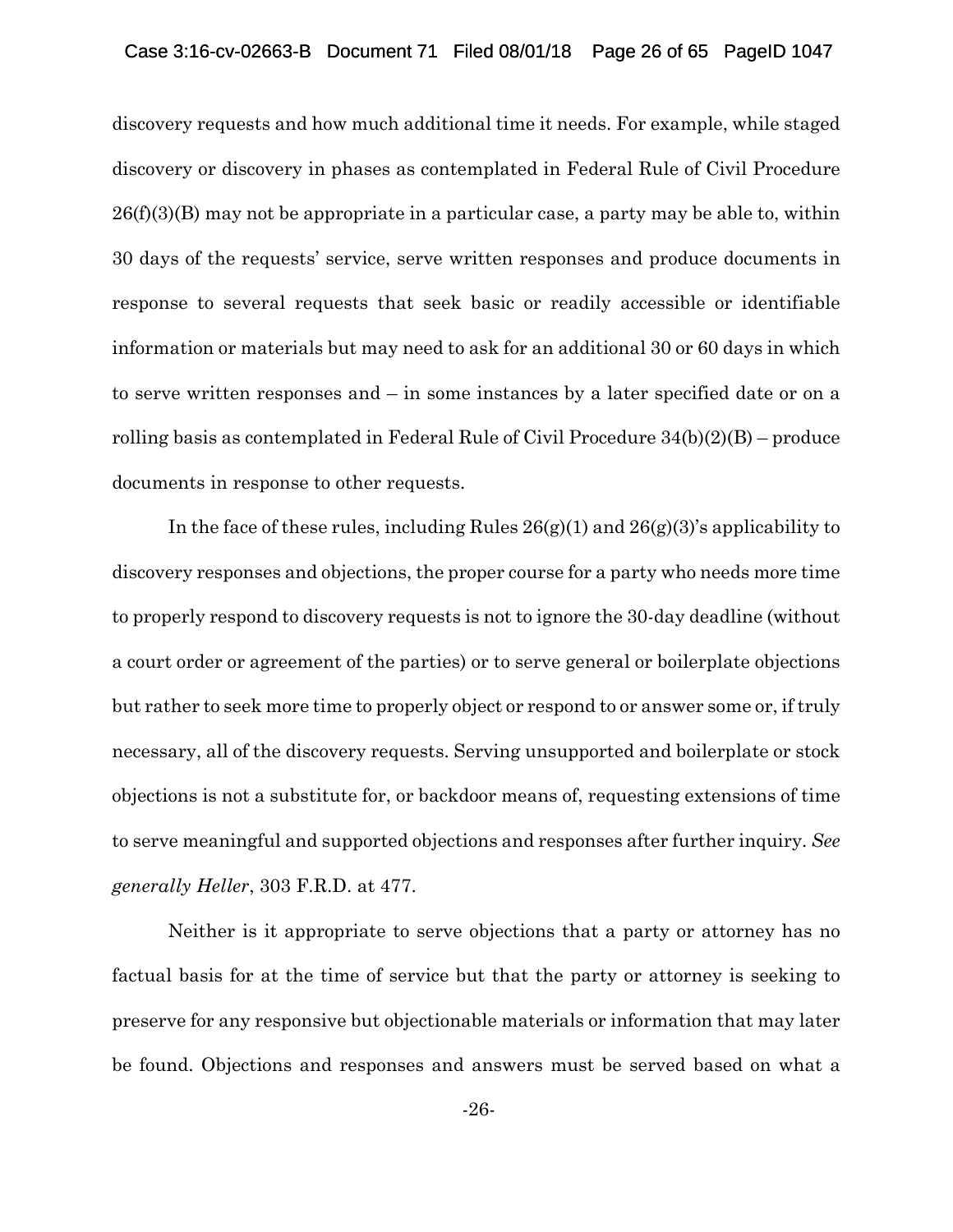discovery requests and how much additional time it needs. For example, while staged discovery or discovery in phases as contemplated in Federal Rule of Civil Procedure 26(f)(3)(B) may not be appropriate in a particular case, a party may be able to, within 30 days of the requests' service, serve written responses and produce documents in response to several requests that seek basic or readily accessible or identifiable information or materials but may need to ask for an additional 30 or 60 days in which to serve written responses and – in some instances by a later specified date or on a rolling basis as contemplated in Federal Rule of Civil Procedure 34(b)(2)(B) – produce documents in response to other requests.

In the face of these rules, including Rules 26(g)(1) and 26(g)(3)'s applicability to discovery responses and objections, the proper course for a party who needs more time to properly respond to discovery requests is not to ignore the 30-day deadline (without a court order or agreement of the parties) or to serve general or boilerplate objections but rather to seek more time to properly object or respond to or answer some or, if truly necessary, all of the discovery requests. Serving unsupported and boilerplate or stock objections is not a substitute for, or backdoor means of, requesting extensions of time to serve meaningful and supported objections and responses after further inquiry. *See generally Heller*, 303 F.R.D. at 477.

Neither is it appropriate to serve objections that a party or attorney has no factual basis for at the time of service but that the party or attorney is seeking to preserve for any responsive but objectionable materials or information that may later be found. Objections and responses and answers must be served based on what a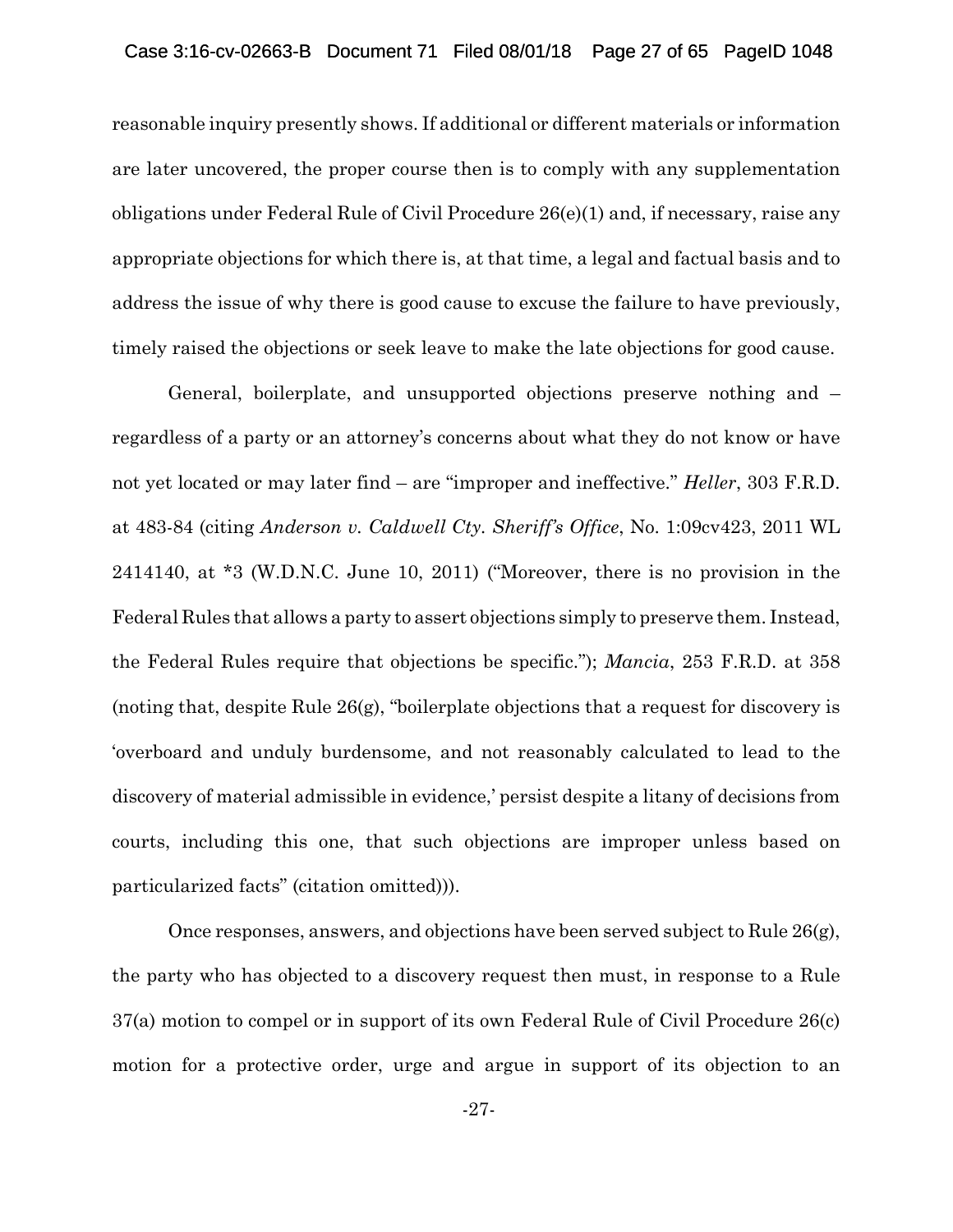reasonable inquiry presently shows. If additional or different materials or information are later uncovered, the proper course then is to comply with any supplementation obligations under Federal Rule of Civil Procedure 26(e)(1) and, if necessary, raise any appropriate objections for which there is, at that time, a legal and factual basis and to address the issue of why there is good cause to excuse the failure to have previously, timely raised the objections or seek leave to make the late objections for good cause.

General, boilerplate, and unsupported objections preserve nothing and – regardless of a party or an attorney's concerns about what they do not know or have not yet located or may later find – are "improper and ineffective." *Heller*, 303 F.R.D. at 483-84 (citing *Anderson v. Caldwell Cty. Sheriff's Office*, No. 1:09cv423, 2011 WL 2414140, at *3 (W.D.N.C. June 10, 2011) ("Moreover, there is no provision in the Federal Rules that allows a party to assert objections simply to preserve them. Instead, the Federal Rules require that objections be specific."); *Mancia*, 253 F.R.D. at 358 (noting that, despite Rule 26(g), "boilerplate objections that a request for discovery is 'overboard and unduly burdensome, and not reasonably calculated to lead to the discovery of material admissible in evidence,' persist despite a litany of decisions from courts, including this one, that such objections are improper unless based on particularized facts" (citation omitted))).

Once responses, answers, and objections have been served subject to Rule 26(g), the party who has objected to a discovery request then must, in response to a Rule 37(a) motion to compel or in support of its own Federal Rule of Civil Procedure 26(c) motion for a protective order, urge and argue in support of its objection to an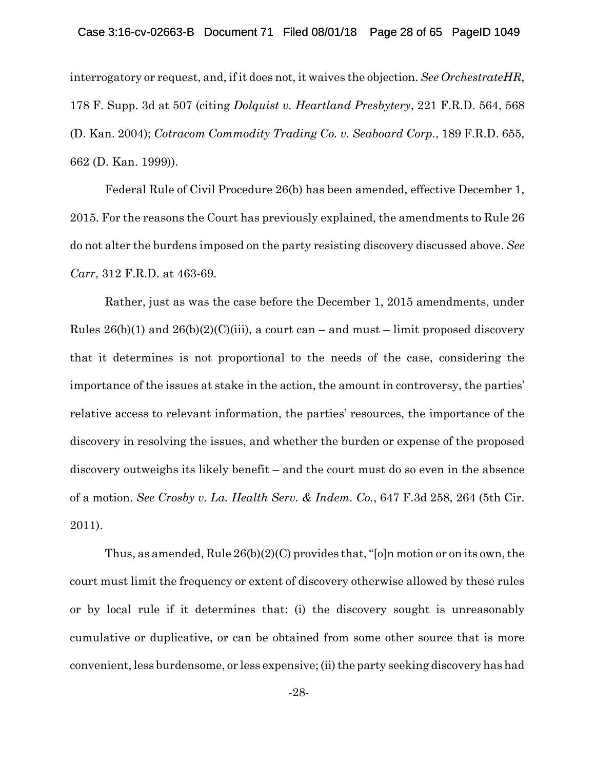interrogatory or request, and, if it does not, it waives the objection. *See OrchestrateHR*, 178 F. Supp. 3d at 507 (citing *Dolquist v. Heartland Presbytery*, 221 F.R.D. 564, 568 (D. Kan. 2004); *Cotracom Commodity Trading Co. v. Seaboard Corp.*, 189 F.R.D. 655, 662 (D. Kan. 1999)).

Federal Rule of Civil Procedure 26(b) has been amended, effective December 1, 2015. For the reasons the Court has previously explained, the amendments to Rule 26 do not alter the burdens imposed on the party resisting discovery discussed above. *See Carr*, 312 F.R.D. at 463-69.

Rather, just as was the case before the December 1, 2015 amendments, under Rules 26(b)(1) and 26(b)(2)(C)(iii), a court can – and must – limit proposed discovery that it determines is not proportional to the needs of the case, considering the importance of the issues at stake in the action, the amount in controversy, the parties' relative access to relevant information, the parties' resources, the importance of the discovery in resolving the issues, and whether the burden or expense of the proposed discovery outweighs its likely benefit – and the court must do so even in the absence of a motion. *See Crosby v. La. Health Serv. & Indem. Co.*, 647 F.3d 258, 264 (5th Cir. 2011).

Thus, as amended, Rule 26(b)(2)(C) provides that, "[o]n motion or on its own, the court must limit the frequency or extent of discovery otherwise allowed by these rules or by local rule if it determines that: (i) the discovery sought is unreasonably cumulative or duplicative, or can be obtained from some other source that is more convenient, less burdensome, or less expensive; (ii) the party seeking discovery has had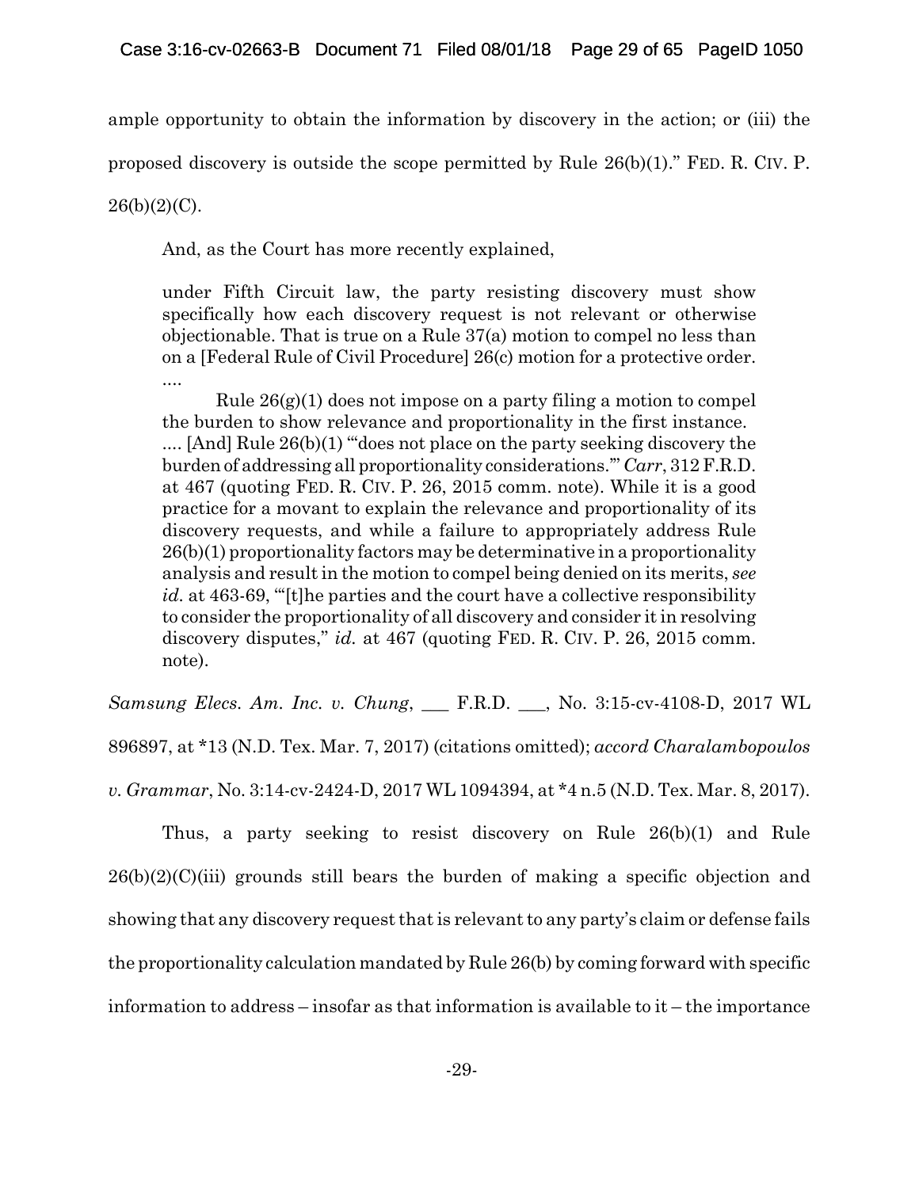ample opportunity to obtain the information by discovery in the action; or (iii) the proposed discovery is outside the scope permitted by Rule 26(b)(1)." FED. R. CIV. P. 26(b)(2)(C).

And, as the Court has more recently explained,

> under Fifth Circuit law, the party resisting discovery must show specifically how each discovery request is not relevant or otherwise objectionable. That is true on a Rule 37(a) motion to compel no less than on a [Federal Rule of Civil Procedure] 26(c) motion for a protective order. ....
>
> Rule 26(g)(1) does not impose on a party filing a motion to compel the burden to show relevance and proportionality in the first instance. .... [And] Rule 26(b)(1) "'does not place on the party seeking discovery the burden of addressing all proportionality considerations.'" *Carr*, 312 F.R.D. at 467 (quoting FED. R. CIV. P. 26, 2015 comm. note). While it is a good practice for a movant to explain the relevance and proportionality of its discovery requests, and while a failure to appropriately address Rule 26(b)(1) proportionality factors may be determinative in a proportionality analysis and result in the motion to compel being denied on its merits, *see id.* at 463-69, "'[t]he parties and the court have a collective responsibility to consider the proportionality of all discovery and consider it in resolving discovery disputes," *id.* at 467 (quoting FED. R. CIV. P. 26, 2015 comm. note).

*Samsung Elecs. Am. Inc. v. Chung*, ___ F.R.D. ___, No. 3:15-cv-4108-D, 2017 WL 896897, at *13 (N.D. Tex. Mar. 7, 2017) (citations omitted); *accord Charalambopoulos v. Grammar*, No. 3:14-cv-2424-D, 2017 WL 1094394, at *4 n.5 (N.D. Tex. Mar. 8, 2017).

Thus, a party seeking to resist discovery on Rule 26(b)(1) and Rule 26(b)(2)(C)(iii) grounds still bears the burden of making a specific objection and showing that any discovery request that is relevant to any party's claim or defense fails the proportionality calculation mandated by Rule 26(b) by coming forward with specific information to address – insofar as that information is available to it – the importance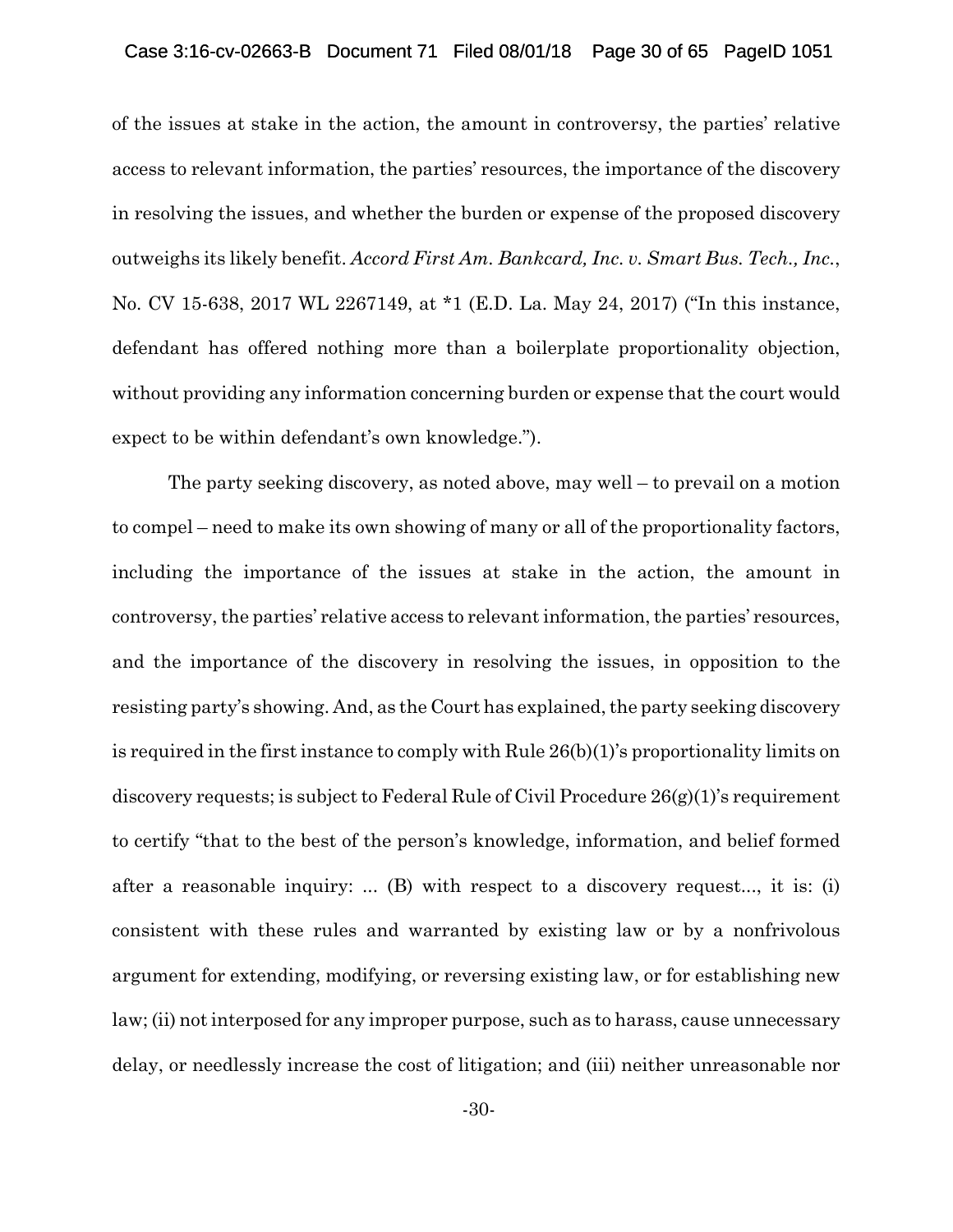of the issues at stake in the action, the amount in controversy, the parties' relative access to relevant information, the parties' resources, the importance of the discovery in resolving the issues, and whether the burden or expense of the proposed discovery outweighs its likely benefit. *Accord First Am. Bankcard, Inc. v. Smart Bus. Tech., Inc.*, No. CV 15-638, 2017 WL 2267149, at *1 (E.D. La. May 24, 2017) ("In this instance, defendant has offered nothing more than a boilerplate proportionality objection, without providing any information concerning burden or expense that the court would expect to be within defendant's own knowledge.").

The party seeking discovery, as noted above, may well – to prevail on a motion to compel – need to make its own showing of many or all of the proportionality factors, including the importance of the issues at stake in the action, the amount in controversy, the parties' relative access to relevant information, the parties' resources, and the importance of the discovery in resolving the issues, in opposition to the resisting party's showing. And, as the Court has explained, the party seeking discovery is required in the first instance to comply with Rule 26(b)(1)'s proportionality limits on discovery requests; is subject to Federal Rule of Civil Procedure 26(g)(1)'s requirement to certify "that to the best of the person's knowledge, information, and belief formed after a reasonable inquiry: ... (B) with respect to a discovery request..., it is: (i) consistent with these rules and warranted by existing law or by a nonfrivolous argument for extending, modifying, or reversing existing law, or for establishing new law; (ii) not interposed for any improper purpose, such as to harass, cause unnecessary delay, or needlessly increase the cost of litigation; and (iii) neither unreasonable nor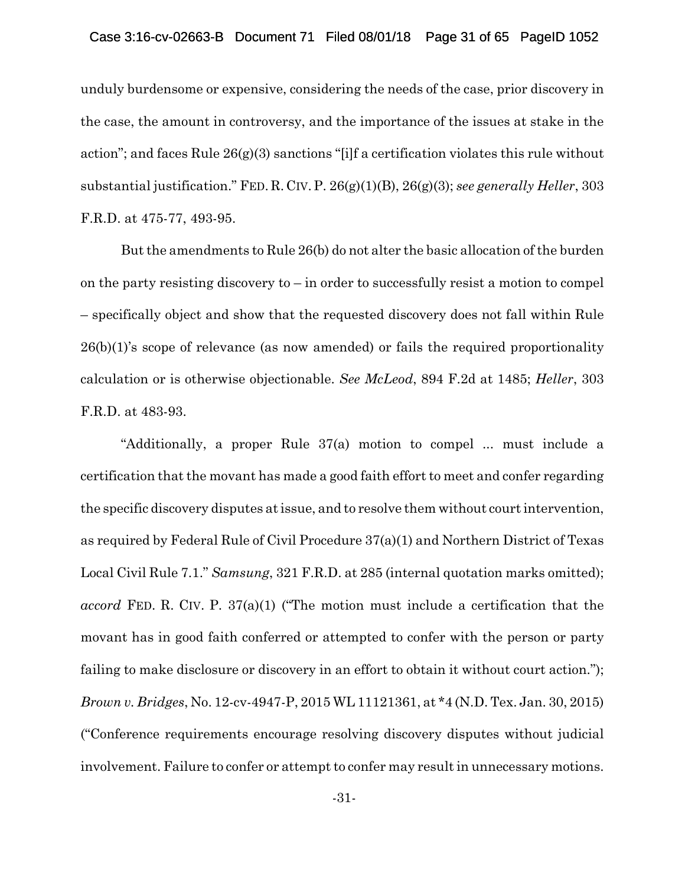unduly burdensome or expensive, considering the needs of the case, prior discovery in the case, the amount in controversy, and the importance of the issues at stake in the action"; and faces Rule 26(g)(3) sanctions "[i]f a certification violates this rule without substantial justification." FED. R. CIV. P. 26(g)(1)(B), 26(g)(3); *see generally Heller*, 303 F.R.D. at 475-77, 493-95.

But the amendments to Rule 26(b) do not alter the basic allocation of the burden on the party resisting discovery to – in order to successfully resist a motion to compel – specifically object and show that the requested discovery does not fall within Rule 26(b)(1)'s scope of relevance (as now amended) or fails the required proportionality calculation or is otherwise objectionable. *See McLeod*, 894 F.2d at 1485; *Heller*, 303 F.R.D. at 483-93.

"Additionally, a proper Rule 37(a) motion to compel ... must include a certification that the movant has made a good faith effort to meet and confer regarding the specific discovery disputes at issue, and to resolve them without court intervention, as required by Federal Rule of Civil Procedure 37(a)(1) and Northern District of Texas Local Civil Rule 7.1." *Samsung*, 321 F.R.D. at 285 (internal quotation marks omitted); *accord* FED. R. CIV. P. 37(a)(1) ("The motion must include a certification that the movant has in good faith conferred or attempted to confer with the person or party failing to make disclosure or discovery in an effort to obtain it without court action."); *Brown v. Bridges*, No. 12-cv-4947-P, 2015 WL 11121361, at *4 (N.D. Tex. Jan. 30, 2015) ("Conference requirements encourage resolving discovery disputes without judicial involvement. Failure to confer or attempt to confer may result in unnecessary motions.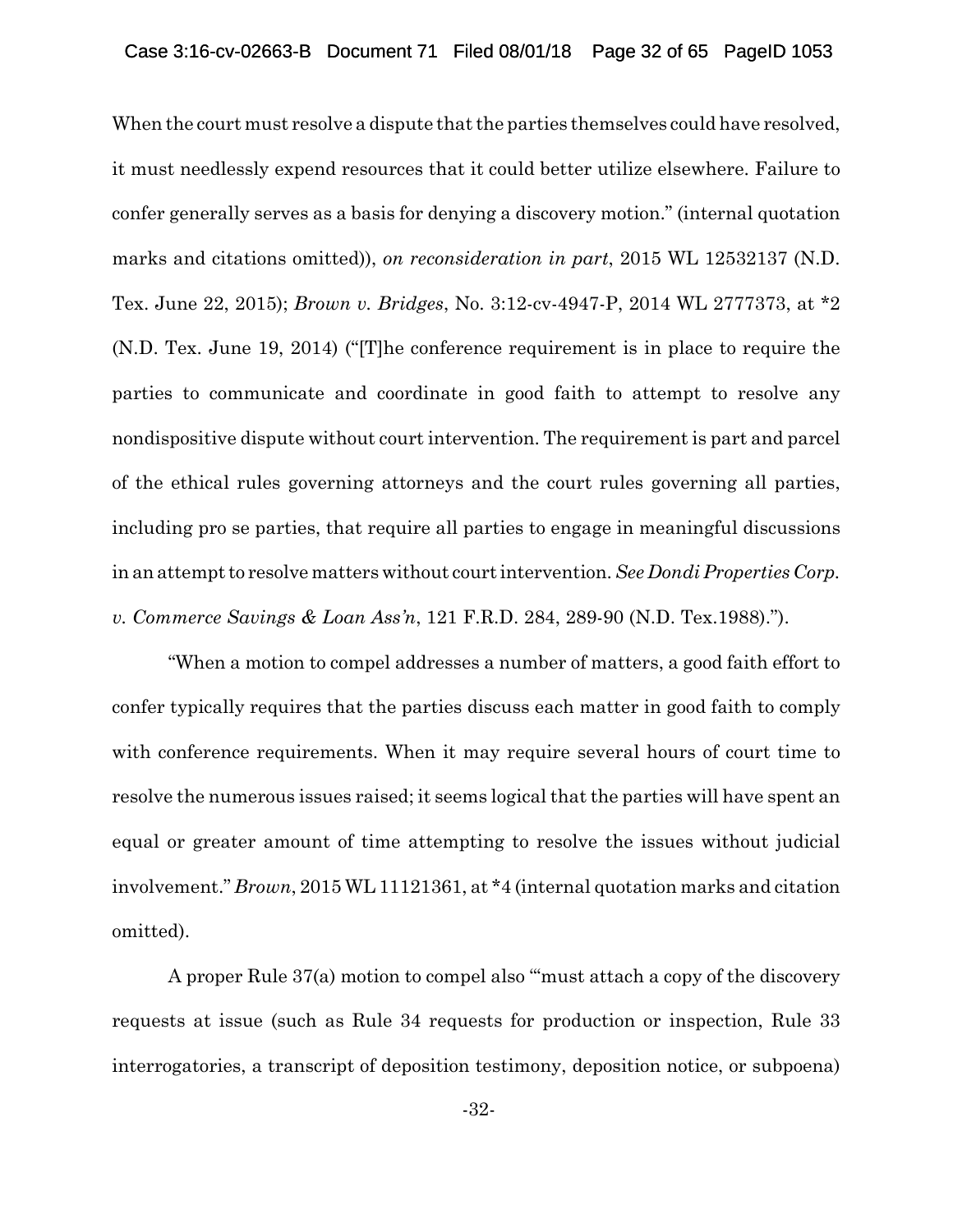When the court must resolve a dispute that the parties themselves could have resolved, it must needlessly expend resources that it could better utilize elsewhere. Failure to confer generally serves as a basis for denying a discovery motion." (internal quotation marks and citations omitted)), *on reconsideration in part*, 2015 WL 12532137 (N.D. Tex. June 22, 2015); *Brown v. Bridges*, No. 3:12-cv-4947-P, 2014 WL 2777373, at *2 (N.D. Tex. June 19, 2014) ("[T]he conference requirement is in place to require the parties to communicate and coordinate in good faith to attempt to resolve any nondispositive dispute without court intervention. The requirement is part and parcel of the ethical rules governing attorneys and the court rules governing all parties, including pro se parties, that require all parties to engage in meaningful discussions in an attempt to resolve matters without court intervention. *See Dondi Properties Corp. v. Commerce Savings & Loan Ass'n*, 121 F.R.D. 284, 289-90 (N.D. Tex.1988).").

"When a motion to compel addresses a number of matters, a good faith effort to confer typically requires that the parties discuss each matter in good faith to comply with conference requirements. When it may require several hours of court time to resolve the numerous issues raised; it seems logical that the parties will have spent an equal or greater amount of time attempting to resolve the issues without judicial involvement." *Brown*, 2015 WL 11121361, at *4 (internal quotation marks and citation omitted).

A proper Rule 37(a) motion to compel also "'must attach a copy of the discovery requests at issue (such as Rule 34 requests for production or inspection, Rule 33 interrogatories, a transcript of deposition testimony, deposition notice, or subpoena)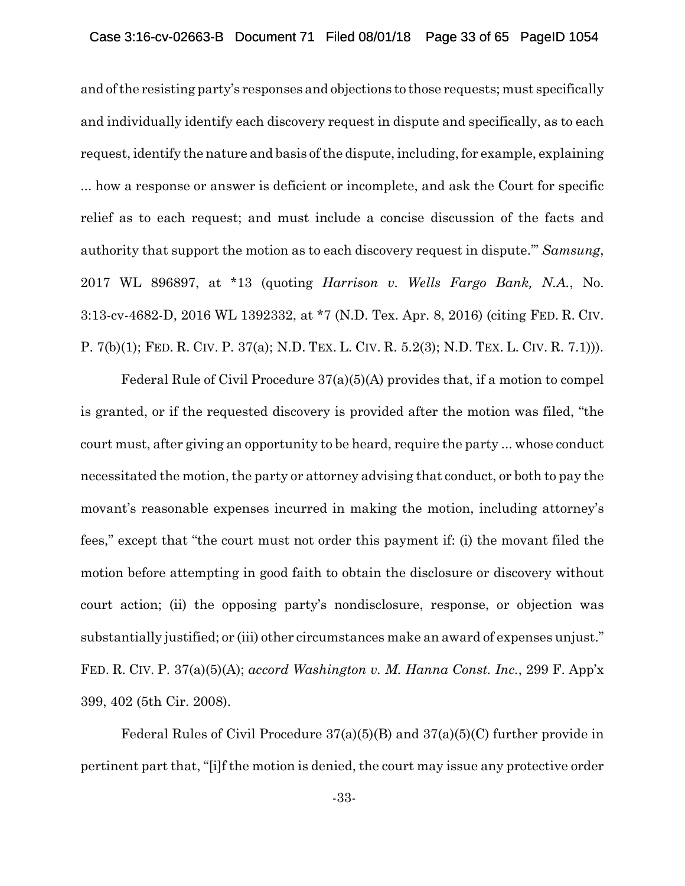and of the resisting party's responses and objections to those requests; must specifically and individually identify each discovery request in dispute and specifically, as to each request, identify the nature and basis of the dispute, including, for example, explaining ... how a response or answer is deficient or incomplete, and ask the Court for specific relief as to each request; and must include a concise discussion of the facts and authority that support the motion as to each discovery request in dispute.'" *Samsung*, 2017 WL 896897, at *13 (quoting *Harrison v. Wells Fargo Bank, N.A.*, No. 3:13-cv-4682-D, 2016 WL 1392332, at *7 (N.D. Tex. Apr. 8, 2016) (citing FED. R. CIV. P. 7(b)(1); FED. R. CIV. P. 37(a); N.D. TEX. L. CIV. R. 5.2(3); N.D. TEX. L. CIV. R. 7.1))).

Federal Rule of Civil Procedure 37(a)(5)(A) provides that, if a motion to compel is granted, or if the requested discovery is provided after the motion was filed, "the court must, after giving an opportunity to be heard, require the party ... whose conduct necessitated the motion, the party or attorney advising that conduct, or both to pay the movant's reasonable expenses incurred in making the motion, including attorney's fees," except that "the court must not order this payment if: (i) the movant filed the motion before attempting in good faith to obtain the disclosure or discovery without court action; (ii) the opposing party's nondisclosure, response, or objection was substantially justified; or (iii) other circumstances make an award of expenses unjust." FED. R. CIV. P. 37(a)(5)(A); *accord Washington v. M. Hanna Const. Inc.*, 299 F. App'x 399, 402 (5th Cir. 2008).

Federal Rules of Civil Procedure 37(a)(5)(B) and 37(a)(5)(C) further provide in pertinent part that, "[i]f the motion is denied, the court may issue any protective order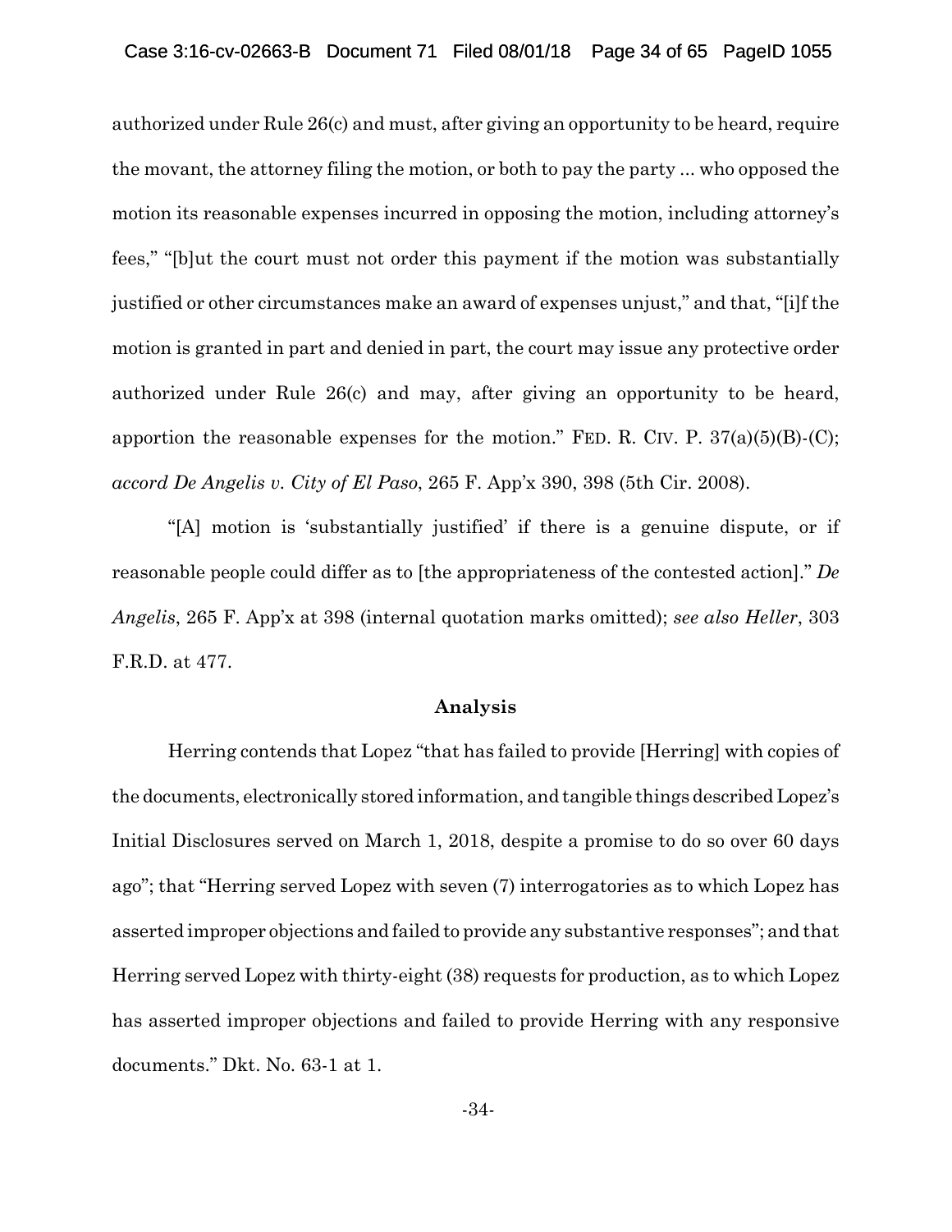authorized under Rule 26(c) and must, after giving an opportunity to be heard, require the movant, the attorney filing the motion, or both to pay the party ... who opposed the motion its reasonable expenses incurred in opposing the motion, including attorney's fees," "[b]ut the court must not order this payment if the motion was substantially justified or other circumstances make an award of expenses unjust," and that, "[i]f the motion is granted in part and denied in part, the court may issue any protective order authorized under Rule 26(c) and may, after giving an opportunity to be heard, apportion the reasonable expenses for the motion." FED. R. CIV. P. 37(a)(5)(B)-(C); *accord De Angelis v. City of El Paso*, 265 F. App'x 390, 398 (5th Cir. 2008).

"[A] motion is 'substantially justified' if there is a genuine dispute, or if reasonable people could differ as to [the appropriateness of the contested action]." *De Angelis*, 265 F. App'x at 398 (internal quotation marks omitted); *see also Heller*, 303 F.R.D. at 477.

### Analysis

Herring contends that Lopez "that has failed to provide [Herring] with copies of the documents, electronically stored information, and tangible things described Lopez's Initial Disclosures served on March 1, 2018, despite a promise to do so over 60 days ago"; that "Herring served Lopez with seven (7) interrogatories as to which Lopez has asserted improper objections and failed to provide any substantive responses"; and that Herring served Lopez with thirty-eight (38) requests for production, as to which Lopez has asserted improper objections and failed to provide Herring with any responsive documents." Dkt. No. 63-1 at 1.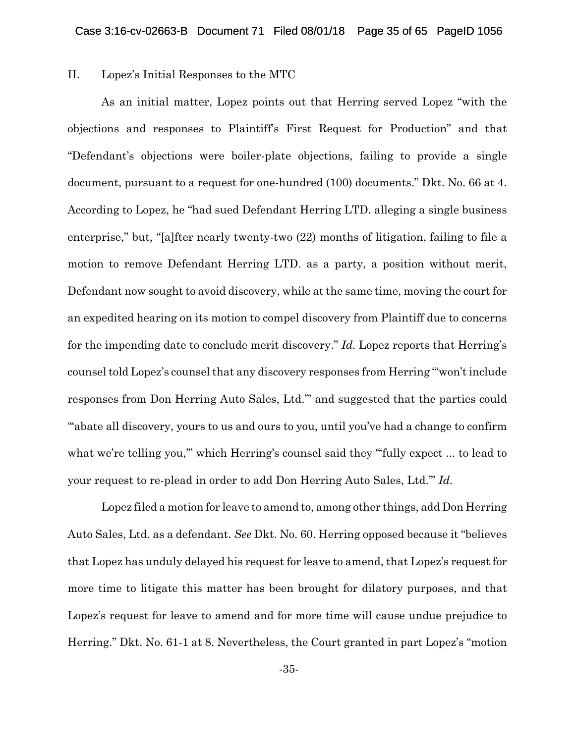## II. Lopez's Initial Responses to the MTC

As an initial matter, Lopez points out that Herring served Lopez "with the objections and responses to Plaintiff's First Request for Production" and that "Defendant's objections were boiler-plate objections, failing to provide a single document, pursuant to a request for one-hundred (100) documents." Dkt. No. 66 at 4. According to Lopez, he "had sued Defendant Herring LTD. alleging a single business enterprise," but, "[a]fter nearly twenty-two (22) months of litigation, failing to file a motion to remove Defendant Herring LTD. as a party, a position without merit, Defendant now sought to avoid discovery, while at the same time, moving the court for an expedited hearing on its motion to compel discovery from Plaintiff due to concerns for the impending date to conclude merit discovery." *Id.* Lopez reports that Herring's counsel told Lopez's counsel that any discovery responses from Herring "'won't include responses from Don Herring Auto Sales, Ltd.'" and suggested that the parties could "'abate all discovery, yours to us and ours to you, until you've had a change to confirm what we're telling you,'" which Herring's counsel said they "'fully expect ... to lead to your request to re-plead in order to add Don Herring Auto Sales, Ltd.'" *Id.*

Lopez filed a motion for leave to amend to, among other things, add Don Herring Auto Sales, Ltd. as a defendant. *See* Dkt. No. 60. Herring opposed because it "believes that Lopez has unduly delayed his request for leave to amend, that Lopez's request for more time to litigate this matter has been brought for dilatory purposes, and that Lopez's request for leave to amend and for more time will cause undue prejudice to Herring." Dkt. No. 61-1 at 8. Nevertheless, the Court granted in part Lopez's "motion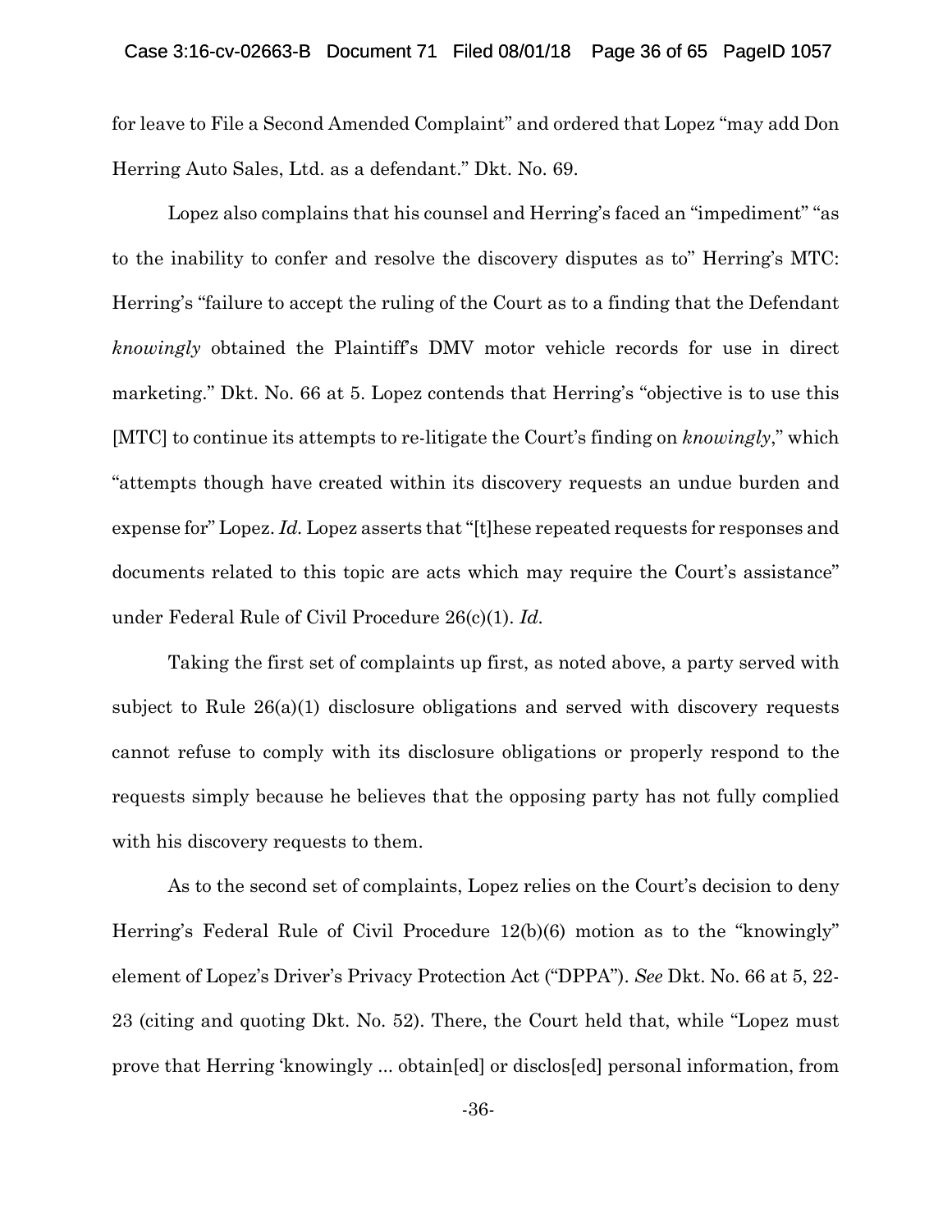for leave to File a Second Amended Complaint" and ordered that Lopez "may add Don Herring Auto Sales, Ltd. as a defendant." Dkt. No. 69.

Lopez also complains that his counsel and Herring's faced an "impediment" "as to the inability to confer and resolve the discovery disputes as to" Herring's MTC: Herring's "failure to accept the ruling of the Court as to a finding that the Defendant *knowingly* obtained the Plaintiff's DMV motor vehicle records for use in direct marketing." Dkt. No. 66 at 5. Lopez contends that Herring's "objective is to use this [MTC] to continue its attempts to re-litigate the Court's finding on *knowingly*," which "attempts though have created within its discovery requests an undue burden and expense for" Lopez. *Id.* Lopez asserts that "[t]hese repeated requests for responses and documents related to this topic are acts which may require the Court's assistance" under Federal Rule of Civil Procedure 26(c)(1). *Id.*

Taking the first set of complaints up first, as noted above, a party served with subject to Rule 26(a)(1) disclosure obligations and served with discovery requests cannot refuse to comply with its disclosure obligations or properly respond to the requests simply because he believes that the opposing party has not fully complied with his discovery requests to them.

As to the second set of complaints, Lopez relies on the Court's decision to deny Herring's Federal Rule of Civil Procedure 12(b)(6) motion as to the "knowingly" element of Lopez's Driver's Privacy Protection Act ("DPPA"). *See* Dkt. No. 66 at 5, 22-23 (citing and quoting Dkt. No. 52). There, the Court held that, while "Lopez must prove that Herring 'knowingly ... obtain[ed] or disclos[ed] personal information, from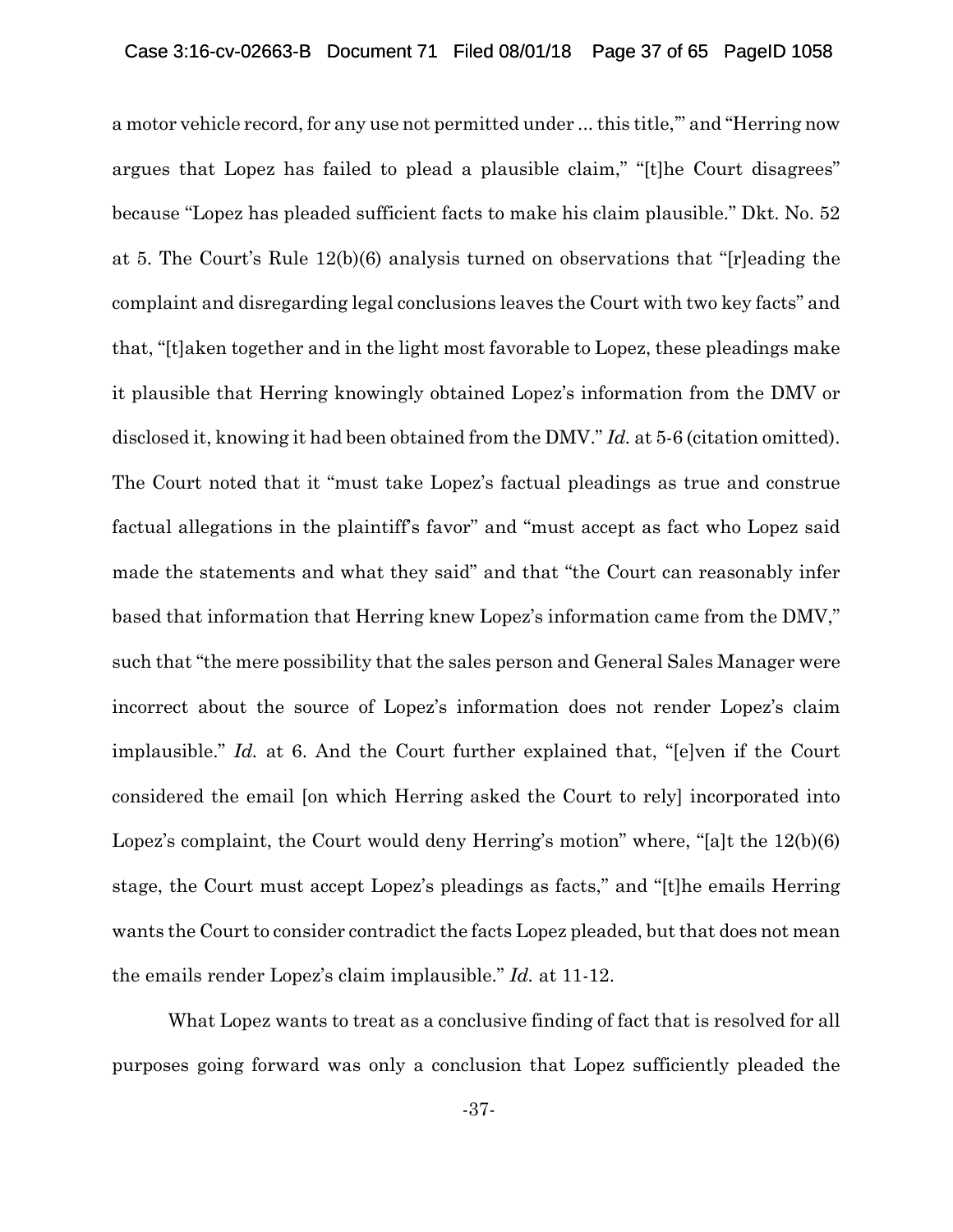a motor vehicle record, for any use not permitted under ... this title,'" and "Herring now argues that Lopez has failed to plead a plausible claim," "[t]he Court disagrees" because "Lopez has pleaded sufficient facts to make his claim plausible." Dkt. No. 52 at 5. The Court's Rule 12(b)(6) analysis turned on observations that "[r]eading the complaint and disregarding legal conclusions leaves the Court with two key facts" and that, "[t]aken together and in the light most favorable to Lopez, these pleadings make it plausible that Herring knowingly obtained Lopez's information from the DMV or disclosed it, knowing it had been obtained from the DMV." *Id.* at 5-6 (citation omitted). The Court noted that it "must take Lopez's factual pleadings as true and construe factual allegations in the plaintiff's favor" and "must accept as fact who Lopez said made the statements and what they said" and that "the Court can reasonably infer based that information that Herring knew Lopez's information came from the DMV," such that "the mere possibility that the sales person and General Sales Manager were incorrect about the source of Lopez's information does not render Lopez's claim implausible." *Id.* at 6. And the Court further explained that, "[e]ven if the Court considered the email [on which Herring asked the Court to rely] incorporated into Lopez's complaint, the Court would deny Herring's motion" where, "[a]t the 12(b)(6) stage, the Court must accept Lopez's pleadings as facts," and "[t]he emails Herring wants the Court to consider contradict the facts Lopez pleaded, but that does not mean the emails render Lopez's claim implausible." *Id.* at 11-12.

What Lopez wants to treat as a conclusive finding of fact that is resolved for all purposes going forward was only a conclusion that Lopez sufficiently pleaded the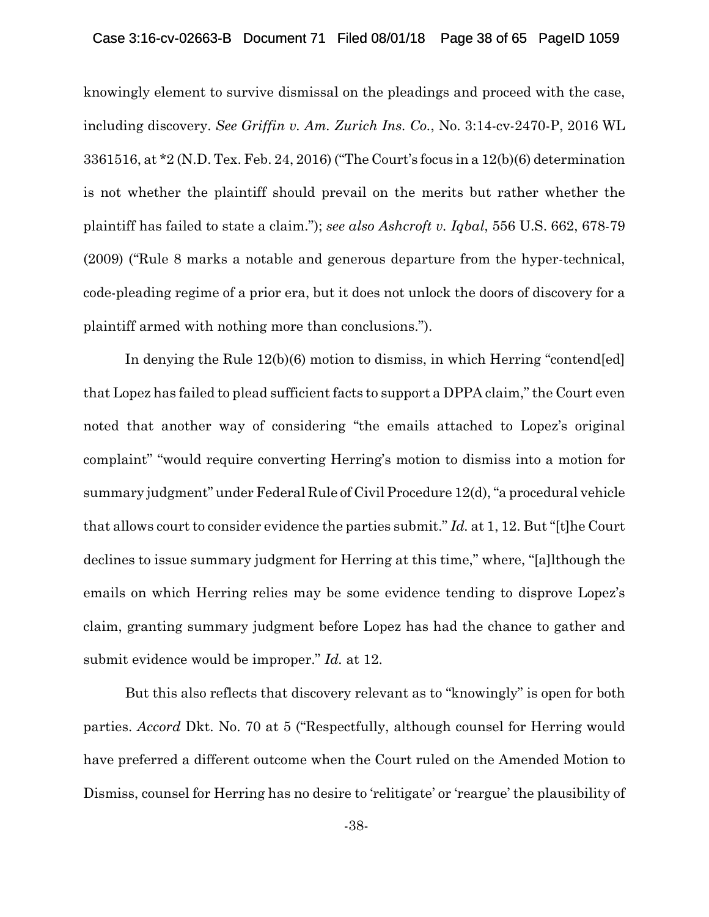knowingly element to survive dismissal on the pleadings and proceed with the case, including discovery. *See Griffin v. Am. Zurich Ins. Co.*, No. 3:14-cv-2470-P, 2016 WL 3361516, at *2 (N.D. Tex. Feb. 24, 2016) ("The Court's focus in a 12(b)(6) determination is not whether the plaintiff should prevail on the merits but rather whether the plaintiff has failed to state a claim."); *see also Ashcroft v. Iqbal*, 556 U.S. 662, 678-79 (2009) ("Rule 8 marks a notable and generous departure from the hyper-technical, code-pleading regime of a prior era, but it does not unlock the doors of discovery for a plaintiff armed with nothing more than conclusions.").

In denying the Rule 12(b)(6) motion to dismiss, in which Herring "contend[ed] that Lopez has failed to plead sufficient facts to support a DPPA claim," the Court even noted that another way of considering "the emails attached to Lopez's original complaint" "would require converting Herring's motion to dismiss into a motion for summary judgment" under Federal Rule of Civil Procedure 12(d), "a procedural vehicle that allows court to consider evidence the parties submit." *Id.* at 1, 12. But "[t]he Court declines to issue summary judgment for Herring at this time," where, "[a]lthough the emails on which Herring relies may be some evidence tending to disprove Lopez's claim, granting summary judgment before Lopez has had the chance to gather and submit evidence would be improper." *Id.* at 12.

But this also reflects that discovery relevant as to "knowingly" is open for both parties. *Accord* Dkt. No. 70 at 5 ("Respectfully, although counsel for Herring would have preferred a different outcome when the Court ruled on the Amended Motion to Dismiss, counsel for Herring has no desire to 'relitigate' or 'reargue' the plausibility of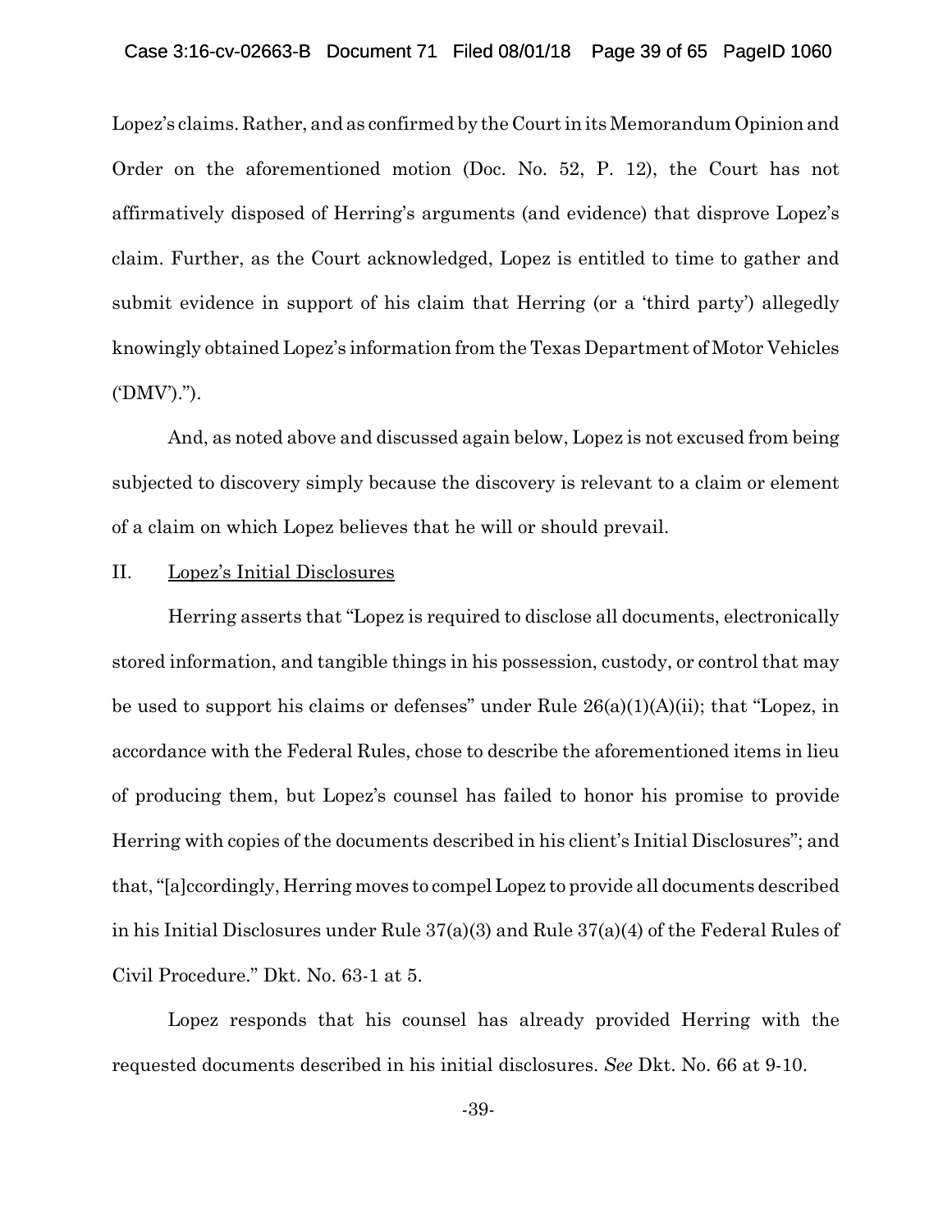Lopez's claims. Rather, and as confirmed by the Court in its Memorandum Opinion and Order on the aforementioned motion (Doc. No. 52, P. 12), the Court has not affirmatively disposed of Herring's arguments (and evidence) that disprove Lopez's claim. Further, as the Court acknowledged, Lopez is entitled to time to gather and submit evidence in support of his claim that Herring (or a 'third party') allegedly knowingly obtained Lopez's information from the Texas Department of Motor Vehicles ('DMV').").

And, as noted above and discussed again below, Lopez is not excused from being subjected to discovery simply because the discovery is relevant to a claim or element of a claim on which Lopez believes that he will or should prevail.

II. Lopez's Initial Disclosures

Herring asserts that "Lopez is required to disclose all documents, electronically stored information, and tangible things in his possession, custody, or control that may be used to support his claims or defenses" under Rule 26(a)(1)(A)(ii); that "Lopez, in accordance with the Federal Rules, chose to describe the aforementioned items in lieu of producing them, but Lopez's counsel has failed to honor his promise to provide Herring with copies of the documents described in his client's Initial Disclosures"; and that, "[a]ccordingly, Herring moves to compel Lopez to provide all documents described in his Initial Disclosures under Rule 37(a)(3) and Rule 37(a)(4) of the Federal Rules of Civil Procedure." Dkt. No. 63-1 at 5.

Lopez responds that his counsel has already provided Herring with the requested documents described in his initial disclosures. *See* Dkt. No. 66 at 9-10.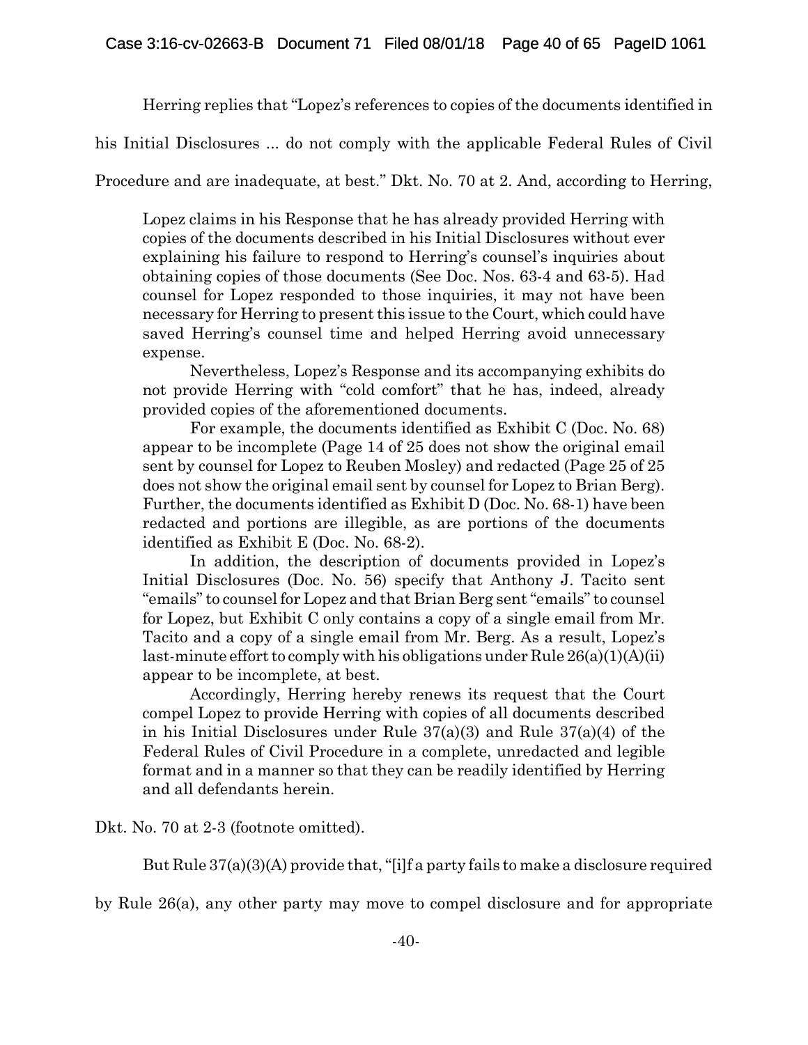Herring replies that "Lopez's references to copies of the documents identified in his Initial Disclosures ... do not comply with the applicable Federal Rules of Civil Procedure and are inadequate, at best." Dkt. No. 70 at 2. And, according to Herring,

> Lopez claims in his Response that he has already provided Herring with copies of the documents described in his Initial Disclosures without ever explaining his failure to respond to Herring's counsel's inquiries about obtaining copies of those documents (See Doc. Nos. 63-4 and 63-5). Had counsel for Lopez responded to those inquiries, it may not have been necessary for Herring to present this issue to the Court, which could have saved Herring's counsel time and helped Herring avoid unnecessary expense.
>
> Nevertheless, Lopez's Response and its accompanying exhibits do not provide Herring with "cold comfort" that he has, indeed, already provided copies of the aforementioned documents.
>
> For example, the documents identified as Exhibit C (Doc. No. 68) appear to be incomplete (Page 14 of 25 does not show the original email sent by counsel for Lopez to Reuben Mosley) and redacted (Page 25 of 25 does not show the original email sent by counsel for Lopez to Brian Berg). Further, the documents identified as Exhibit D (Doc. No. 68-1) have been redacted and portions are illegible, as are portions of the documents identified as Exhibit E (Doc. No. 68-2).
>
> In addition, the description of documents provided in Lopez's Initial Disclosures (Doc. No. 56) specify that Anthony J. Tacito sent "emails" to counsel for Lopez and that Brian Berg sent "emails" to counsel for Lopez, but Exhibit C only contains a copy of a single email from Mr. Tacito and a copy of a single email from Mr. Berg. As a result, Lopez's last-minute effort to comply with his obligations under Rule 26(a)(1)(A)(ii) appear to be incomplete, at best.
>
> Accordingly, Herring hereby renews its request that the Court compel Lopez to provide Herring with copies of all documents described in his Initial Disclosures under Rule 37(a)(3) and Rule 37(a)(4) of the Federal Rules of Civil Procedure in a complete, unredacted and legible format and in a manner so that they can be readily identified by Herring and all defendants herein.

Dkt. No. 70 at 2-3 (footnote omitted).

But Rule 37(a)(3)(A) provide that, "[i]f a party fails to make a disclosure required by Rule 26(a), any other party may move to compel disclosure and for appropriate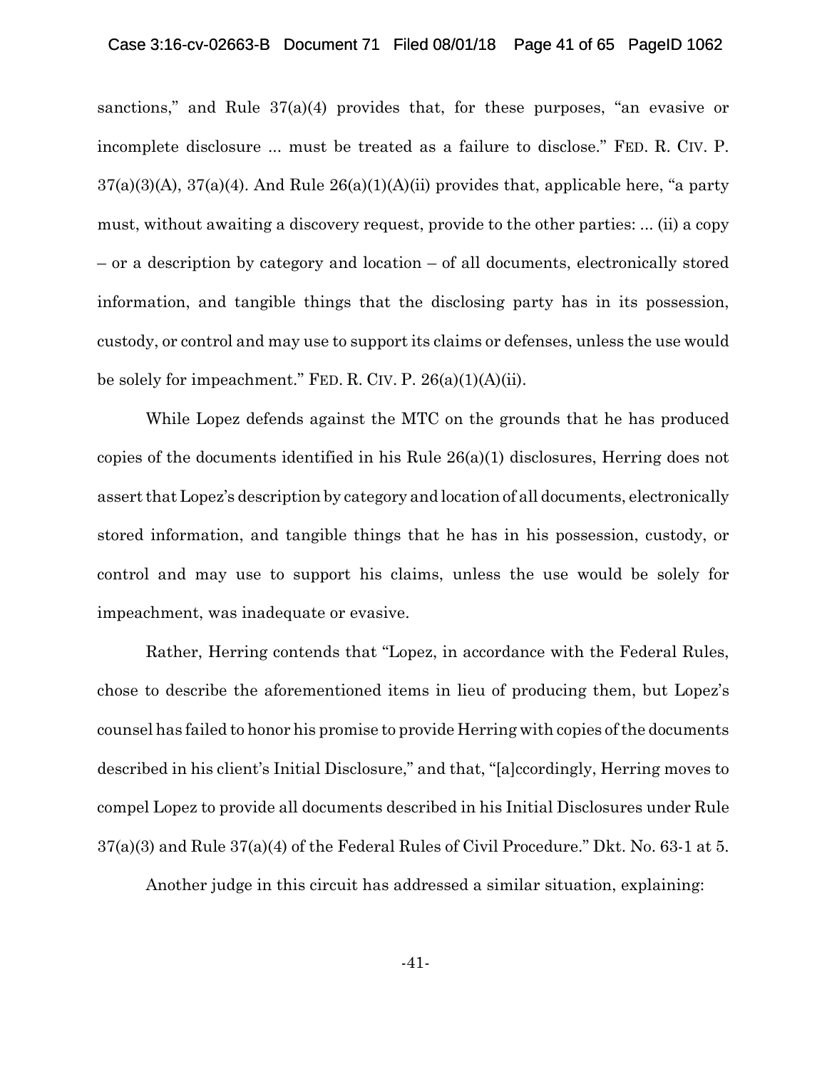sanctions," and Rule 37(a)(4) provides that, for these purposes, "an evasive or incomplete disclosure ... must be treated as a failure to disclose." FED. R. CIV. P. 37(a)(3)(A), 37(a)(4). And Rule 26(a)(1)(A)(ii) provides that, applicable here, "a party must, without awaiting a discovery request, provide to the other parties: ... (ii) a copy – or a description by category and location – of all documents, electronically stored information, and tangible things that the disclosing party has in its possession, custody, or control and may use to support its claims or defenses, unless the use would be solely for impeachment." FED. R. CIV. P. 26(a)(1)(A)(ii).

While Lopez defends against the MTC on the grounds that he has produced copies of the documents identified in his Rule 26(a)(1) disclosures, Herring does not assert that Lopez's description by category and location of all documents, electronically stored information, and tangible things that he has in his possession, custody, or control and may use to support his claims, unless the use would be solely for impeachment, was inadequate or evasive.

Rather, Herring contends that "Lopez, in accordance with the Federal Rules, chose to describe the aforementioned items in lieu of producing them, but Lopez's counsel has failed to honor his promise to provide Herring with copies of the documents described in his client's Initial Disclosure," and that, "[a]ccordingly, Herring moves to compel Lopez to provide all documents described in his Initial Disclosures under Rule 37(a)(3) and Rule 37(a)(4) of the Federal Rules of Civil Procedure." Dkt. No. 63-1 at 5.

Another judge in this circuit has addressed a similar situation, explaining: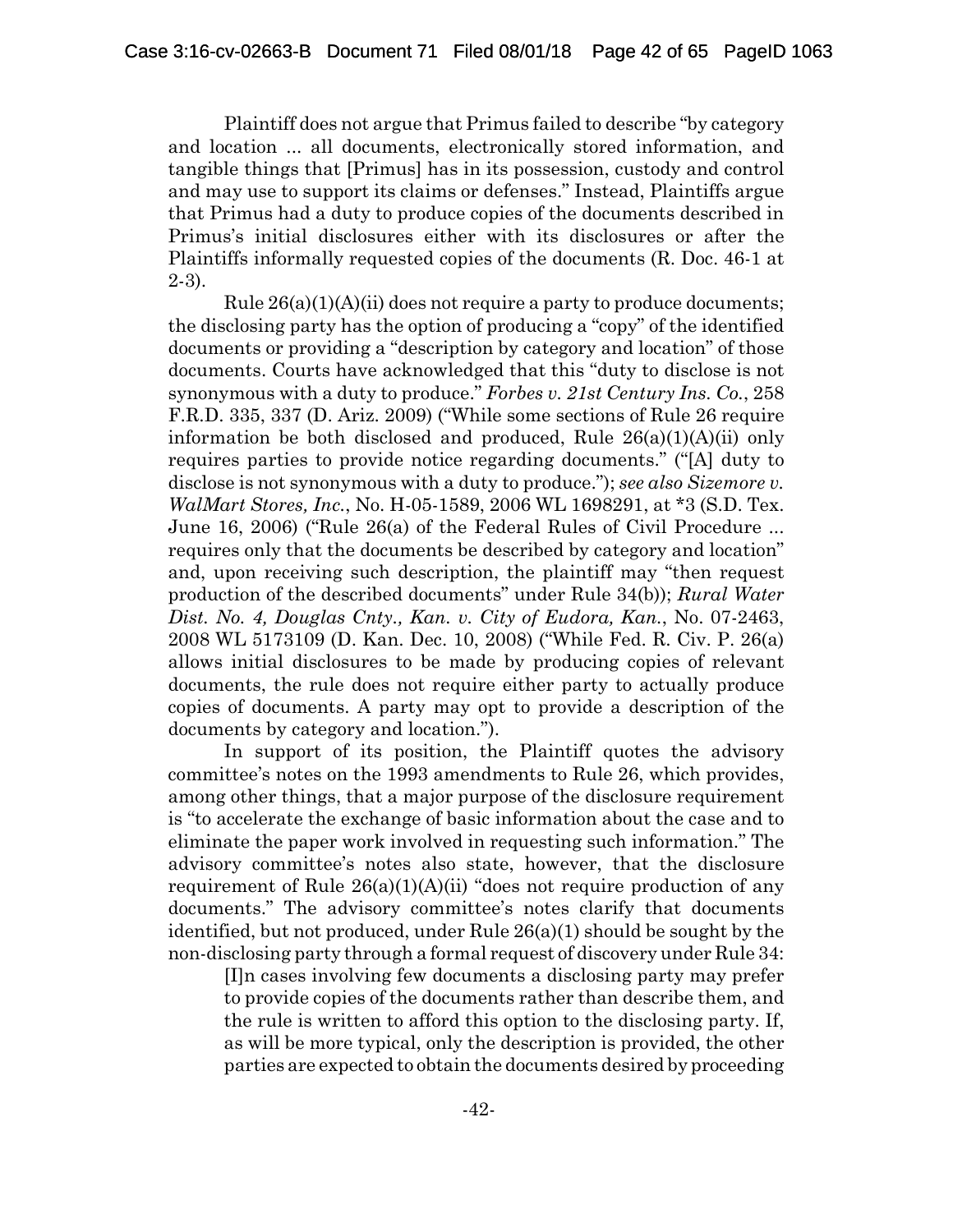Plaintiff does not argue that Primus failed to describe "by category and location ... all documents, electronically stored information, and tangible things that [Primus] has in its possession, custody and control and may use to support its claims or defenses." Instead, Plaintiffs argue that Primus had a duty to produce copies of the documents described in Primus's initial disclosures either with its disclosures or after the Plaintiffs informally requested copies of the documents (R. Doc. 46-1 at 2-3).

Rule 26(a)(1)(A)(ii) does not require a party to produce documents; the disclosing party has the option of producing a "copy" of the identified documents or providing a "description by category and location" of those documents. Courts have acknowledged that this "duty to disclose is not synonymous with a duty to produce." *Forbes v. 21st Century Ins. Co.*, 258 F.R.D. 335, 337 (D. Ariz. 2009) ("While some sections of Rule 26 require information be both disclosed and produced, Rule 26(a)(1)(A)(ii) only requires parties to provide notice regarding documents." ("[A] duty to disclose is not synonymous with a duty to produce."); *see also Sizemore v. WalMart Stores, Inc.*, No. H-05-1589, 2006 WL 1698291, at *3 (S.D. Tex. June 16, 2006) ("Rule 26(a) of the Federal Rules of Civil Procedure ... requires only that the documents be described by category and location" and, upon receiving such description, the plaintiff may "then request production of the described documents" under Rule 34(b)); *Rural Water Dist. No. 4, Douglas Cnty., Kan. v. City of Eudora, Kan.*, No. 07-2463, 2008 WL 5173109 (D. Kan. Dec. 10, 2008) ("While Fed. R. Civ. P. 26(a) allows initial disclosures to be made by producing copies of relevant documents, the rule does not require either party to actually produce copies of documents. A party may opt to provide a description of the documents by category and location.").

In support of its position, the Plaintiff quotes the advisory committee's notes on the 1993 amendments to Rule 26, which provides, among other things, that a major purpose of the disclosure requirement is "to accelerate the exchange of basic information about the case and to eliminate the paper work involved in requesting such information." The advisory committee's notes also state, however, that the disclosure requirement of Rule 26(a)(1)(A)(ii) "does not require production of any documents." The advisory committee's notes clarify that documents identified, but not produced, under Rule 26(a)(1) should be sought by the non-disclosing party through a formal request of discovery under Rule 34:

> [I]n cases involving few documents a disclosing party may prefer to provide copies of the documents rather than describe them, and the rule is written to afford this option to the disclosing party. If, as will be more typical, only the description is provided, the other parties are expected to obtain the documents desired by proceeding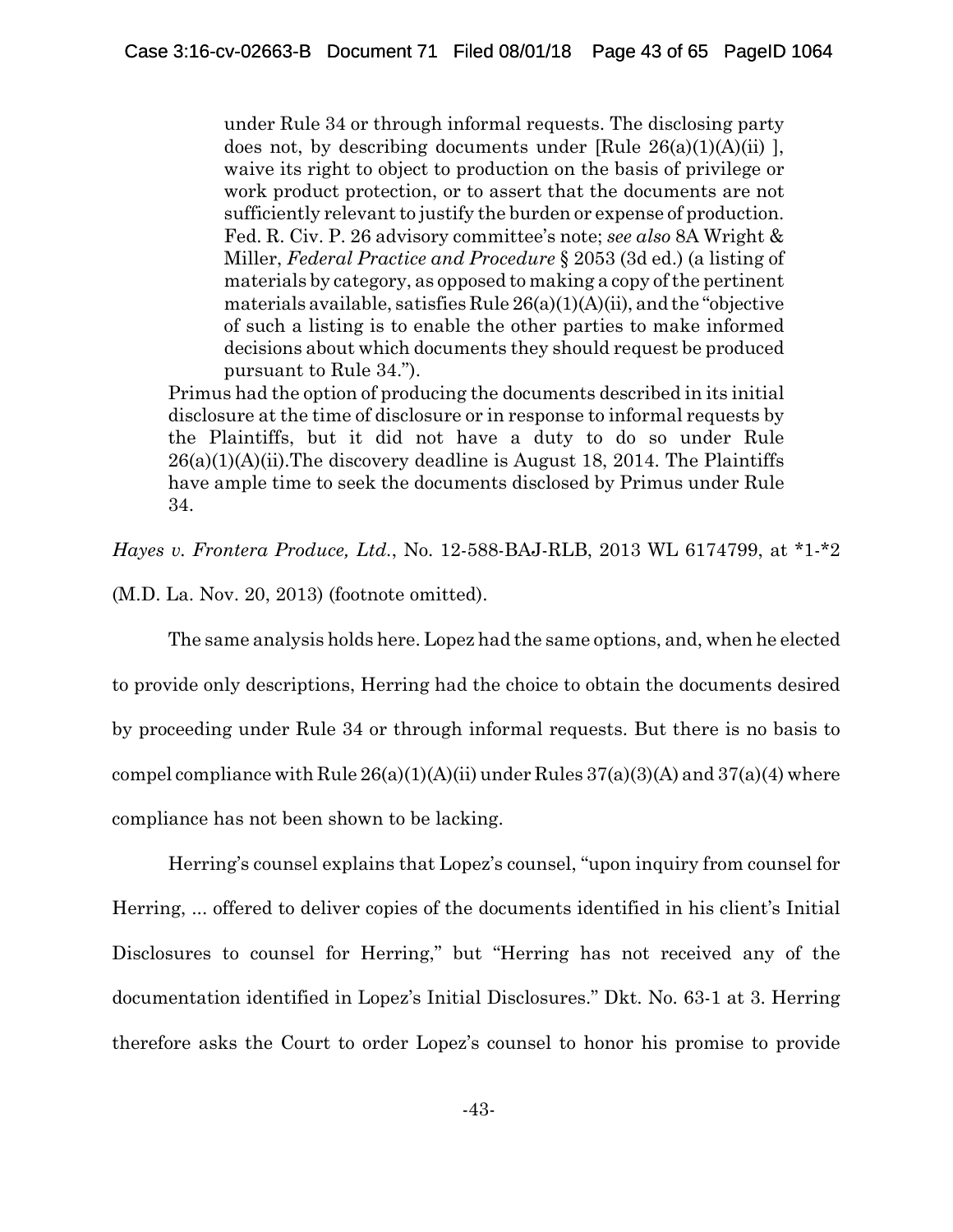> under Rule 34 or through informal requests. The disclosing party does not, by describing documents under [Rule 26(a)(1)(A)(ii) ], waive its right to object to production on the basis of privilege or work product protection, or to assert that the documents are not sufficiently relevant to justify the burden or expense of production. Fed. R. Civ. P. 26 advisory committee's note; *see also* 8A Wright & Miller, *Federal Practice and Procedure* § 2053 (3d ed.) (a listing of materials by category, as opposed to making a copy of the pertinent materials available, satisfies Rule 26(a)(1)(A)(ii), and the "objective of such a listing is to enable the other parties to make informed decisions about which documents they should request be produced pursuant to Rule 34.").
>
> Primus had the option of producing the documents described in its initial disclosure at the time of disclosure or in response to informal requests by the Plaintiffs, but it did not have a duty to do so under Rule 26(a)(1)(A)(ii).The discovery deadline is August 18, 2014. The Plaintiffs have ample time to seek the documents disclosed by Primus under Rule 34.

*Hayes v. Frontera Produce, Ltd.*, No. 12-588-BAJ-RLB, 2013 WL 6174799, at *1-*2 (M.D. La. Nov. 20, 2013) (footnote omitted).

The same analysis holds here. Lopez had the same options, and, when he elected to provide only descriptions, Herring had the choice to obtain the documents desired by proceeding under Rule 34 or through informal requests. But there is no basis to compel compliance with Rule 26(a)(1)(A)(ii) under Rules 37(a)(3)(A) and 37(a)(4) where compliance has not been shown to be lacking.

Herring's counsel explains that Lopez's counsel, "upon inquiry from counsel for Herring, ... offered to deliver copies of the documents identified in his client's Initial Disclosures to counsel for Herring," but "Herring has not received any of the documentation identified in Lopez's Initial Disclosures." Dkt. No. 63-1 at 3. Herring therefore asks the Court to order Lopez's counsel to honor his promise to provide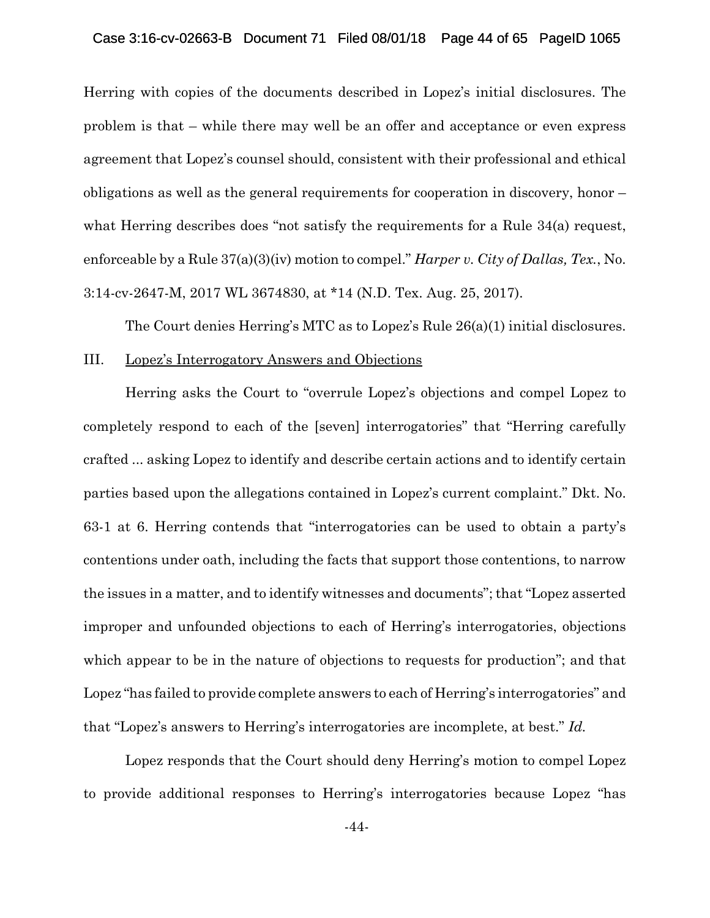Herring with copies of the documents described in Lopez's initial disclosures. The problem is that – while there may well be an offer and acceptance or even express agreement that Lopez's counsel should, consistent with their professional and ethical obligations as well as the general requirements for cooperation in discovery, honor – what Herring describes does "not satisfy the requirements for a Rule 34(a) request, enforceable by a Rule 37(a)(3)(iv) motion to compel." *Harper v. City of Dallas, Tex.*, No. 3:14-cv-2647-M, 2017 WL 3674830, at *14 (N.D. Tex. Aug. 25, 2017).

The Court denies Herring's MTC as to Lopez's Rule 26(a)(1) initial disclosures.

## III. Lopez's Interrogatory Answers and Objections

Herring asks the Court to "overrule Lopez's objections and compel Lopez to completely respond to each of the [seven] interrogatories" that "Herring carefully crafted ... asking Lopez to identify and describe certain actions and to identify certain parties based upon the allegations contained in Lopez's current complaint." Dkt. No. 63-1 at 6. Herring contends that "interrogatories can be used to obtain a party's contentions under oath, including the facts that support those contentions, to narrow the issues in a matter, and to identify witnesses and documents"; that "Lopez asserted improper and unfounded objections to each of Herring's interrogatories, objections which appear to be in the nature of objections to requests for production"; and that Lopez "has failed to provide complete answers to each of Herring's interrogatories" and that "Lopez's answers to Herring's interrogatories are incomplete, at best." *Id.*

Lopez responds that the Court should deny Herring's motion to compel Lopez to provide additional responses to Herring's interrogatories because Lopez "has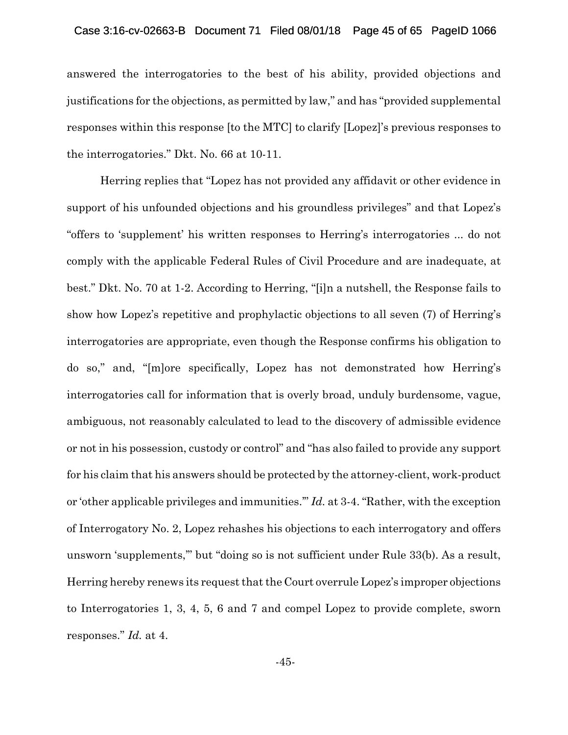answered the interrogatories to the best of his ability, provided objections and justifications for the objections, as permitted by law," and has "provided supplemental responses within this response [to the MTC] to clarify [Lopez]'s previous responses to the interrogatories." Dkt. No. 66 at 10-11.

Herring replies that "Lopez has not provided any affidavit or other evidence in support of his unfounded objections and his groundless privileges" and that Lopez's "offers to 'supplement' his written responses to Herring's interrogatories ... do not comply with the applicable Federal Rules of Civil Procedure and are inadequate, at best." Dkt. No. 70 at 1-2. According to Herring, "[i]n a nutshell, the Response fails to show how Lopez's repetitive and prophylactic objections to all seven (7) of Herring's interrogatories are appropriate, even though the Response confirms his obligation to do so," and, "[m]ore specifically, Lopez has not demonstrated how Herring's interrogatories call for information that is overly broad, unduly burdensome, vague, ambiguous, not reasonably calculated to lead to the discovery of admissible evidence or not in his possession, custody or control" and "has also failed to provide any support for his claim that his answers should be protected by the attorney-client, work-product or 'other applicable privileges and immunities.'" *Id.* at 3-4. "Rather, with the exception of Interrogatory No. 2, Lopez rehashes his objections to each interrogatory and offers unsworn 'supplements,'" but "doing so is not sufficient under Rule 33(b). As a result, Herring hereby renews its request that the Court overrule Lopez's improper objections to Interrogatories 1, 3, 4, 5, 6 and 7 and compel Lopez to provide complete, sworn responses." *Id.* at 4.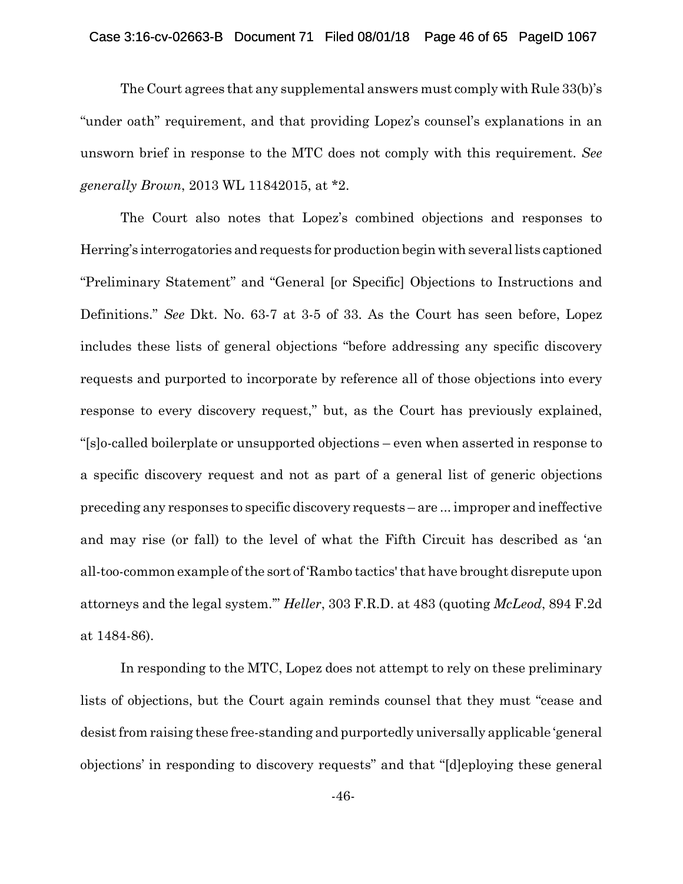The Court agrees that any supplemental answers must comply with Rule 33(b)'s "under oath" requirement, and that providing Lopez's counsel's explanations in an unsworn brief in response to the MTC does not comply with this requirement. *See generally Brown*, 2013 WL 11842015, at *2.

The Court also notes that Lopez's combined objections and responses to Herring's interrogatories and requests for production begin with several lists captioned "Preliminary Statement" and "General [or Specific] Objections to Instructions and Definitions." *See* Dkt. No. 63-7 at 3-5 of 33. As the Court has seen before, Lopez includes these lists of general objections "before addressing any specific discovery requests and purported to incorporate by reference all of those objections into every response to every discovery request," but, as the Court has previously explained, "[s]o-called boilerplate or unsupported objections – even when asserted in response to a specific discovery request and not as part of a general list of generic objections preceding any responses to specific discovery requests – are ... improper and ineffective and may rise (or fall) to the level of what the Fifth Circuit has described as 'an all-too-common example of the sort of 'Rambo tactics' that have brought disrepute upon attorneys and the legal system.'" *Heller*, 303 F.R.D. at 483 (quoting *McLeod*, 894 F.2d at 1484-86).

In responding to the MTC, Lopez does not attempt to rely on these preliminary lists of objections, but the Court again reminds counsel that they must "cease and desist from raising these free-standing and purportedly universally applicable 'general objections' in responding to discovery requests" and that "[d]eploying these general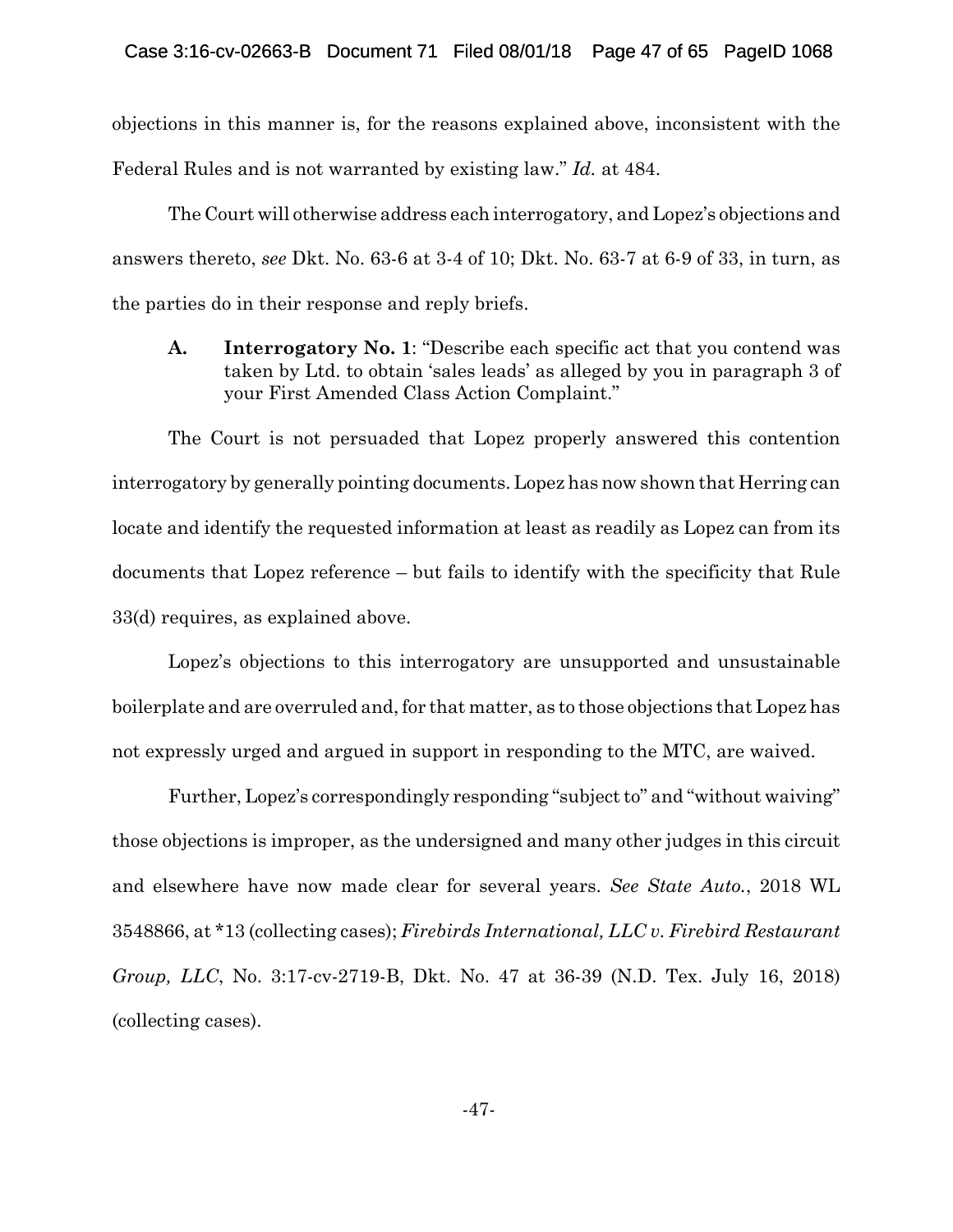objections in this manner is, for the reasons explained above, inconsistent with the Federal Rules and is not warranted by existing law." *Id.* at 484.

The Court will otherwise address each interrogatory, and Lopez's objections and answers thereto, *see* Dkt. No. 63-6 at 3-4 of 10; Dkt. No. 63-7 at 6-9 of 33, in turn, as the parties do in their response and reply briefs.

**A. Interrogatory No. 1**: "Describe each specific act that you contend was taken by Ltd. to obtain 'sales leads' as alleged by you in paragraph 3 of your First Amended Class Action Complaint."

The Court is not persuaded that Lopez properly answered this contention interrogatory by generally pointing documents. Lopez has now shown that Herring can locate and identify the requested information at least as readily as Lopez can from its documents that Lopez reference – but fails to identify with the specificity that Rule 33(d) requires, as explained above.

Lopez's objections to this interrogatory are unsupported and unsustainable boilerplate and are overruled and, for that matter, as to those objections that Lopez has not expressly urged and argued in support in responding to the MTC, are waived.

Further, Lopez's correspondingly responding "subject to" and "without waiving" those objections is improper, as the undersigned and many other judges in this circuit and elsewhere have now made clear for several years. *See State Auto.*, 2018 WL 3548866, at *13 (collecting cases); *Firebirds International, LLC v. Firebird Restaurant Group, LLC*, No. 3:17-cv-2719-B, Dkt. No. 47 at 36-39 (N.D. Tex. July 16, 2018) (collecting cases).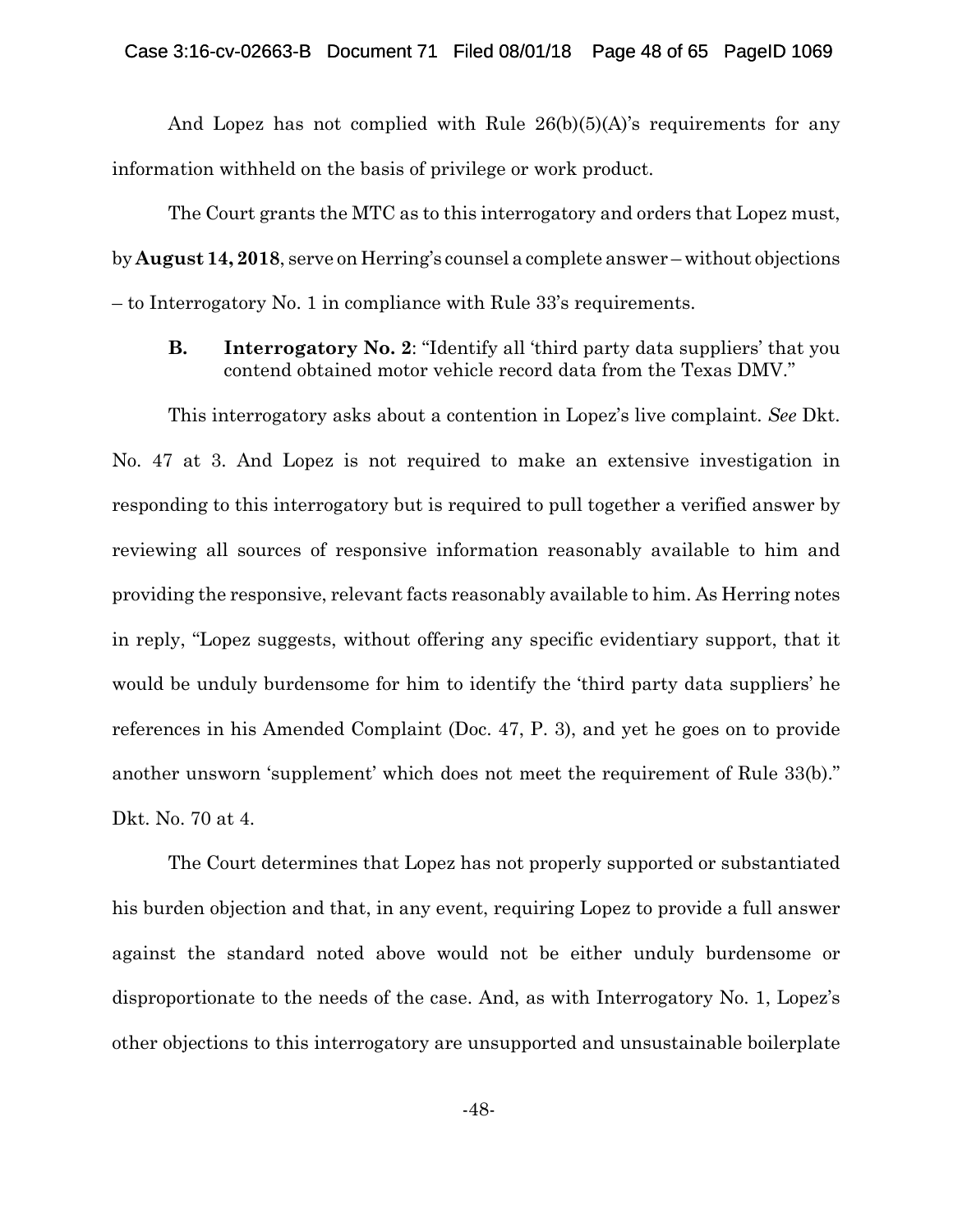And Lopez has not complied with Rule 26(b)(5)(A)'s requirements for any information withheld on the basis of privilege or work product.

The Court grants the MTC as to this interrogatory and orders that Lopez must, by **August 14, 2018**, serve on Herring's counsel a complete answer – without objections – to Interrogatory No. 1 in compliance with Rule 33's requirements.

**B. Interrogatory No. 2**: "Identify all 'third party data suppliers' that you contend obtained motor vehicle record data from the Texas DMV."

This interrogatory asks about a contention in Lopez's live complaint. *See* Dkt. No. 47 at 3. And Lopez is not required to make an extensive investigation in responding to this interrogatory but is required to pull together a verified answer by reviewing all sources of responsive information reasonably available to him and providing the responsive, relevant facts reasonably available to him. As Herring notes in reply, "Lopez suggests, without offering any specific evidentiary support, that it would be unduly burdensome for him to identify the 'third party data suppliers' he references in his Amended Complaint (Doc. 47, P. 3), and yet he goes on to provide another unsworn 'supplement' which does not meet the requirement of Rule 33(b)." Dkt. No. 70 at 4.

The Court determines that Lopez has not properly supported or substantiated his burden objection and that, in any event, requiring Lopez to provide a full answer against the standard noted above would not be either unduly burdensome or disproportionate to the needs of the case. And, as with Interrogatory No. 1, Lopez's other objections to this interrogatory are unsupported and unsustainable boilerplate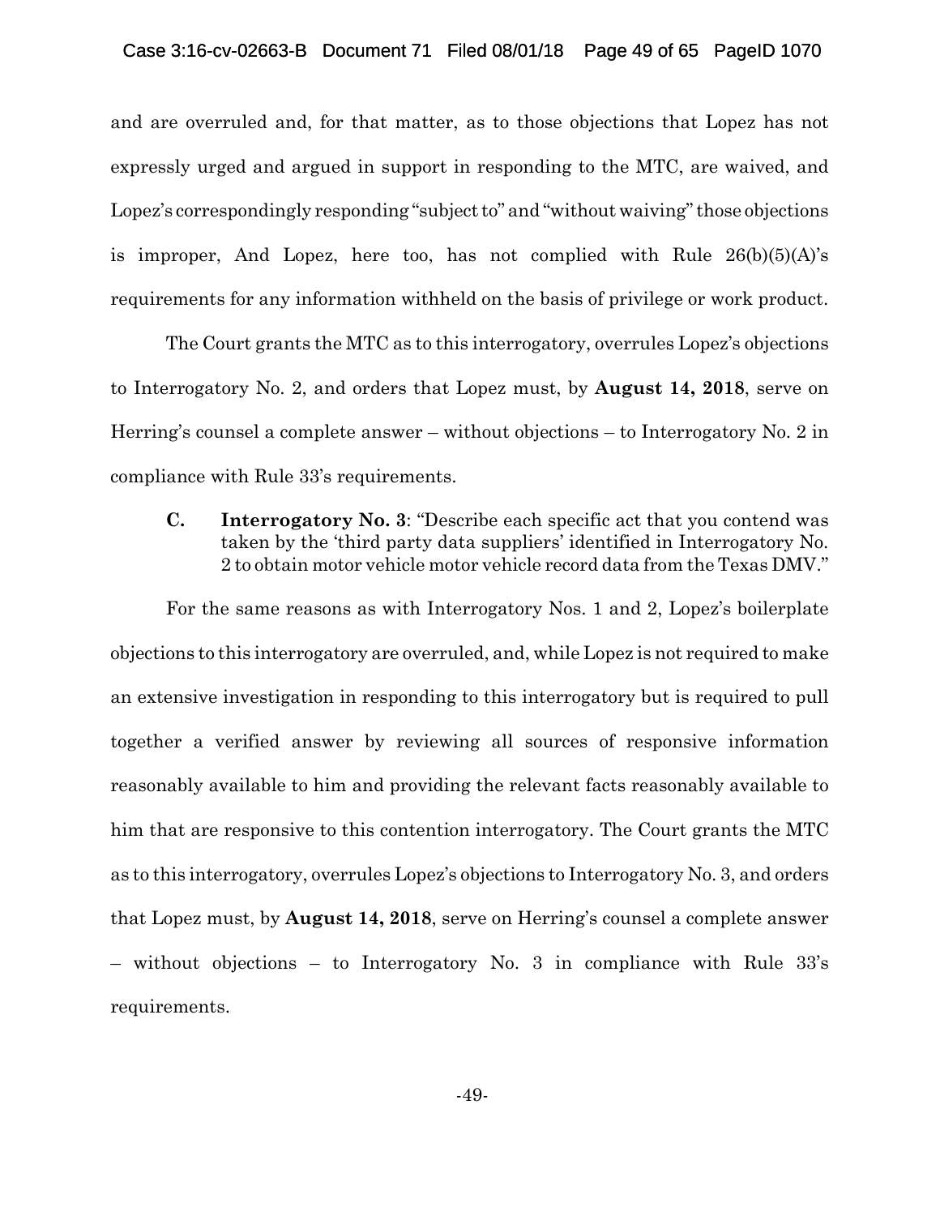and are overruled and, for that matter, as to those objections that Lopez has not expressly urged and argued in support in responding to the MTC, are waived, and Lopez's correspondingly responding "subject to" and "without waiving" those objections is improper, And Lopez, here too, has not complied with Rule 26(b)(5)(A)'s requirements for any information withheld on the basis of privilege or work product.

The Court grants the MTC as to this interrogatory, overrules Lopez's objections to Interrogatory No. 2, and orders that Lopez must, by **August 14, 2018**, serve on Herring's counsel a complete answer – without objections – to Interrogatory No. 2 in compliance with Rule 33's requirements.

> **C. Interrogatory No. 3**: "Describe each specific act that you contend was taken by the 'third party data suppliers' identified in Interrogatory No. 2 to obtain motor vehicle motor vehicle record data from the Texas DMV."

For the same reasons as with Interrogatory Nos. 1 and 2, Lopez's boilerplate objections to this interrogatory are overruled, and, while Lopez is not required to make an extensive investigation in responding to this interrogatory but is required to pull together a verified answer by reviewing all sources of responsive information reasonably available to him and providing the relevant facts reasonably available to him that are responsive to this contention interrogatory. The Court grants the MTC as to this interrogatory, overrules Lopez's objections to Interrogatory No. 3, and orders that Lopez must, by **August 14, 2018**, serve on Herring's counsel a complete answer – without objections – to Interrogatory No. 3 in compliance with Rule 33's requirements.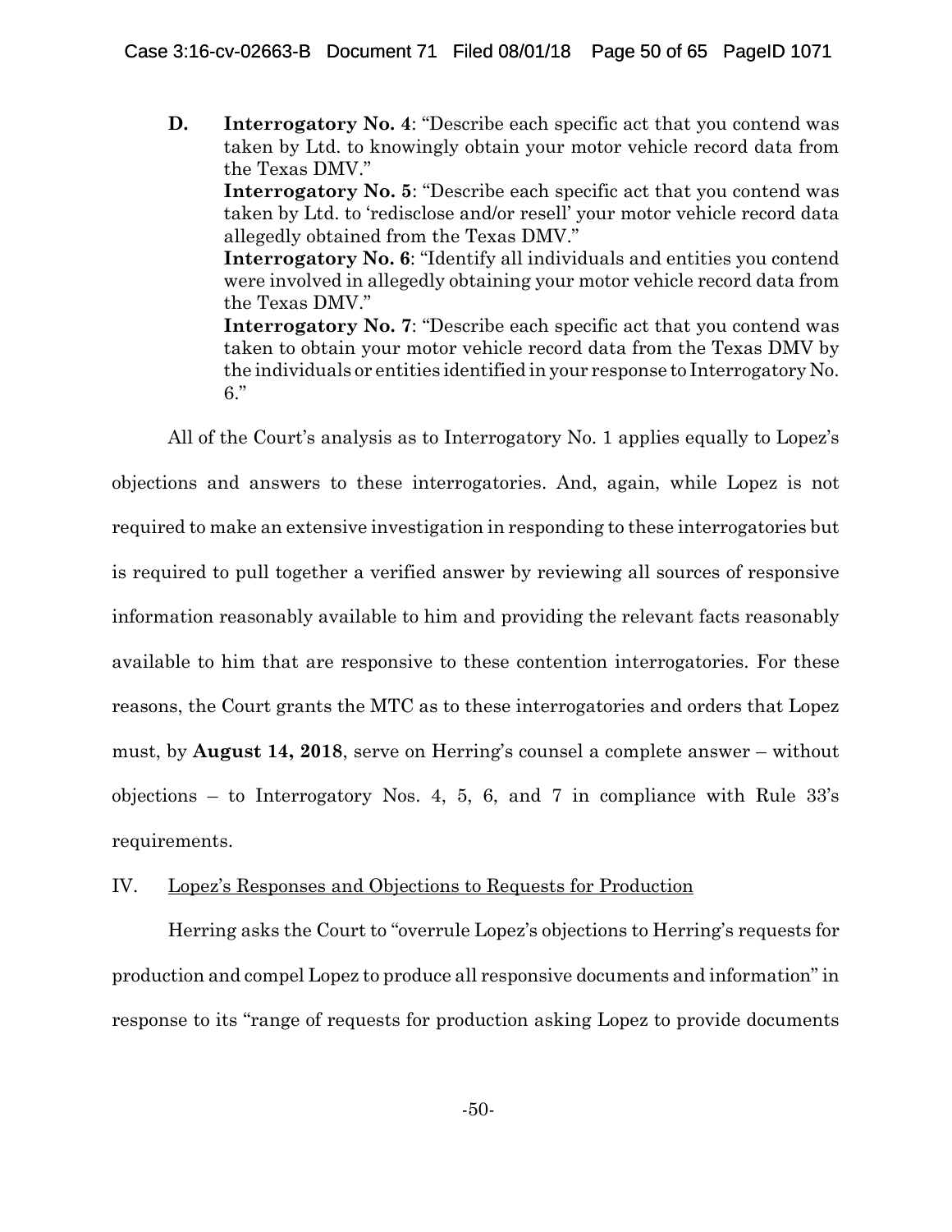**D.** **Interrogatory No. 4**: "Describe each specific act that you contend was taken by Ltd. to knowingly obtain your motor vehicle record data from the Texas DMV."

**Interrogatory No. 5**: "Describe each specific act that you contend was taken by Ltd. to 'redisclose and/or resell' your motor vehicle record data allegedly obtained from the Texas DMV."

**Interrogatory No. 6**: "Identify all individuals and entities you contend were involved in allegedly obtaining your motor vehicle record data from the Texas DMV."

**Interrogatory No. 7**: "Describe each specific act that you contend was taken to obtain your motor vehicle record data from the Texas DMV by the individuals or entities identified in your response to Interrogatory No. 6."

All of the Court's analysis as to Interrogatory No. 1 applies equally to Lopez's objections and answers to these interrogatories. And, again, while Lopez is not required to make an extensive investigation in responding to these interrogatories but is required to pull together a verified answer by reviewing all sources of responsive information reasonably available to him and providing the relevant facts reasonably available to him that are responsive to these contention interrogatories. For these reasons, the Court grants the MTC as to these interrogatories and orders that Lopez must, by **August 14, 2018**, serve on Herring's counsel a complete answer – without objections – to Interrogatory Nos. 4, 5, 6, and 7 in compliance with Rule 33's requirements.

IV. Lopez's Responses and Objections to Requests for Production

Herring asks the Court to "overrule Lopez's objections to Herring's requests for production and compel Lopez to produce all responsive documents and information" in response to its "range of requests for production asking Lopez to provide documents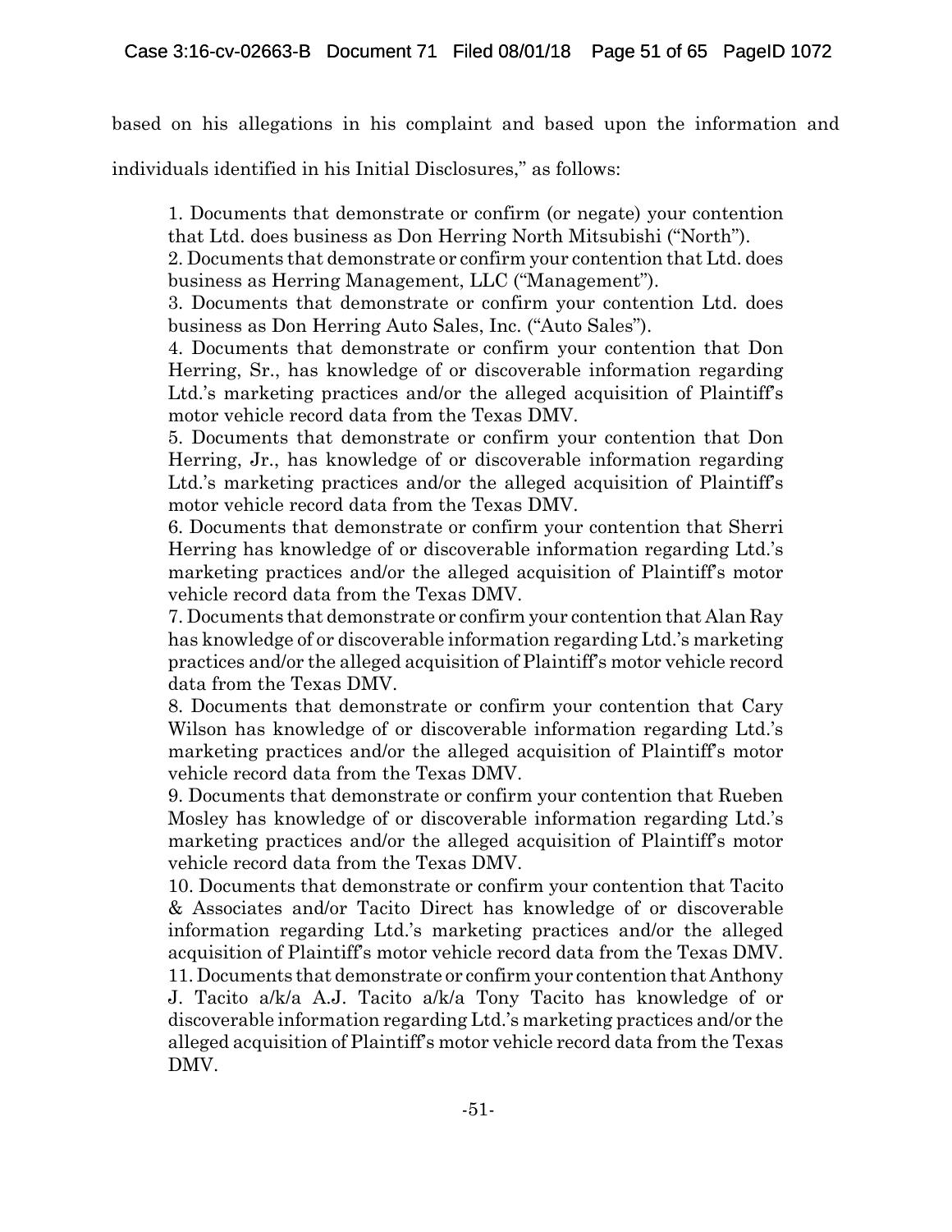based on his allegations in his complaint and based upon the information and individuals identified in his Initial Disclosures," as follows:

> 1. Documents that demonstrate or confirm (or negate) your contention that Ltd. does business as Don Herring North Mitsubishi ("North").
> 2. Documents that demonstrate or confirm your contention that Ltd. does business as Herring Management, LLC ("Management").
> 3. Documents that demonstrate or confirm your contention Ltd. does business as Don Herring Auto Sales, Inc. ("Auto Sales").
> 4. Documents that demonstrate or confirm your contention that Don Herring, Sr., has knowledge of or discoverable information regarding Ltd.'s marketing practices and/or the alleged acquisition of Plaintiff's motor vehicle record data from the Texas DMV.
> 5. Documents that demonstrate or confirm your contention that Don Herring, Jr., has knowledge of or discoverable information regarding Ltd.'s marketing practices and/or the alleged acquisition of Plaintiff's motor vehicle record data from the Texas DMV.
> 6. Documents that demonstrate or confirm your contention that Sherri Herring has knowledge of or discoverable information regarding Ltd.'s marketing practices and/or the alleged acquisition of Plaintiff's motor vehicle record data from the Texas DMV.
> 7. Documents that demonstrate or confirm your contention that Alan Ray has knowledge of or discoverable information regarding Ltd.'s marketing practices and/or the alleged acquisition of Plaintiff's motor vehicle record data from the Texas DMV.
> 8. Documents that demonstrate or confirm your contention that Cary Wilson has knowledge of or discoverable information regarding Ltd.'s marketing practices and/or the alleged acquisition of Plaintiff's motor vehicle record data from the Texas DMV.
> 9. Documents that demonstrate or confirm your contention that Rueben Mosley has knowledge of or discoverable information regarding Ltd.'s marketing practices and/or the alleged acquisition of Plaintiff's motor vehicle record data from the Texas DMV.
> 10. Documents that demonstrate or confirm your contention that Tacito & Associates and/or Tacito Direct has knowledge of or discoverable information regarding Ltd.'s marketing practices and/or the alleged acquisition of Plaintiff's motor vehicle record data from the Texas DMV.
> 11. Documents that demonstrate or confirm your contention that Anthony J. Tacito a/k/a A.J. Tacito a/k/a Tony Tacito has knowledge of or discoverable information regarding Ltd.'s marketing practices and/or the alleged acquisition of Plaintiff's motor vehicle record data from the Texas DMV.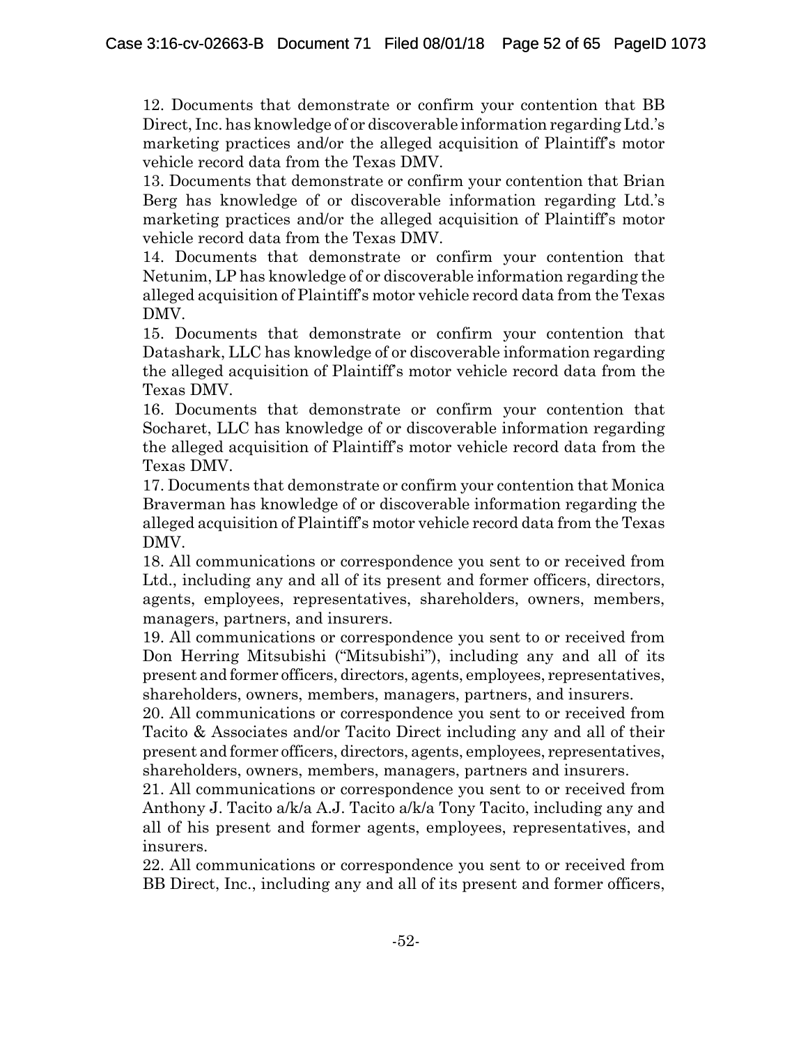12. Documents that demonstrate or confirm your contention that BB Direct, Inc. has knowledge of or discoverable information regarding Ltd.'s marketing practices and/or the alleged acquisition of Plaintiff's motor vehicle record data from the Texas DMV.

13. Documents that demonstrate or confirm your contention that Brian Berg has knowledge of or discoverable information regarding Ltd.'s marketing practices and/or the alleged acquisition of Plaintiff's motor vehicle record data from the Texas DMV.

14. Documents that demonstrate or confirm your contention that Netunim, LP has knowledge of or discoverable information regarding the alleged acquisition of Plaintiff's motor vehicle record data from the Texas DMV.

15. Documents that demonstrate or confirm your contention that Datashark, LLC has knowledge of or discoverable information regarding the alleged acquisition of Plaintiff's motor vehicle record data from the Texas DMV.

16. Documents that demonstrate or confirm your contention that Socharet, LLC has knowledge of or discoverable information regarding the alleged acquisition of Plaintiff's motor vehicle record data from the Texas DMV.

17. Documents that demonstrate or confirm your contention that Monica Braverman has knowledge of or discoverable information regarding the alleged acquisition of Plaintiff's motor vehicle record data from the Texas DMV.

18. All communications or correspondence you sent to or received from Ltd., including any and all of its present and former officers, directors, agents, employees, representatives, shareholders, owners, members, managers, partners, and insurers.

19. All communications or correspondence you sent to or received from Don Herring Mitsubishi ("Mitsubishi"), including any and all of its present and former officers, directors, agents, employees, representatives, shareholders, owners, members, managers, partners, and insurers.

20. All communications or correspondence you sent to or received from Tacito & Associates and/or Tacito Direct including any and all of their present and former officers, directors, agents, employees, representatives, shareholders, owners, members, managers, partners and insurers.

21. All communications or correspondence you sent to or received from Anthony J. Tacito a/k/a A.J. Tacito a/k/a Tony Tacito, including any and all of his present and former agents, employees, representatives, and insurers.

22. All communications or correspondence you sent to or received from BB Direct, Inc., including any and all of its present and former officers,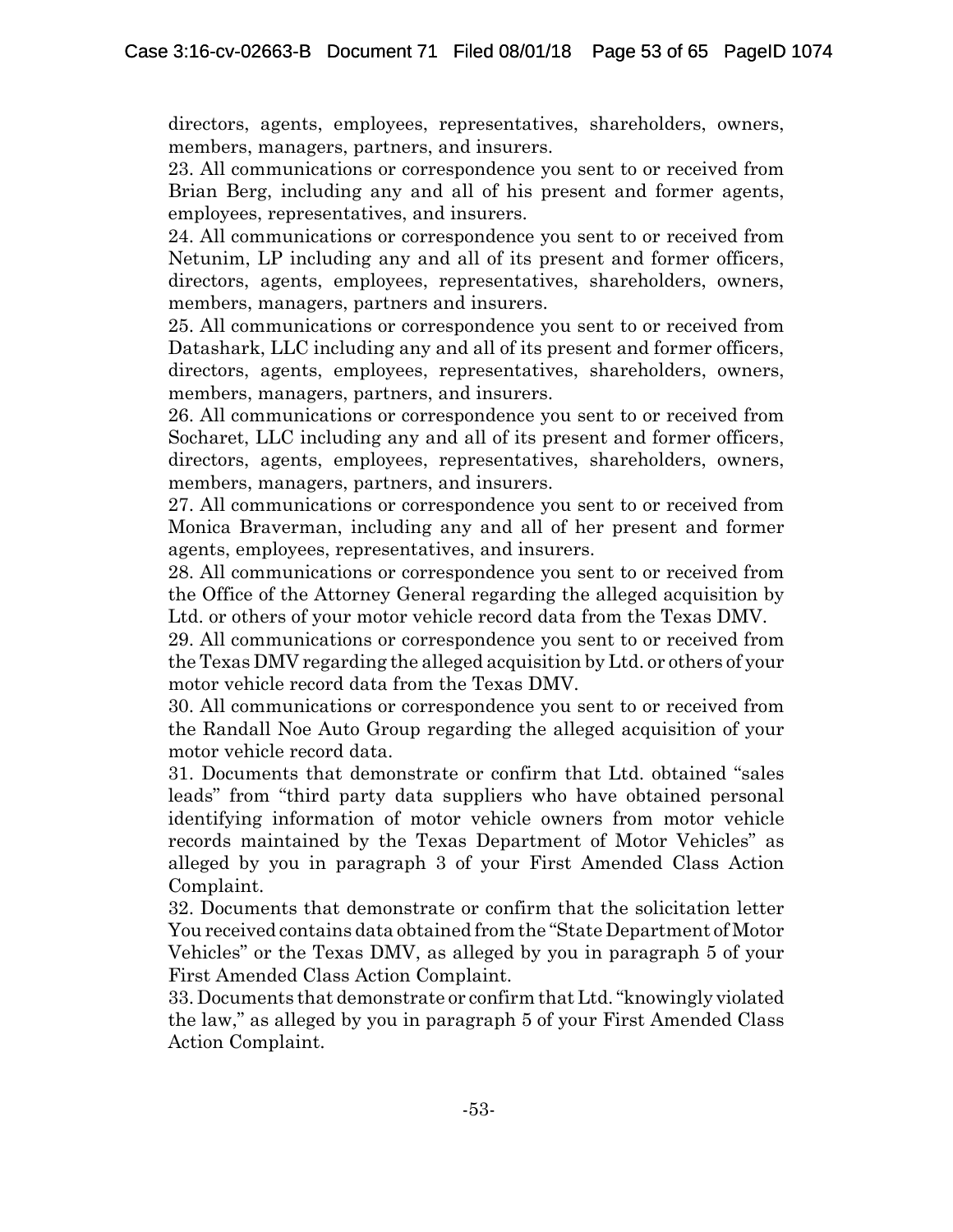directors, agents, employees, representatives, shareholders, owners, members, managers, partners, and insurers.

23. All communications or correspondence you sent to or received from Brian Berg, including any and all of his present and former agents, employees, representatives, and insurers.

24. All communications or correspondence you sent to or received from Netunim, LP including any and all of its present and former officers, directors, agents, employees, representatives, shareholders, owners, members, managers, partners and insurers.

25. All communications or correspondence you sent to or received from Datashark, LLC including any and all of its present and former officers, directors, agents, employees, representatives, shareholders, owners, members, managers, partners, and insurers.

26. All communications or correspondence you sent to or received from Socharet, LLC including any and all of its present and former officers, directors, agents, employees, representatives, shareholders, owners, members, managers, partners, and insurers.

27. All communications or correspondence you sent to or received from Monica Braverman, including any and all of her present and former agents, employees, representatives, and insurers.

28. All communications or correspondence you sent to or received from the Office of the Attorney General regarding the alleged acquisition by Ltd. or others of your motor vehicle record data from the Texas DMV.

29. All communications or correspondence you sent to or received from the Texas DMV regarding the alleged acquisition by Ltd. or others of your motor vehicle record data from the Texas DMV.

30. All communications or correspondence you sent to or received from the Randall Noe Auto Group regarding the alleged acquisition of your motor vehicle record data.

31. Documents that demonstrate or confirm that Ltd. obtained "sales leads" from "third party data suppliers who have obtained personal identifying information of motor vehicle owners from motor vehicle records maintained by the Texas Department of Motor Vehicles" as alleged by you in paragraph 3 of your First Amended Class Action Complaint.

32. Documents that demonstrate or confirm that the solicitation letter You received contains data obtained from the "State Department of Motor Vehicles" or the Texas DMV, as alleged by you in paragraph 5 of your First Amended Class Action Complaint.

33. Documents that demonstrate or confirm that Ltd. "knowingly violated the law," as alleged by you in paragraph 5 of your First Amended Class Action Complaint.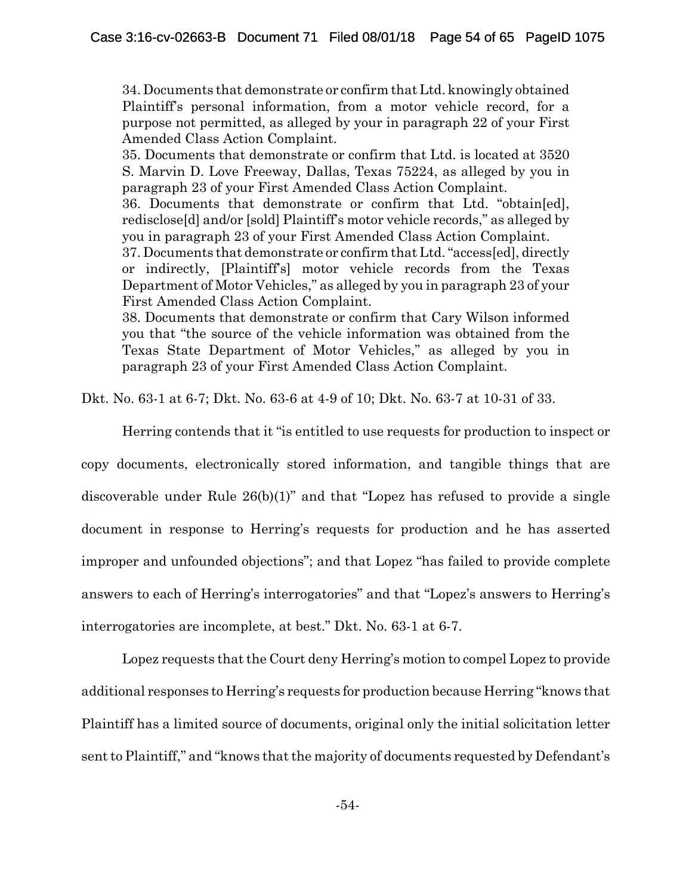34. Documents that demonstrate or confirm that Ltd. knowingly obtained Plaintiff's personal information, from a motor vehicle record, for a purpose not permitted, as alleged by your in paragraph 22 of your First Amended Class Action Complaint.
35. Documents that demonstrate or confirm that Ltd. is located at 3520 S. Marvin D. Love Freeway, Dallas, Texas 75224, as alleged by you in paragraph 23 of your First Amended Class Action Complaint.
36. Documents that demonstrate or confirm that Ltd. "obtain[ed], redisclose[d] and/or [sold] Plaintiff's motor vehicle records," as alleged by you in paragraph 23 of your First Amended Class Action Complaint.
37. Documents that demonstrate or confirm that Ltd. "access[ed], directly or indirectly, [Plaintiff's] motor vehicle records from the Texas Department of Motor Vehicles," as alleged by you in paragraph 23 of your First Amended Class Action Complaint.
38. Documents that demonstrate or confirm that Cary Wilson informed you that "the source of the vehicle information was obtained from the Texas State Department of Motor Vehicles," as alleged by you in paragraph 23 of your First Amended Class Action Complaint.

Dkt. No. 63-1 at 6-7; Dkt. No. 63-6 at 4-9 of 10; Dkt. No. 63-7 at 10-31 of 33.

Herring contends that it "is entitled to use requests for production to inspect or copy documents, electronically stored information, and tangible things that are discoverable under Rule 26(b)(1)" and that "Lopez has refused to provide a single document in response to Herring's requests for production and he has asserted improper and unfounded objections"; and that Lopez "has failed to provide complete answers to each of Herring's interrogatories" and that "Lopez's answers to Herring's interrogatories are incomplete, at best." Dkt. No. 63-1 at 6-7.

Lopez requests that the Court deny Herring's motion to compel Lopez to provide additional responses to Herring's requests for production because Herring "knows that Plaintiff has a limited source of documents, original only the initial solicitation letter sent to Plaintiff," and "knows that the majority of documents requested by Defendant's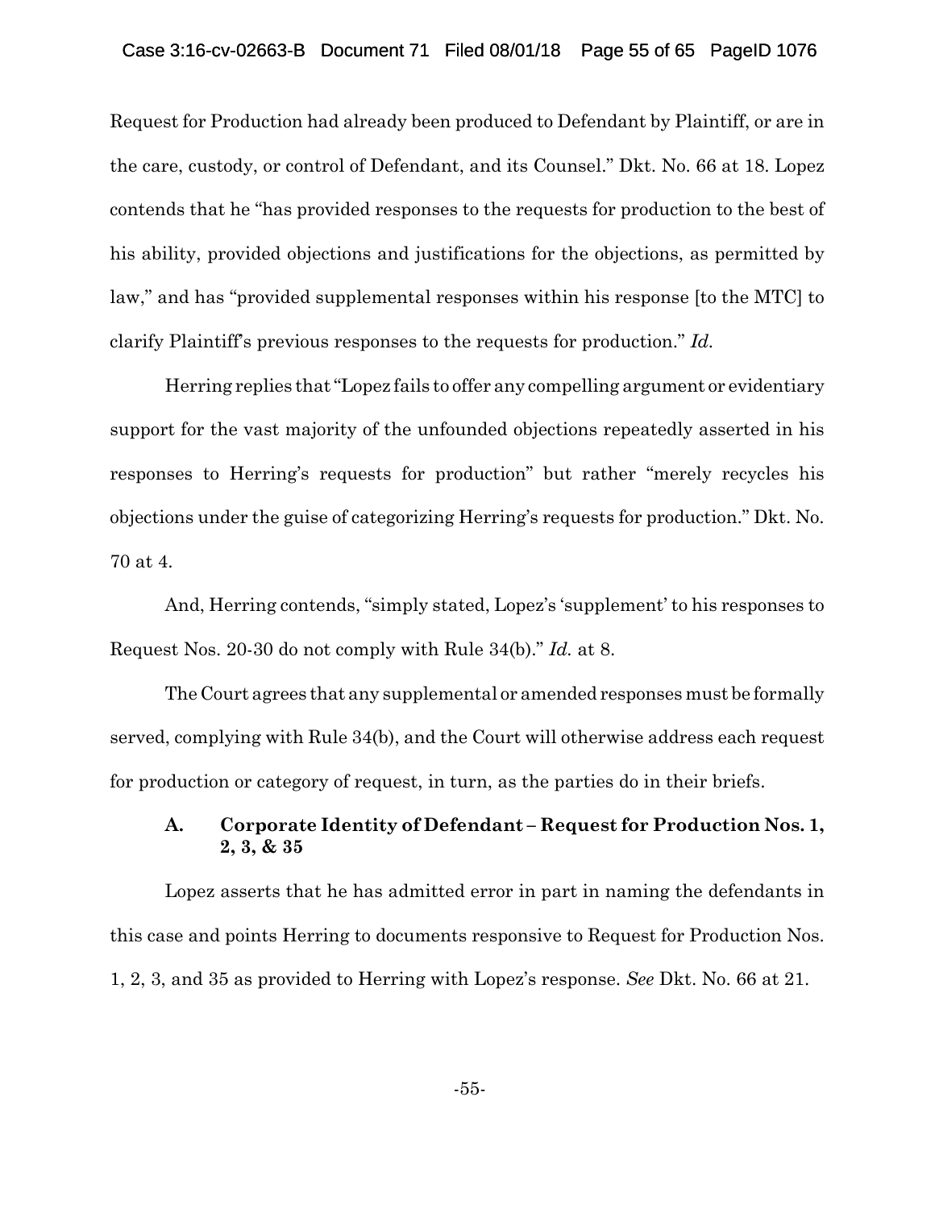Request for Production had already been produced to Defendant by Plaintiff, or are in the care, custody, or control of Defendant, and its Counsel." Dkt. No. 66 at 18. Lopez contends that he "has provided responses to the requests for production to the best of his ability, provided objections and justifications for the objections, as permitted by law," and has "provided supplemental responses within his response [to the MTC] to clarify Plaintiff's previous responses to the requests for production." *Id*.

Herring replies that "Lopez fails to offer any compelling argument or evidentiary support for the vast majority of the unfounded objections repeatedly asserted in his responses to Herring's requests for production" but rather "merely recycles his objections under the guise of categorizing Herring's requests for production." Dkt. No. 70 at 4.

And, Herring contends, "simply stated, Lopez's 'supplement' to his responses to Request Nos. 20-30 do not comply with Rule 34(b)." *Id.* at 8.

The Court agrees that any supplemental or amended responses must be formally served, complying with Rule 34(b), and the Court will otherwise address each request for production or category of request, in turn, as the parties do in their briefs.

### A. Corporate Identity of Defendant – Request for Production Nos. 1, 2, 3, & 35

Lopez asserts that he has admitted error in part in naming the defendants in this case and points Herring to documents responsive to Request for Production Nos. 1, 2, 3, and 35 as provided to Herring with Lopez's response. *See* Dkt. No. 66 at 21.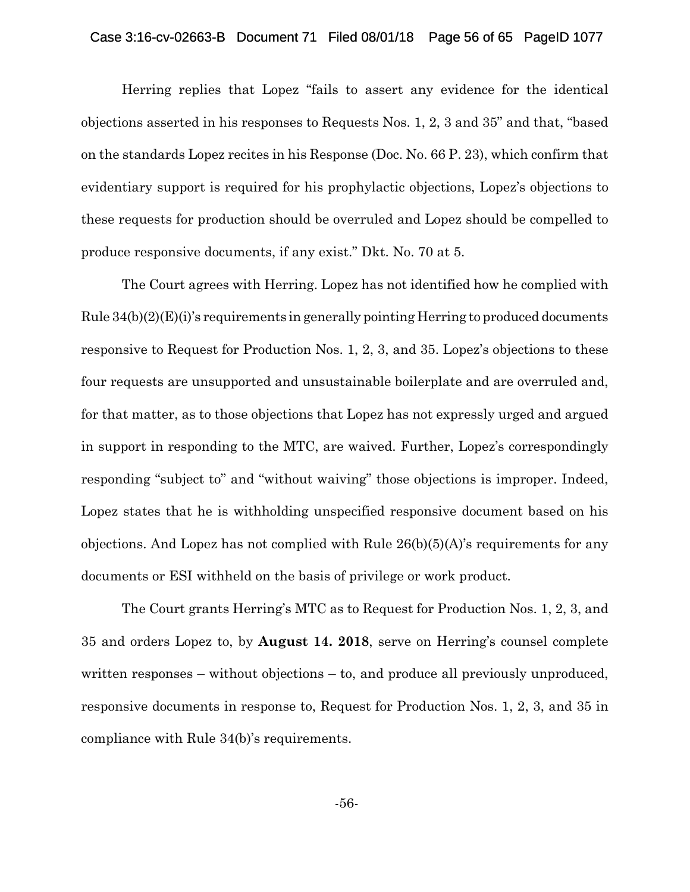Herring replies that Lopez "fails to assert any evidence for the identical objections asserted in his responses to Requests Nos. 1, 2, 3 and 35" and that, "based on the standards Lopez recites in his Response (Doc. No. 66 P. 23), which confirm that evidentiary support is required for his prophylactic objections, Lopez's objections to these requests for production should be overruled and Lopez should be compelled to produce responsive documents, if any exist." Dkt. No. 70 at 5.

The Court agrees with Herring. Lopez has not identified how he complied with Rule 34(b)(2)(E)(i)'s requirements in generally pointing Herring to produced documents responsive to Request for Production Nos. 1, 2, 3, and 35. Lopez's objections to these four requests are unsupported and unsustainable boilerplate and are overruled and, for that matter, as to those objections that Lopez has not expressly urged and argued in support in responding to the MTC, are waived. Further, Lopez's correspondingly responding "subject to" and "without waiving" those objections is improper. Indeed, Lopez states that he is withholding unspecified responsive document based on his objections. And Lopez has not complied with Rule 26(b)(5)(A)'s requirements for any documents or ESI withheld on the basis of privilege or work product.

The Court grants Herring's MTC as to Request for Production Nos. 1, 2, 3, and 35 and orders Lopez to, by **August 14. 2018**, serve on Herring's counsel complete written responses – without objections – to, and produce all previously unproduced, responsive documents in response to, Request for Production Nos. 1, 2, 3, and 35 in compliance with Rule 34(b)'s requirements.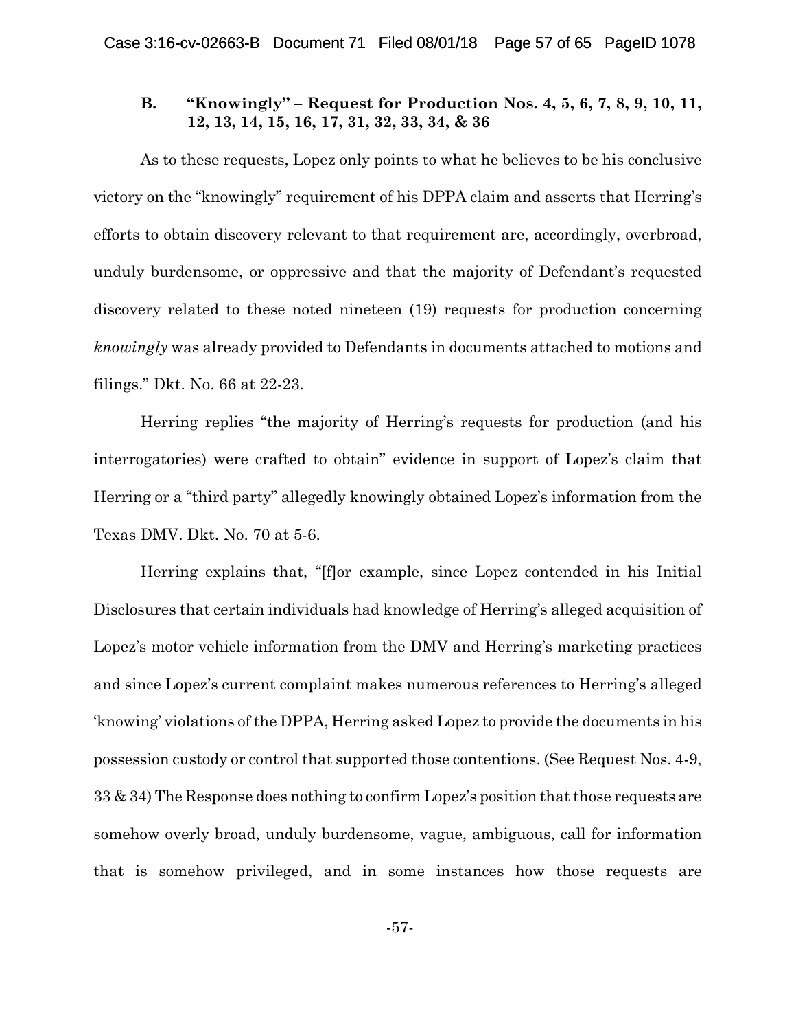### B. "Knowingly" – Request for Production Nos. 4, 5, 6, 7, 8, 9, 10, 11, 12, 13, 14, 15, 16, 17, 31, 32, 33, 34, & 36

As to these requests, Lopez only points to what he believes to be his conclusive victory on the "knowingly" requirement of his DPPA claim and asserts that Herring's efforts to obtain discovery relevant to that requirement are, accordingly, overbroad, unduly burdensome, or oppressive and that the majority of Defendant's requested discovery related to these noted nineteen (19) requests for production concerning *knowingly* was already provided to Defendants in documents attached to motions and filings." Dkt. No. 66 at 22-23.

Herring replies "the majority of Herring's requests for production (and his interrogatories) were crafted to obtain" evidence in support of Lopez's claim that Herring or a "third party" allegedly knowingly obtained Lopez's information from the Texas DMV. Dkt. No. 70 at 5-6.

Herring explains that, "[f]or example, since Lopez contended in his Initial Disclosures that certain individuals had knowledge of Herring's alleged acquisition of Lopez's motor vehicle information from the DMV and Herring's marketing practices and since Lopez's current complaint makes numerous references to Herring's alleged 'knowing' violations of the DPPA, Herring asked Lopez to provide the documents in his possession custody or control that supported those contentions. (See Request Nos. 4-9, 33 & 34) The Response does nothing to confirm Lopez's position that those requests are somehow overly broad, unduly burdensome, vague, ambiguous, call for information that is somehow privileged, and in some instances how those requests are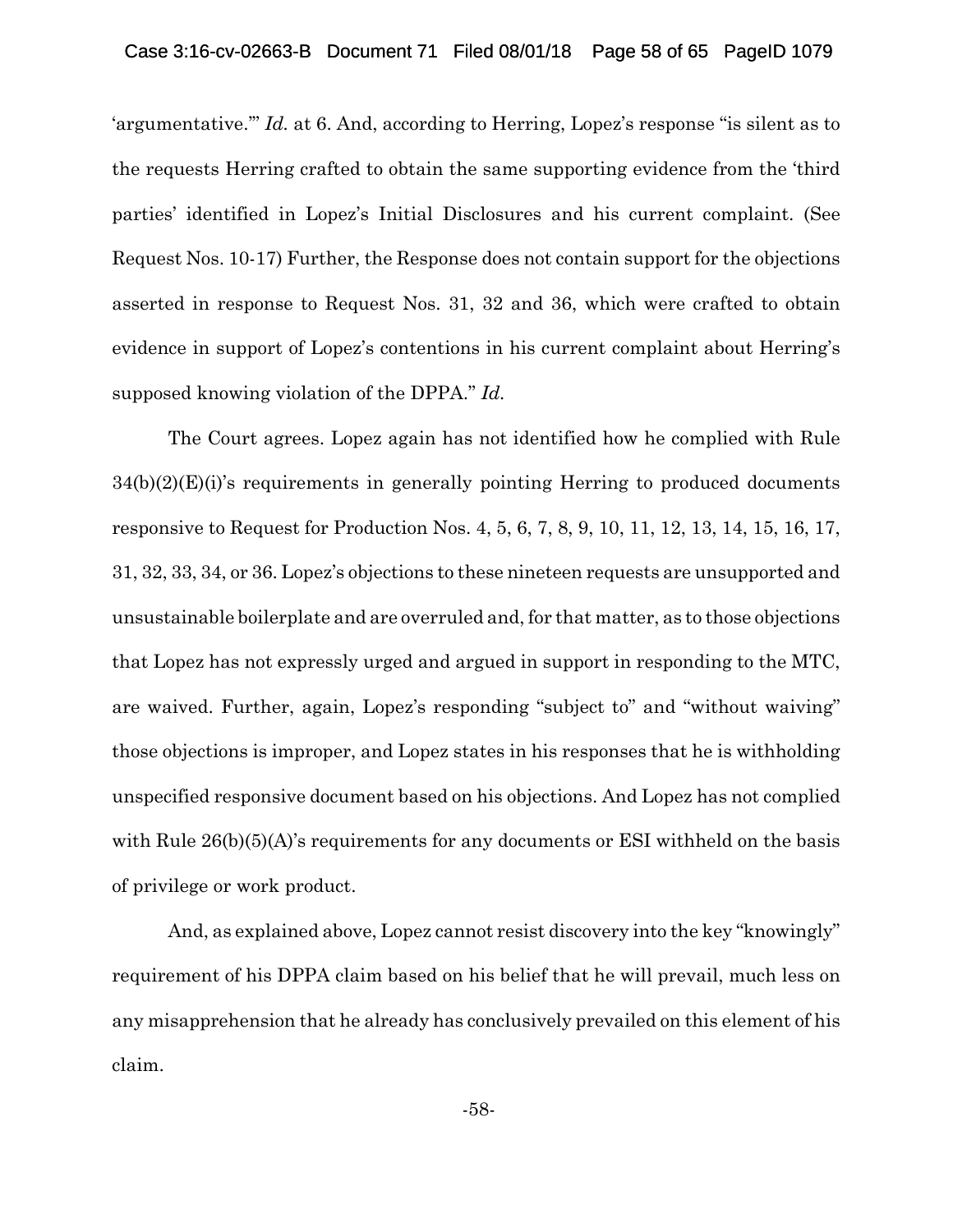'argumentative.'" *Id.* at 6. And, according to Herring, Lopez's response "is silent as to the requests Herring crafted to obtain the same supporting evidence from the 'third parties' identified in Lopez's Initial Disclosures and his current complaint. (See Request Nos. 10-17) Further, the Response does not contain support for the objections asserted in response to Request Nos. 31, 32 and 36, which were crafted to obtain evidence in support of Lopez's contentions in his current complaint about Herring's supposed knowing violation of the DPPA." *Id.*

The Court agrees. Lopez again has not identified how he complied with Rule 34(b)(2)(E)(i)'s requirements in generally pointing Herring to produced documents responsive to Request for Production Nos. 4, 5, 6, 7, 8, 9, 10, 11, 12, 13, 14, 15, 16, 17, 31, 32, 33, 34, or 36. Lopez's objections to these nineteen requests are unsupported and unsustainable boilerplate and are overruled and, for that matter, as to those objections that Lopez has not expressly urged and argued in support in responding to the MTC, are waived. Further, again, Lopez's responding "subject to" and "without waiving" those objections is improper, and Lopez states in his responses that he is withholding unspecified responsive document based on his objections. And Lopez has not complied with Rule 26(b)(5)(A)'s requirements for any documents or ESI withheld on the basis of privilege or work product.

And, as explained above, Lopez cannot resist discovery into the key "knowingly" requirement of his DPPA claim based on his belief that he will prevail, much less on any misapprehension that he already has conclusively prevailed on this element of his claim.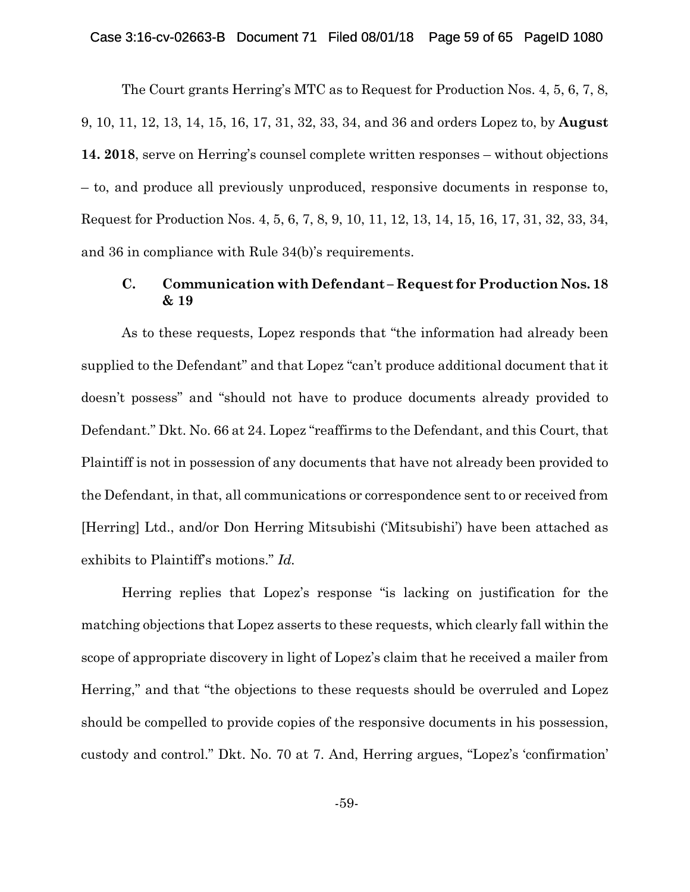The Court grants Herring's MTC as to Request for Production Nos. 4, 5, 6, 7, 8, 9, 10, 11, 12, 13, 14, 15, 16, 17, 31, 32, 33, 34, and 36 and orders Lopez to, by **August 14. 2018**, serve on Herring's counsel complete written responses – without objections – to, and produce all previously unproduced, responsive documents in response to, Request for Production Nos. 4, 5, 6, 7, 8, 9, 10, 11, 12, 13, 14, 15, 16, 17, 31, 32, 33, 34, and 36 in compliance with Rule 34(b)'s requirements.

### C. Communication with Defendant – Request for Production Nos. 18 & 19

As to these requests, Lopez responds that "the information had already been supplied to the Defendant" and that Lopez "can't produce additional document that it doesn't possess" and "should not have to produce documents already provided to Defendant." Dkt. No. 66 at 24. Lopez "reaffirms to the Defendant, and this Court, that Plaintiff is not in possession of any documents that have not already been provided to the Defendant, in that, all communications or correspondence sent to or received from [Herring] Ltd., and/or Don Herring Mitsubishi ('Mitsubishi') have been attached as exhibits to Plaintiff's motions." *Id.*

Herring replies that Lopez's response "is lacking on justification for the matching objections that Lopez asserts to these requests, which clearly fall within the scope of appropriate discovery in light of Lopez's claim that he received a mailer from Herring," and that "the objections to these requests should be overruled and Lopez should be compelled to provide copies of the responsive documents in his possession, custody and control." Dkt. No. 70 at 7. And, Herring argues, "Lopez's 'confirmation'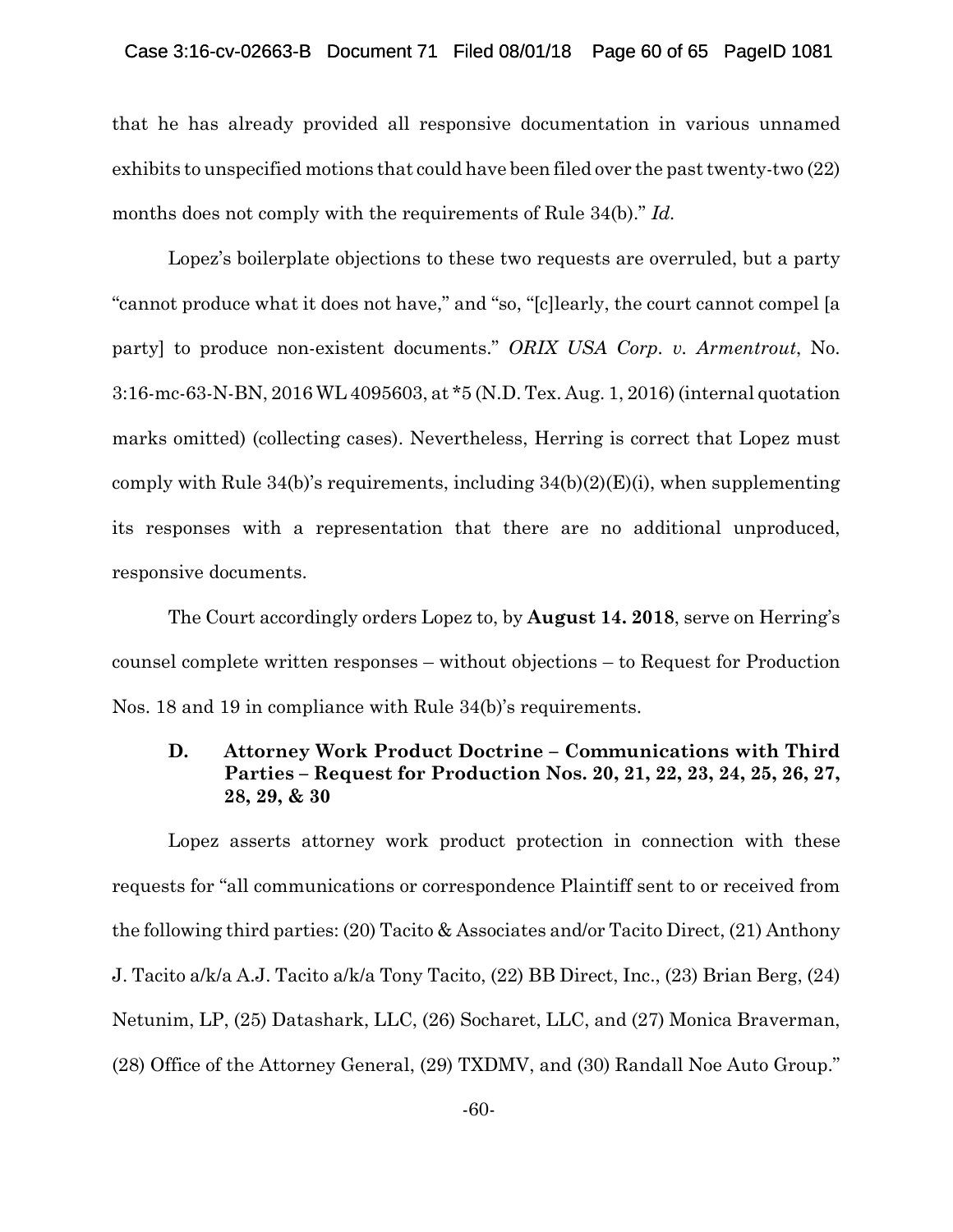that he has already provided all responsive documentation in various unnamed exhibits to unspecified motions that could have been filed over the past twenty-two (22) months does not comply with the requirements of Rule 34(b)." *Id.*

Lopez's boilerplate objections to these two requests are overruled, but a party "cannot produce what it does not have," and "so, "[c]learly, the court cannot compel [a party] to produce non-existent documents." *ORIX USA Corp. v. Armentrout*, No. 3:16-mc-63-N-BN, 2016 WL 4095603, at *5 (N.D. Tex. Aug. 1, 2016) (internal quotation marks omitted) (collecting cases). Nevertheless, Herring is correct that Lopez must comply with Rule 34(b)'s requirements, including 34(b)(2)(E)(i), when supplementing its responses with a representation that there are no additional unproduced, responsive documents.

The Court accordingly orders Lopez to, by **August 14. 2018**, serve on Herring's counsel complete written responses – without objections – to Request for Production Nos. 18 and 19 in compliance with Rule 34(b)'s requirements.

### D. Attorney Work Product Doctrine – Communications with Third Parties – Request for Production Nos. 20, 21, 22, 23, 24, 25, 26, 27, 28, 29, & 30

Lopez asserts attorney work product protection in connection with these requests for "all communications or correspondence Plaintiff sent to or received from the following third parties: (20) Tacito & Associates and/or Tacito Direct, (21) Anthony J. Tacito a/k/a A.J. Tacito a/k/a Tony Tacito, (22) BB Direct, Inc., (23) Brian Berg, (24) Netunim, LP, (25) Datashark, LLC, (26) Socharet, LLC, and (27) Monica Braverman, (28) Office of the Attorney General, (29) TXDMV, and (30) Randall Noe Auto Group."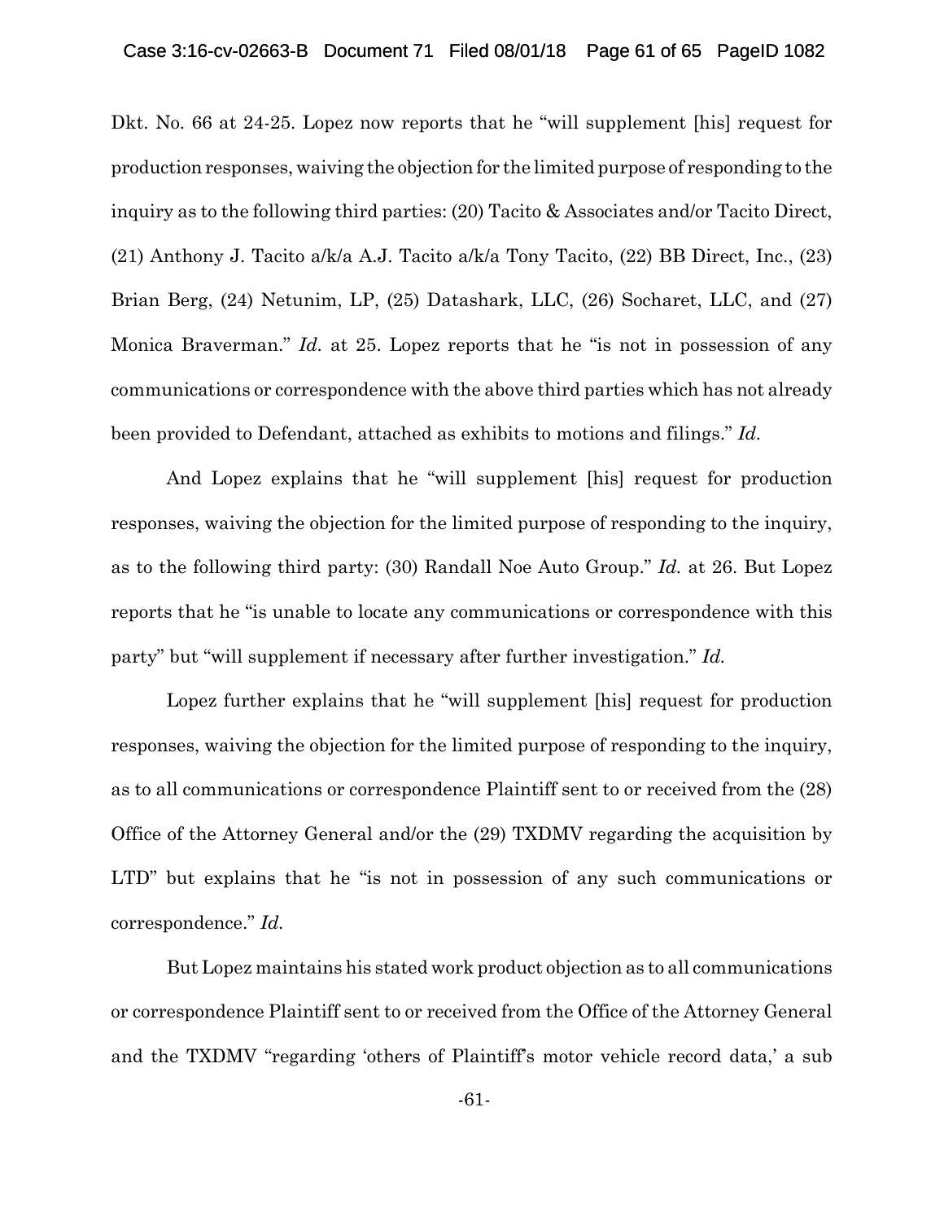Dkt. No. 66 at 24-25. Lopez now reports that he "will supplement [his] request for production responses, waiving the objection for the limited purpose of responding to the inquiry as to the following third parties: (20) Tacito & Associates and/or Tacito Direct, (21) Anthony J. Tacito a/k/a A.J. Tacito a/k/a Tony Tacito, (22) BB Direct, Inc., (23) Brian Berg, (24) Netunim, LP, (25) Datashark, LLC, (26) Socharet, LLC, and (27) Monica Braverman." *Id.* at 25. Lopez reports that he "is not in possession of any communications or correspondence with the above third parties which has not already been provided to Defendant, attached as exhibits to motions and filings." *Id.*

And Lopez explains that he "will supplement [his] request for production responses, waiving the objection for the limited purpose of responding to the inquiry, as to the following third party: (30) Randall Noe Auto Group." *Id.* at 26. But Lopez reports that he "is unable to locate any communications or correspondence with this party" but "will supplement if necessary after further investigation." *Id.*

Lopez further explains that he "will supplement [his] request for production responses, waiving the objection for the limited purpose of responding to the inquiry, as to all communications or correspondence Plaintiff sent to or received from the (28) Office of the Attorney General and/or the (29) TXDMV regarding the acquisition by LTD" but explains that he "is not in possession of any such communications or correspondence." *Id.*

But Lopez maintains his stated work product objection as to all communications or correspondence Plaintiff sent to or received from the Office of the Attorney General and the TXDMV "regarding 'others of Plaintiff's motor vehicle record data,' a sub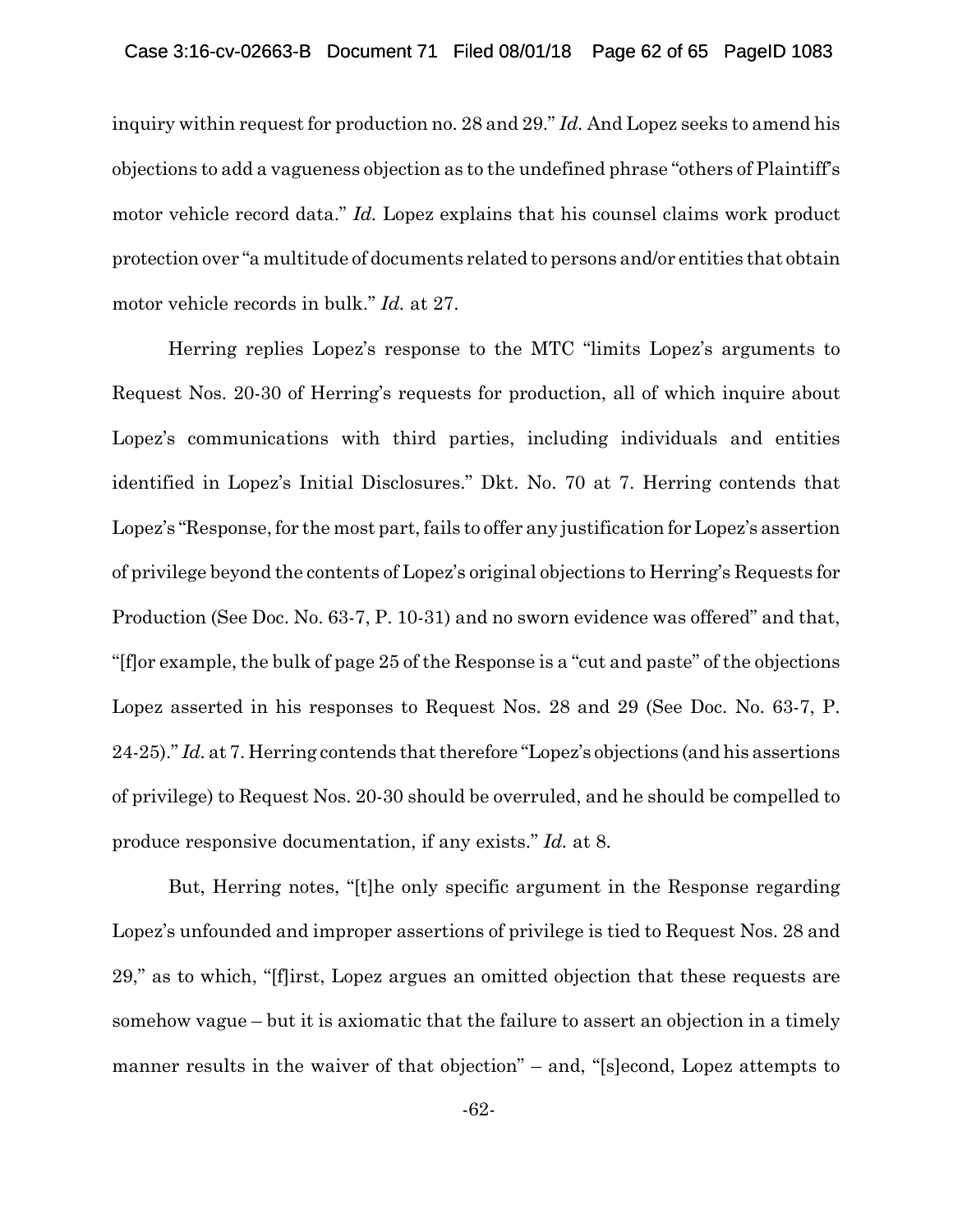inquiry within request for production no. 28 and 29." *Id.* And Lopez seeks to amend his objections to add a vagueness objection as to the undefined phrase "others of Plaintiff's motor vehicle record data." *Id.* Lopez explains that his counsel claims work product protection over "a multitude of documents related to persons and/or entities that obtain motor vehicle records in bulk." *Id.* at 27.

Herring replies Lopez's response to the MTC "limits Lopez's arguments to Request Nos. 20-30 of Herring's requests for production, all of which inquire about Lopez's communications with third parties, including individuals and entities identified in Lopez's Initial Disclosures." Dkt. No. 70 at 7. Herring contends that Lopez's "Response, for the most part, fails to offer any justification for Lopez's assertion of privilege beyond the contents of Lopez's original objections to Herring's Requests for Production (See Doc. No. 63-7, P. 10-31) and no sworn evidence was offered" and that, "[f]or example, the bulk of page 25 of the Response is a "cut and paste" of the objections Lopez asserted in his responses to Request Nos. 28 and 29 (See Doc. No. 63-7, P. 24-25)." *Id.* at 7. Herring contends that therefore "Lopez's objections (and his assertions of privilege) to Request Nos. 20-30 should be overruled, and he should be compelled to produce responsive documentation, if any exists." *Id.* at 8.

But, Herring notes, "[t]he only specific argument in the Response regarding Lopez's unfounded and improper assertions of privilege is tied to Request Nos. 28 and 29," as to which, "[f]irst, Lopez argues an omitted objection that these requests are somehow vague – but it is axiomatic that the failure to assert an objection in a timely manner results in the waiver of that objection" – and, "[s]econd, Lopez attempts to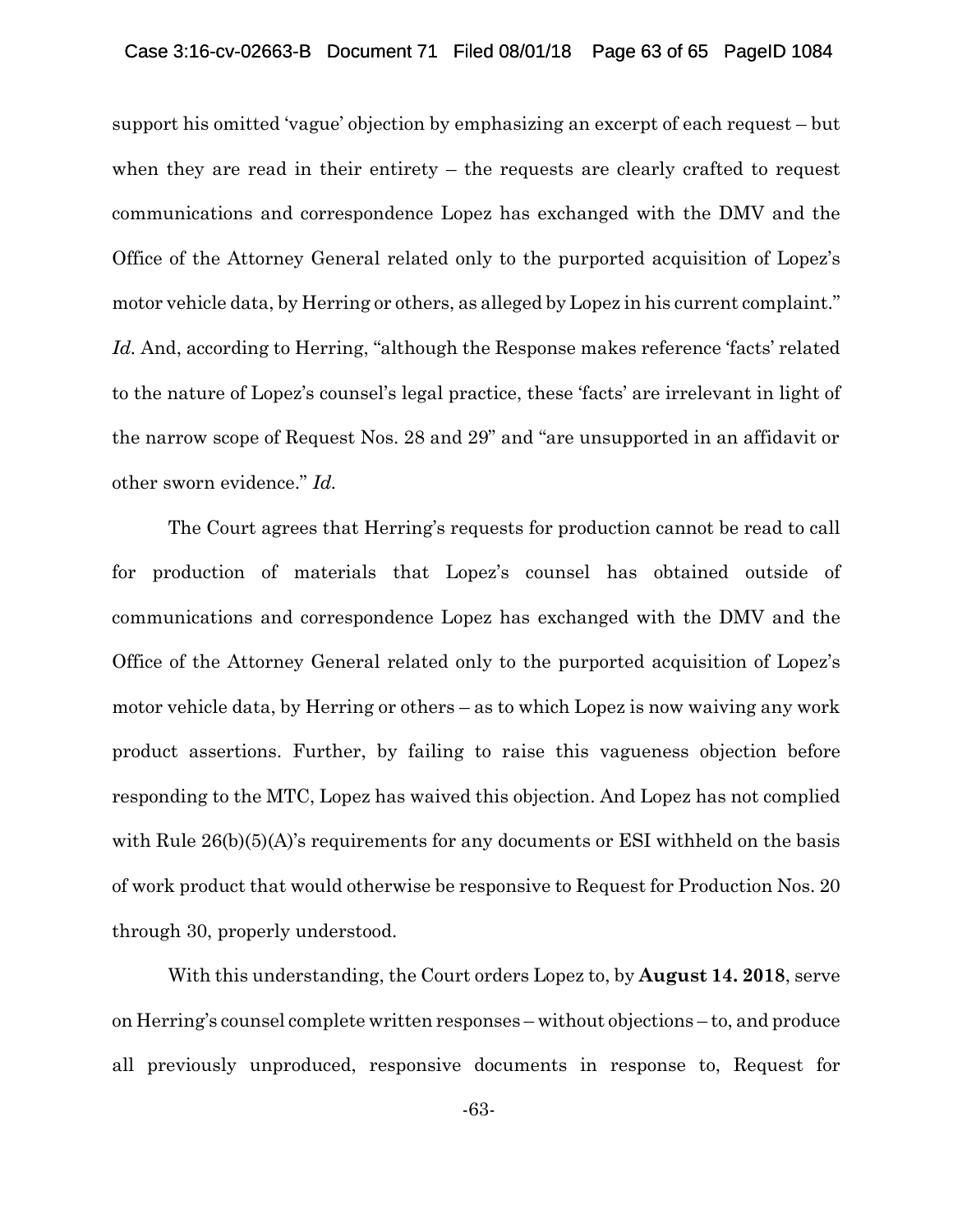support his omitted 'vague' objection by emphasizing an excerpt of each request – but when they are read in their entirety – the requests are clearly crafted to request communications and correspondence Lopez has exchanged with the DMV and the Office of the Attorney General related only to the purported acquisition of Lopez's motor vehicle data, by Herring or others, as alleged by Lopez in his current complaint." *Id.* And, according to Herring, "although the Response makes reference 'facts' related to the nature of Lopez's counsel's legal practice, these 'facts' are irrelevant in light of the narrow scope of Request Nos. 28 and 29" and "are unsupported in an affidavit or other sworn evidence." *Id.*

The Court agrees that Herring's requests for production cannot be read to call for production of materials that Lopez's counsel has obtained outside of communications and correspondence Lopez has exchanged with the DMV and the Office of the Attorney General related only to the purported acquisition of Lopez's motor vehicle data, by Herring or others – as to which Lopez is now waiving any work product assertions. Further, by failing to raise this vagueness objection before responding to the MTC, Lopez has waived this objection. And Lopez has not complied with Rule 26(b)(5)(A)'s requirements for any documents or ESI withheld on the basis of work product that would otherwise be responsive to Request for Production Nos. 20 through 30, properly understood.

With this understanding, the Court orders Lopez to, by **August 14. 2018**, serve on Herring's counsel complete written responses – without objections – to, and produce all previously unproduced, responsive documents in response to, Request for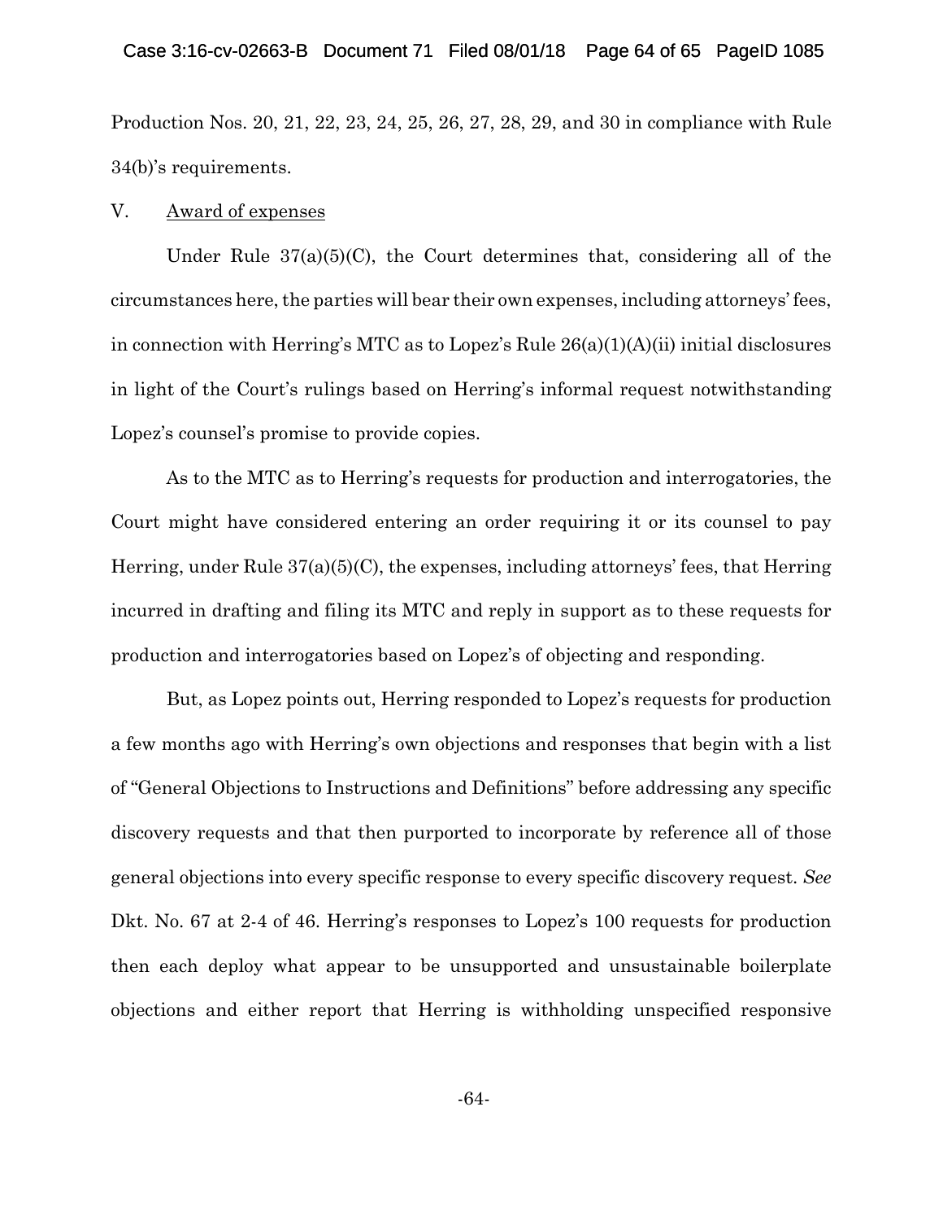Production Nos. 20, 21, 22, 23, 24, 25, 26, 27, 28, 29, and 30 in compliance with Rule 34(b)'s requirements.

## V. Award of expenses

Under Rule 37(a)(5)(C), the Court determines that, considering all of the circumstances here, the parties will bear their own expenses, including attorneys' fees, in connection with Herring's MTC as to Lopez's Rule 26(a)(1)(A)(ii) initial disclosures in light of the Court's rulings based on Herring's informal request notwithstanding Lopez's counsel's promise to provide copies.

As to the MTC as to Herring's requests for production and interrogatories, the Court might have considered entering an order requiring it or its counsel to pay Herring, under Rule 37(a)(5)(C), the expenses, including attorneys' fees, that Herring incurred in drafting and filing its MTC and reply in support as to these requests for production and interrogatories based on Lopez's of objecting and responding.

But, as Lopez points out, Herring responded to Lopez's requests for production a few months ago with Herring's own objections and responses that begin with a list of "General Objections to Instructions and Definitions" before addressing any specific discovery requests and that then purported to incorporate by reference all of those general objections into every specific response to every specific discovery request. *See* Dkt. No. 67 at 2-4 of 46. Herring's responses to Lopez's 100 requests for production then each deploy what appear to be unsupported and unsustainable boilerplate objections and either report that Herring is withholding unspecified responsive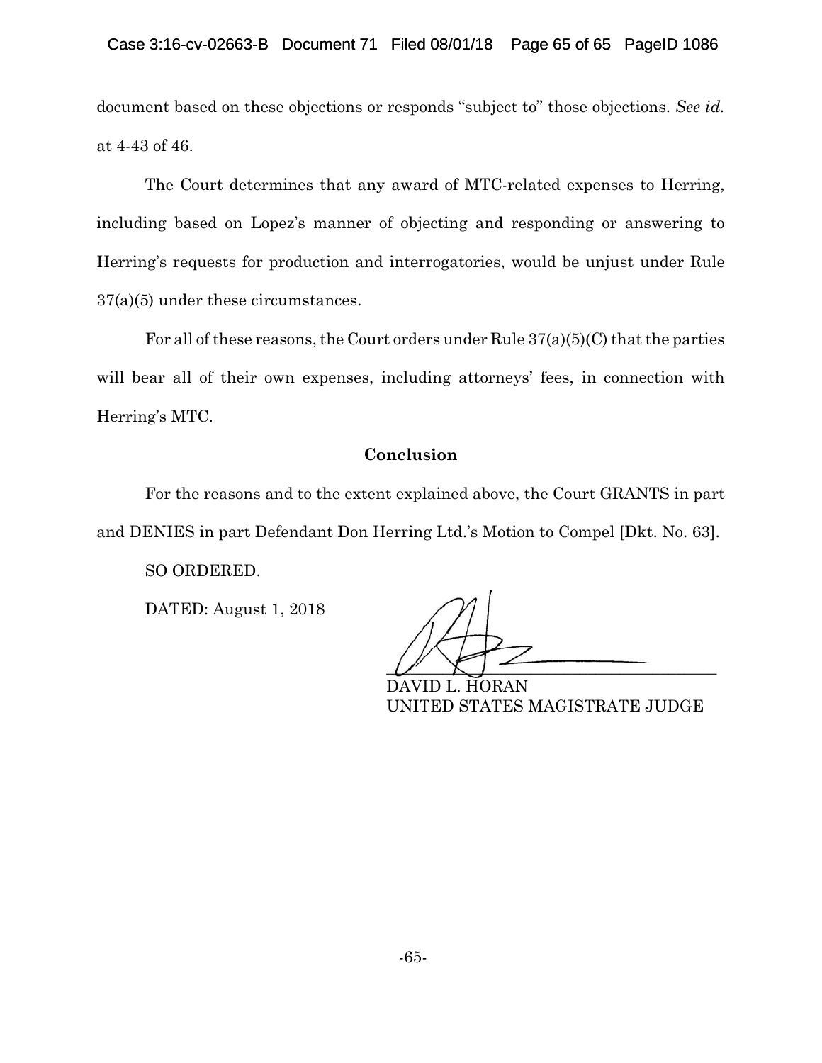document based on these objections or responds "subject to" those objections. *See id.* at 4-43 of 46.

The Court determines that any award of MTC-related expenses to Herring, including based on Lopez's manner of objecting and responding or answering to Herring's requests for production and interrogatories, would be unjust under Rule 37(a)(5) under these circumstances.

For all of these reasons, the Court orders under Rule 37(a)(5)(C) that the parties will bear all of their own expenses, including attorneys' fees, in connection with Herring's MTC.

## Conclusion

For the reasons and to the extent explained above, the Court GRANTS in part and DENIES in part Defendant Don Herring Ltd.'s Motion to Compel [Dkt. No. 63].

SO ORDERED.

DATED: August 1, 2018

DAVID L. HORAN
UNITED STATES MAGISTRATE JUDGE